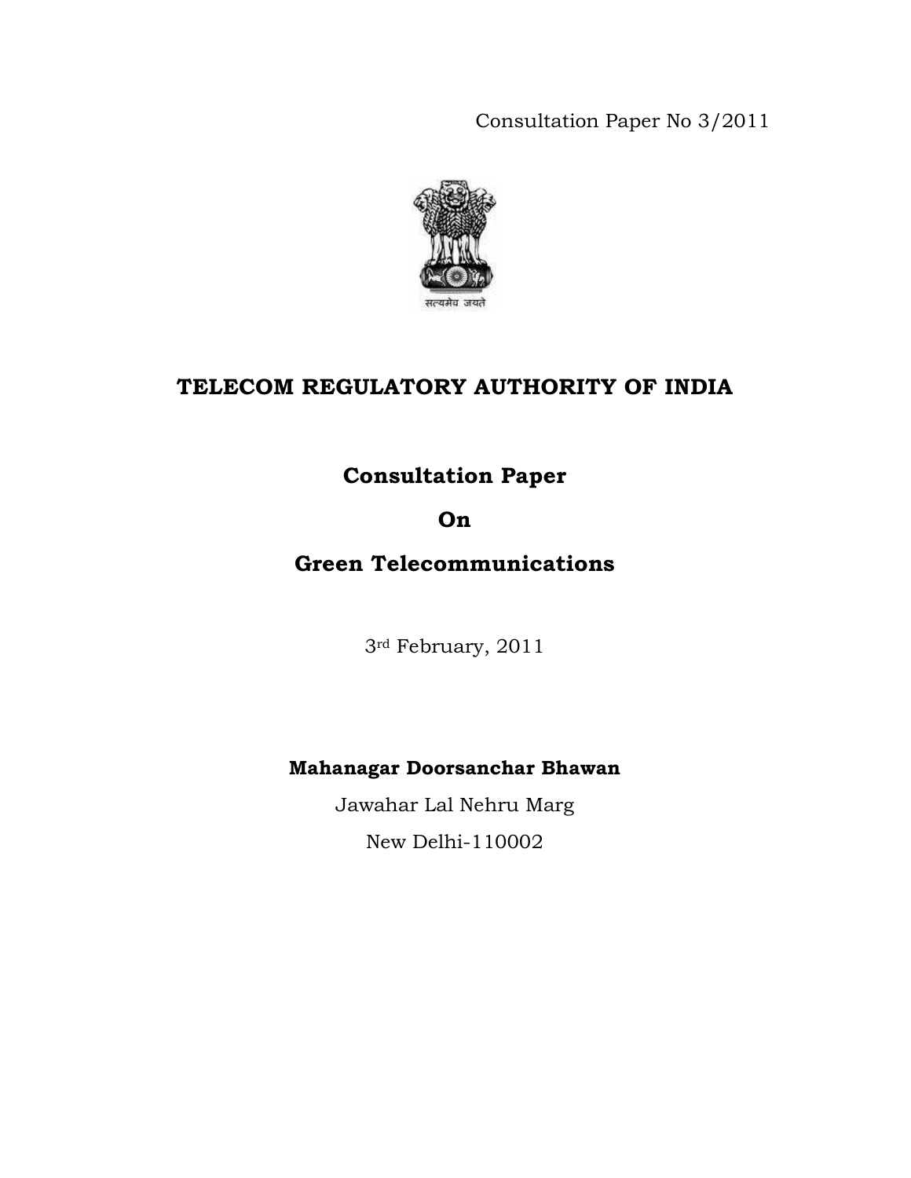Consultation Paper No 3/2011

सत्यमेव जयते

# TELECOM REGULATORY AUTHORITY OF INDIA

## Consultation Paper

## On

## Green Telecommunications

3rd February, 2011

**Mahanagar Doorsanchar Bhawan**

Jawahar Lal Nehru Marg

New Delhi-110002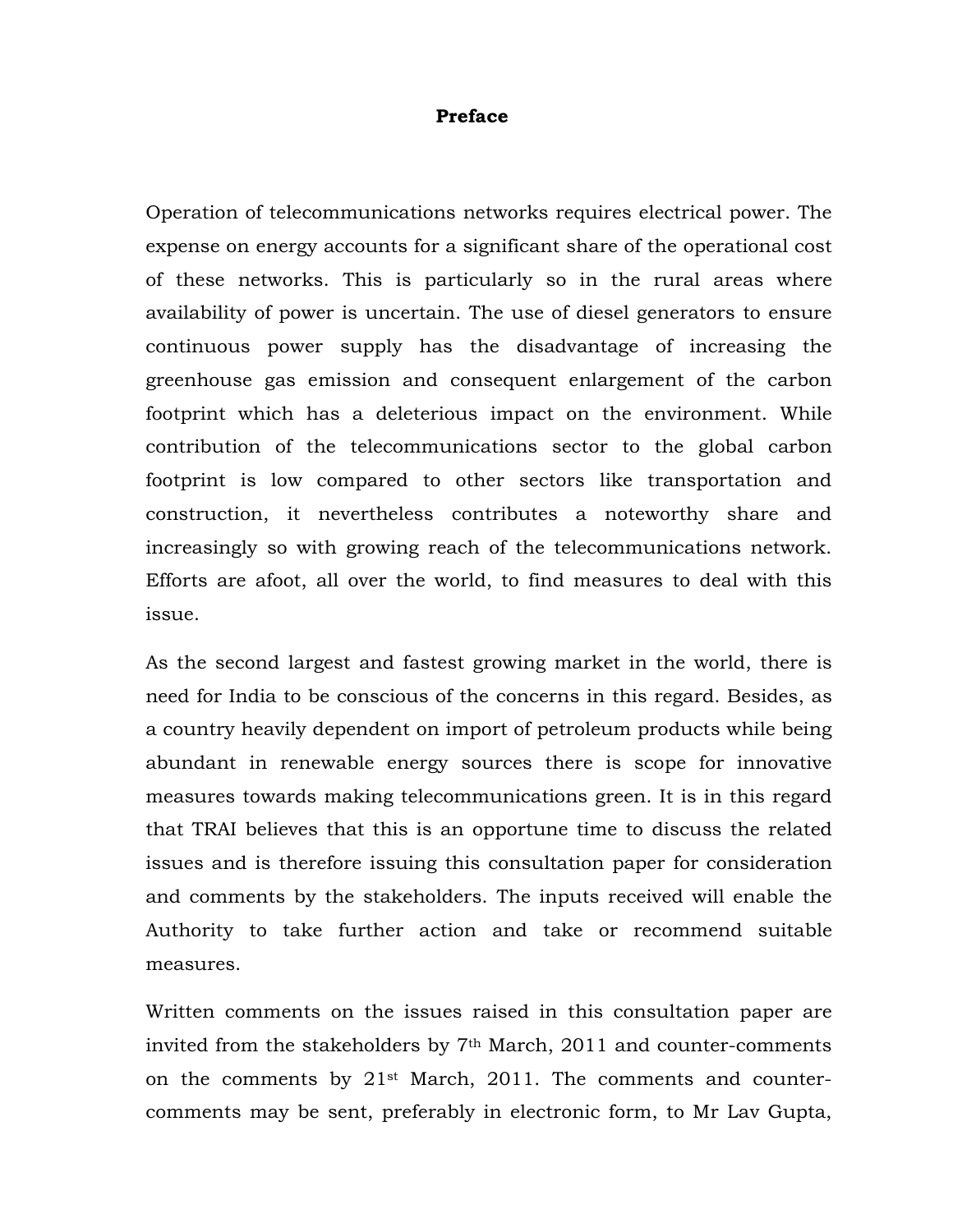# Preface

Operation of telecommunications networks requires electrical power. The expense on energy accounts for a significant share of the operational cost of these networks. This is particularly so in the rural areas where availability of power is uncertain. The use of diesel generators to ensure continuous power supply has the disadvantage of increasing the greenhouse gas emission and consequent enlargement of the carbon footprint which has a deleterious impact on the environment. While contribution of the telecommunications sector to the global carbon footprint is low compared to other sectors like transportation and construction, it nevertheless contributes a noteworthy share and increasingly so with growing reach of the telecommunications network. Efforts are afoot, all over the world, to find measures to deal with this issue.

As the second largest and fastest growing market in the world, there is need for India to be conscious of the concerns in this regard. Besides, as a country heavily dependent on import of petroleum products while being abundant in renewable energy sources there is scope for innovative measures towards making telecommunications green. It is in this regard that TRAI believes that this is an opportune time to discuss the related issues and is therefore issuing this consultation paper for consideration and comments by the stakeholders. The inputs received will enable the Authority to take further action and take or recommend suitable measures.

Written comments on the issues raised in this consultation paper are invited from the stakeholders by 7th March, 2011 and counter-comments on the comments by 21st March, 2011. The comments and counter-comments may be sent, preferably in electronic form, to Mr Lav Gupta,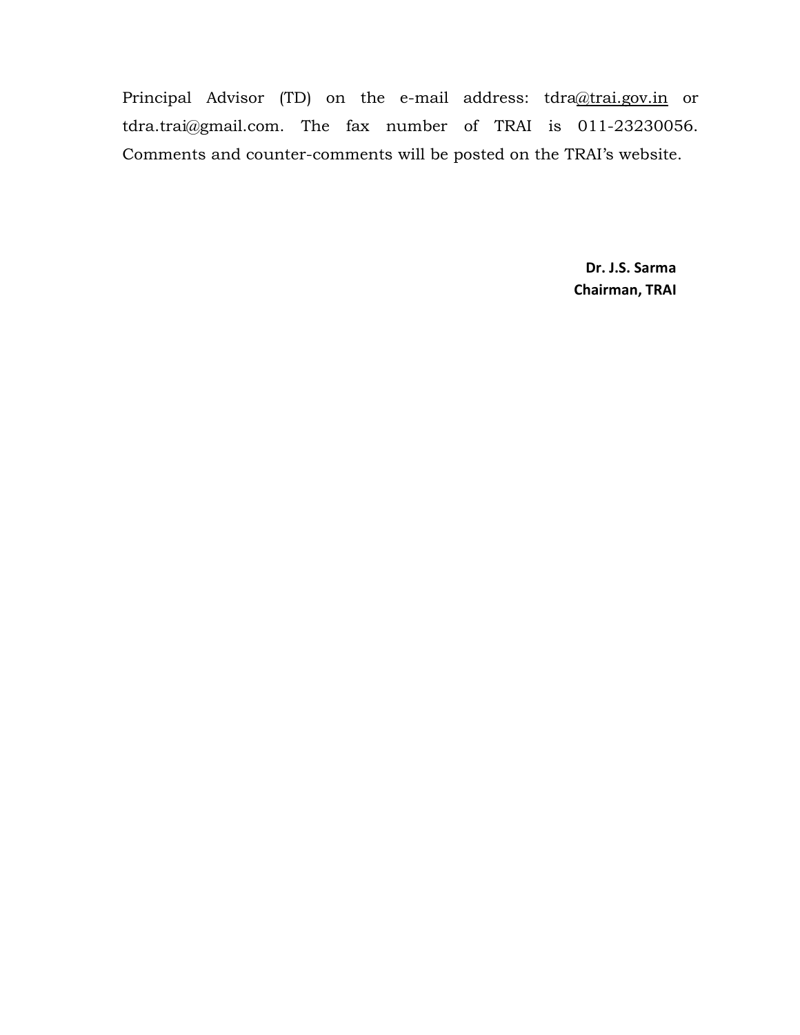Principal Advisor (TD) on the e-mail address: tdra@trai.gov.in or tdra.trai@gmail.com. The fax number of TRAI is 011-23230056. Comments and counter-comments will be posted on the TRAI's website.

**Dr. J.S. Sarma**
**Chairman, TRAI**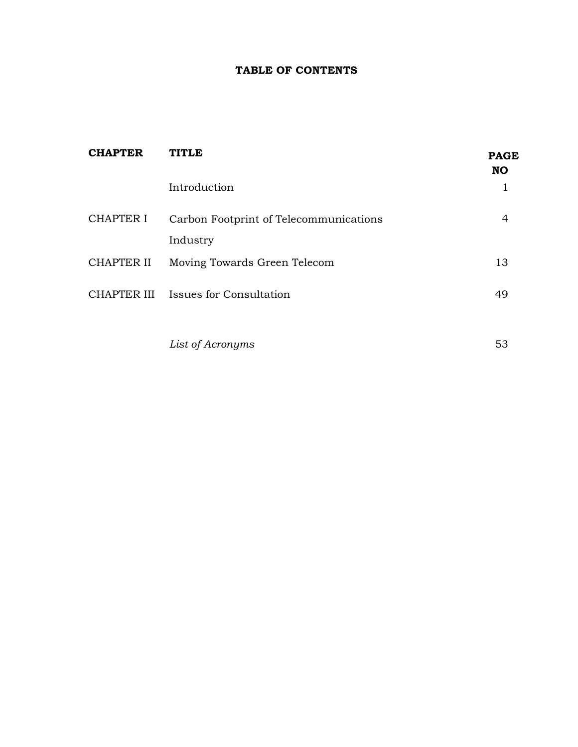**TABLE OF CONTENTS**

| CHAPTER | TITLE | PAGE NO |
|---|---|---|
| | Introduction | 1 |
| CHAPTER I | Carbon Footprint of Telecommunications Industry | 4 |
| CHAPTER II | Moving Towards Green Telecom | 13 |
| CHAPTER III | Issues for Consultation | 49 |
| | *List of Acronyms* | 53 |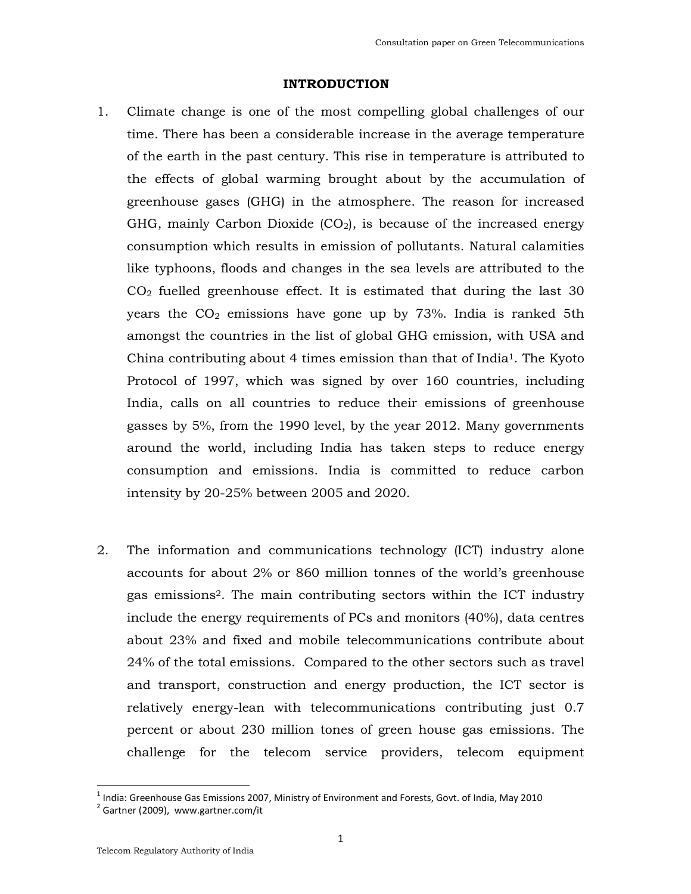## INTRODUCTION

1. Climate change is one of the most compelling global challenges of our time. There has been a considerable increase in the average temperature of the earth in the past century. This rise in temperature is attributed to the effects of global warming brought about by the accumulation of greenhouse gases (GHG) in the atmosphere. The reason for increased GHG, mainly Carbon Dioxide ($CO_2$), is because of the increased energy consumption which results in emission of pollutants. Natural calamities like typhoons, floods and changes in the sea levels are attributed to the $CO_2$ fuelled greenhouse effect. It is estimated that during the last 30 years the $CO_2$ emissions have gone up by 73%. India is ranked 5th amongst the countries in the list of global GHG emission, with USA and China contributing about 4 times emission than that of India[1]. The Kyoto Protocol of 1997, which was signed by over 160 countries, including India, calls on all countries to reduce their emissions of greenhouse gasses by 5%, from the 1990 level, by the year 2012. Many governments around the world, including India has taken steps to reduce energy consumption and emissions. India is committed to reduce carbon intensity by 20-25% between 2005 and 2020.

2. The information and communications technology (ICT) industry alone accounts for about 2% or 860 million tonnes of the world's greenhouse gas emissions[2]. The main contributing sectors within the ICT industry include the energy requirements of PCs and monitors (40%), data centres about 23% and fixed and mobile telecommunications contribute about 24% of the total emissions. Compared to the other sectors such as travel and transport, construction and energy production, the ICT sector is relatively energy-lean with telecommunications contributing just 0.7 percent or about 230 million tones of green house gas emissions. The challenge for the telecom service providers, telecom equipment

---

[1] India: Greenhouse Gas Emissions 2007, Ministry of Environment and Forests, Govt. of India, May 2010

[2] Gartner (2009), www.gartner.com/it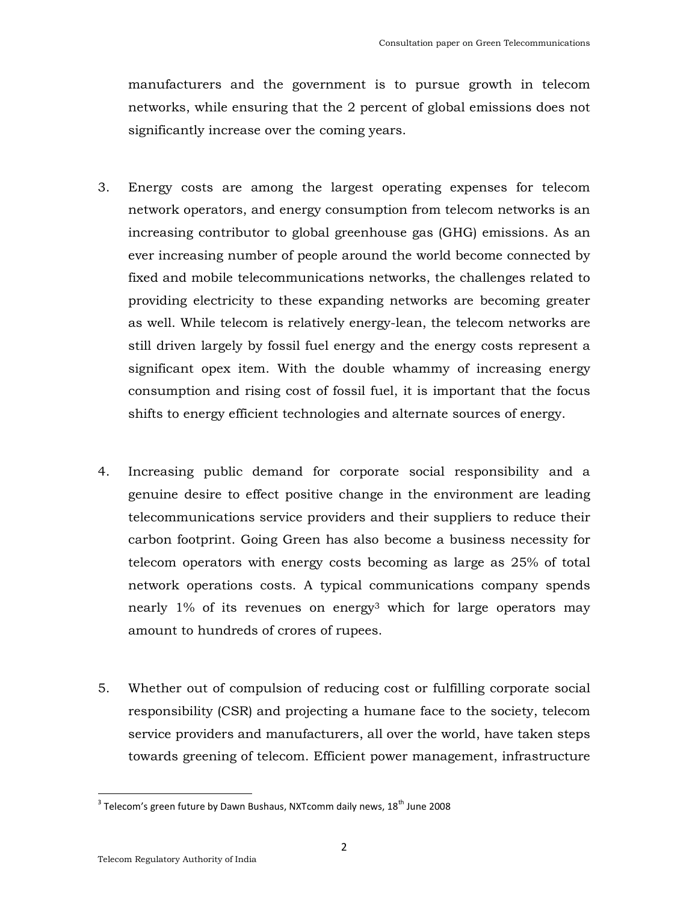manufacturers and the government is to pursue growth in telecom networks, while ensuring that the 2 percent of global emissions does not significantly increase over the coming years.

3. Energy costs are among the largest operating expenses for telecom network operators, and energy consumption from telecom networks is an increasing contributor to global greenhouse gas (GHG) emissions. As an ever increasing number of people around the world become connected by fixed and mobile telecommunications networks, the challenges related to providing electricity to these expanding networks are becoming greater as well. While telecom is relatively energy-lean, the telecom networks are still driven largely by fossil fuel energy and the energy costs represent a significant opex item. With the double whammy of increasing energy consumption and rising cost of fossil fuel, it is important that the focus shifts to energy efficient technologies and alternate sources of energy.

4. Increasing public demand for corporate social responsibility and a genuine desire to effect positive change in the environment are leading telecommunications service providers and their suppliers to reduce their carbon footprint. Going Green has also become a business necessity for telecom operators with energy costs becoming as large as 25% of total network operations costs. A typical communications company spends nearly 1% of its revenues on energy[3] which for large operators may amount to hundreds of crores of rupees.

5. Whether out of compulsion of reducing cost or fulfilling corporate social responsibility (CSR) and projecting a humane face to the society, telecom service providers and manufacturers, all over the world, have taken steps towards greening of telecom. Efficient power management, infrastructure

[3] Telecom's green future by Dawn Bushaus, NXTcomm daily news, 18th June 2008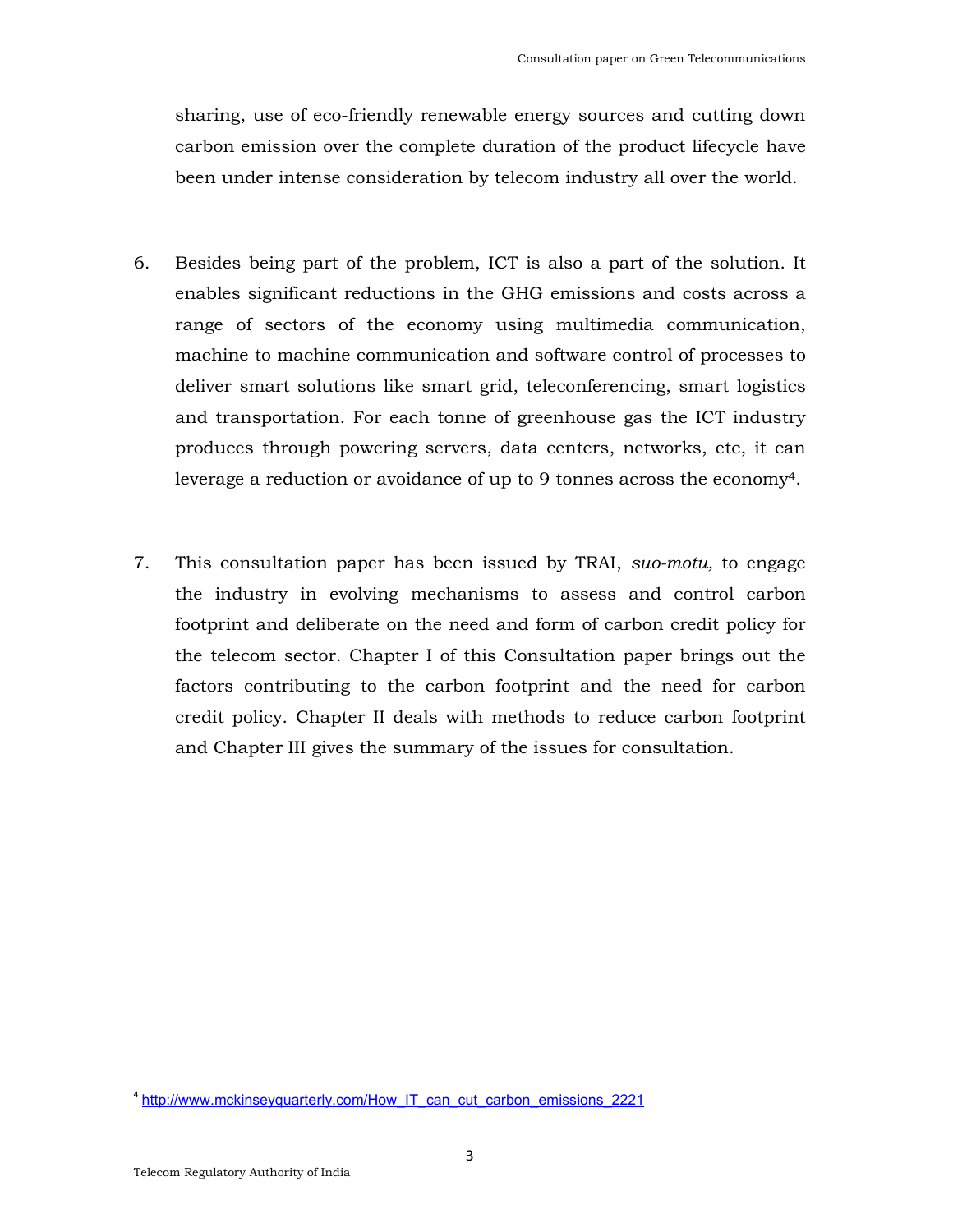sharing, use of eco-friendly renewable energy sources and cutting down carbon emission over the complete duration of the product lifecycle have been under intense consideration by telecom industry all over the world.

6. Besides being part of the problem, ICT is also a part of the solution. It enables significant reductions in the GHG emissions and costs across a range of sectors of the economy using multimedia communication, machine to machine communication and software control of processes to deliver smart solutions like smart grid, teleconferencing, smart logistics and transportation. For each tonne of greenhouse gas the ICT industry produces through powering servers, data centers, networks, etc, it can leverage a reduction or avoidance of up to 9 tonnes across the economy[4].

7. This consultation paper has been issued by TRAI, *suo-motu,* to engage the industry in evolving mechanisms to assess and control carbon footprint and deliberate on the need and form of carbon credit policy for the telecom sector. Chapter I of this Consultation paper brings out the factors contributing to the carbon footprint and the need for carbon credit policy. Chapter II deals with methods to reduce carbon footprint and Chapter III gives the summary of the issues for consultation.

[4] http://www.mckinseyquarterly.com/How_IT_can_cut_carbon_emissions_2221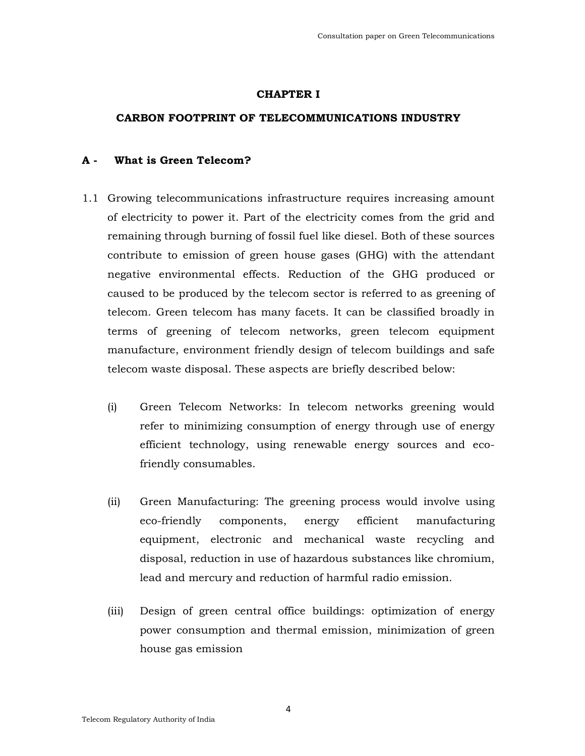# CHAPTER I

# CARBON FOOTPRINT OF TELECOMMUNICATIONS INDUSTRY

## A - What is Green Telecom?

1.1 Growing telecommunications infrastructure requires increasing amount of electricity to power it. Part of the electricity comes from the grid and remaining through burning of fossil fuel like diesel. Both of these sources contribute to emission of green house gases (GHG) with the attendant negative environmental effects. Reduction of the GHG produced or caused to be produced by the telecom sector is referred to as greening of telecom. Green telecom has many facets. It can be classified broadly in terms of greening of telecom networks, green telecom equipment manufacture, environment friendly design of telecom buildings and safe telecom waste disposal. These aspects are briefly described below:

(i) Green Telecom Networks: In telecom networks greening would refer to minimizing consumption of energy through use of energy efficient technology, using renewable energy sources and eco-friendly consumables.

(ii) Green Manufacturing: The greening process would involve using eco-friendly components, energy efficient manufacturing equipment, electronic and mechanical waste recycling and disposal, reduction in use of hazardous substances like chromium, lead and mercury and reduction of harmful radio emission.

(iii) Design of green central office buildings: optimization of energy power consumption and thermal emission, minimization of green house gas emission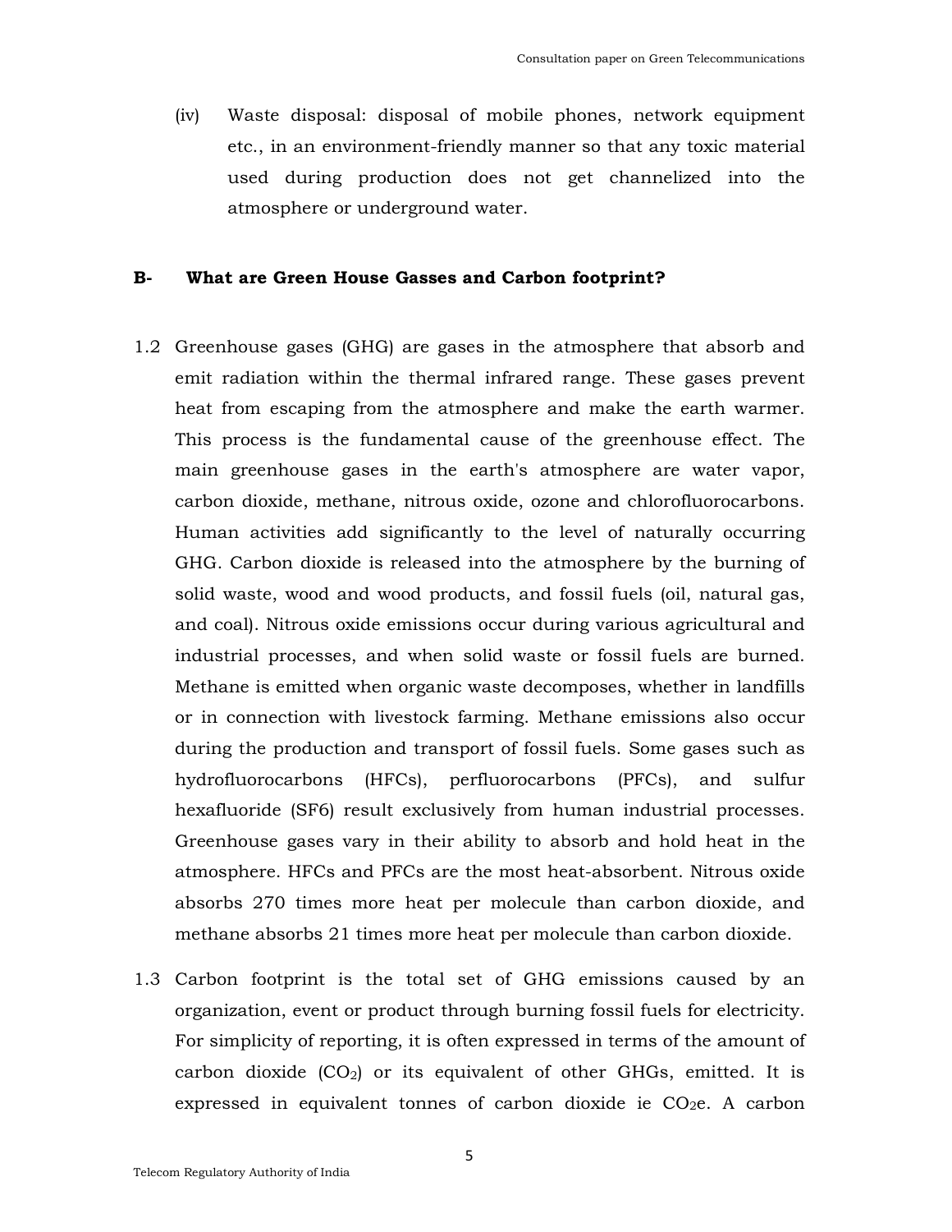(iv) Waste disposal: disposal of mobile phones, network equipment etc., in an environment-friendly manner so that any toxic material used during production does not get channelized into the atmosphere or underground water.

## B- What are Green House Gasses and Carbon footprint?

1.2 Greenhouse gases (GHG) are gases in the atmosphere that absorb and emit radiation within the thermal infrared range. These gases prevent heat from escaping from the atmosphere and make the earth warmer. This process is the fundamental cause of the greenhouse effect. The main greenhouse gases in the earth's atmosphere are water vapor, carbon dioxide, methane, nitrous oxide, ozone and chlorofluorocarbons. Human activities add significantly to the level of naturally occurring GHG. Carbon dioxide is released into the atmosphere by the burning of solid waste, wood and wood products, and fossil fuels (oil, natural gas, and coal). Nitrous oxide emissions occur during various agricultural and industrial processes, and when solid waste or fossil fuels are burned. Methane is emitted when organic waste decomposes, whether in landfills or in connection with livestock farming. Methane emissions also occur during the production and transport of fossil fuels. Some gases such as hydrofluorocarbons (HFCs), perfluorocarbons (PFCs), and sulfur hexafluoride ($SF_6$) result exclusively from human industrial processes. Greenhouse gases vary in their ability to absorb and hold heat in the atmosphere. HFCs and PFCs are the most heat-absorbent. Nitrous oxide absorbs 270 times more heat per molecule than carbon dioxide, and methane absorbs 21 times more heat per molecule than carbon dioxide.

1.3 Carbon footprint is the total set of GHG emissions caused by an organization, event or product through burning fossil fuels for electricity. For simplicity of reporting, it is often expressed in terms of the amount of carbon dioxide ($CO_2$) or its equivalent of other GHGs, emitted. It is expressed in equivalent tonnes of carbon dioxide ie $CO_2e$. A carbon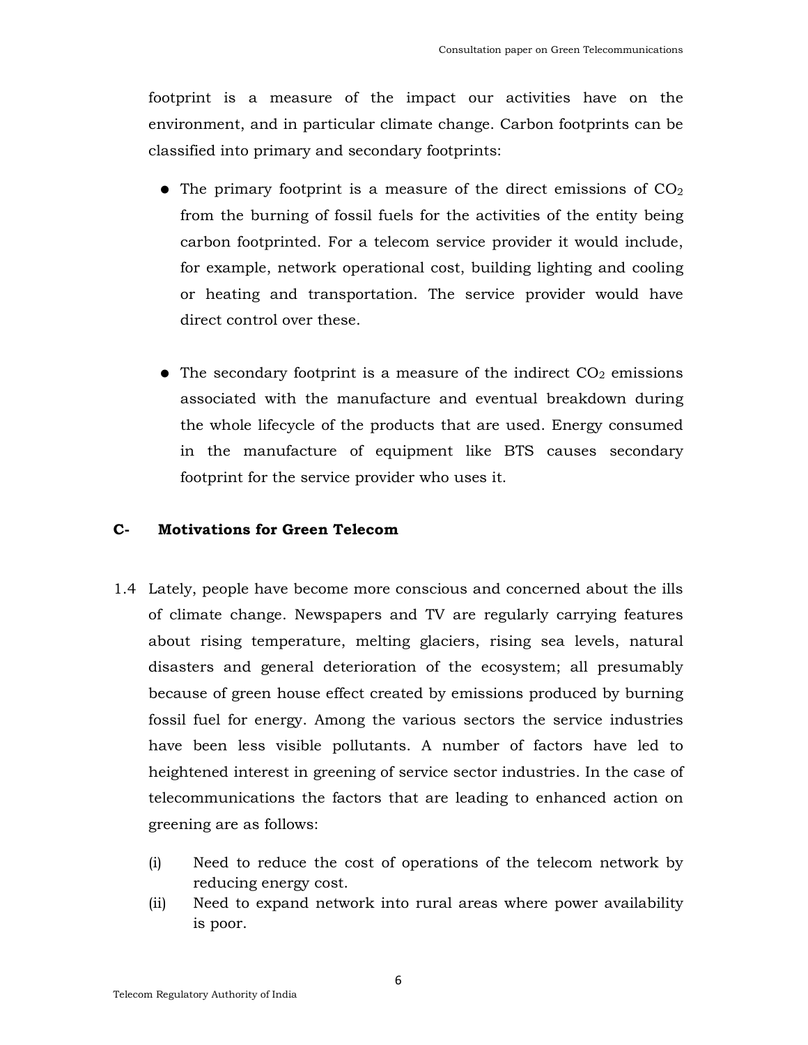footprint is a measure of the impact our activities have on the environment, and in particular climate change. Carbon footprints can be classified into primary and secondary footprints:

- The primary footprint is a measure of the direct emissions of $CO_2$ from the burning of fossil fuels for the activities of the entity being carbon footprinted. For a telecom service provider it would include, for example, network operational cost, building lighting and cooling or heating and transportation. The service provider would have direct control over these.

- The secondary footprint is a measure of the indirect $CO_2$ emissions associated with the manufacture and eventual breakdown during the whole lifecycle of the products that are used. Energy consumed in the manufacture of equipment like BTS causes secondary footprint for the service provider who uses it.

### C- Motivations for Green Telecom

1.4 Lately, people have become more conscious and concerned about the ills of climate change. Newspapers and TV are regularly carrying features about rising temperature, melting glaciers, rising sea levels, natural disasters and general deterioration of the ecosystem; all presumably because of green house effect created by emissions produced by burning fossil fuel for energy. Among the various sectors the service industries have been less visible pollutants. A number of factors have led to heightened interest in greening of service sector industries. In the case of telecommunications the factors that are leading to enhanced action on greening are as follows:

(i) Need to reduce the cost of operations of the telecom network by reducing energy cost.

(ii) Need to expand network into rural areas where power availability is poor.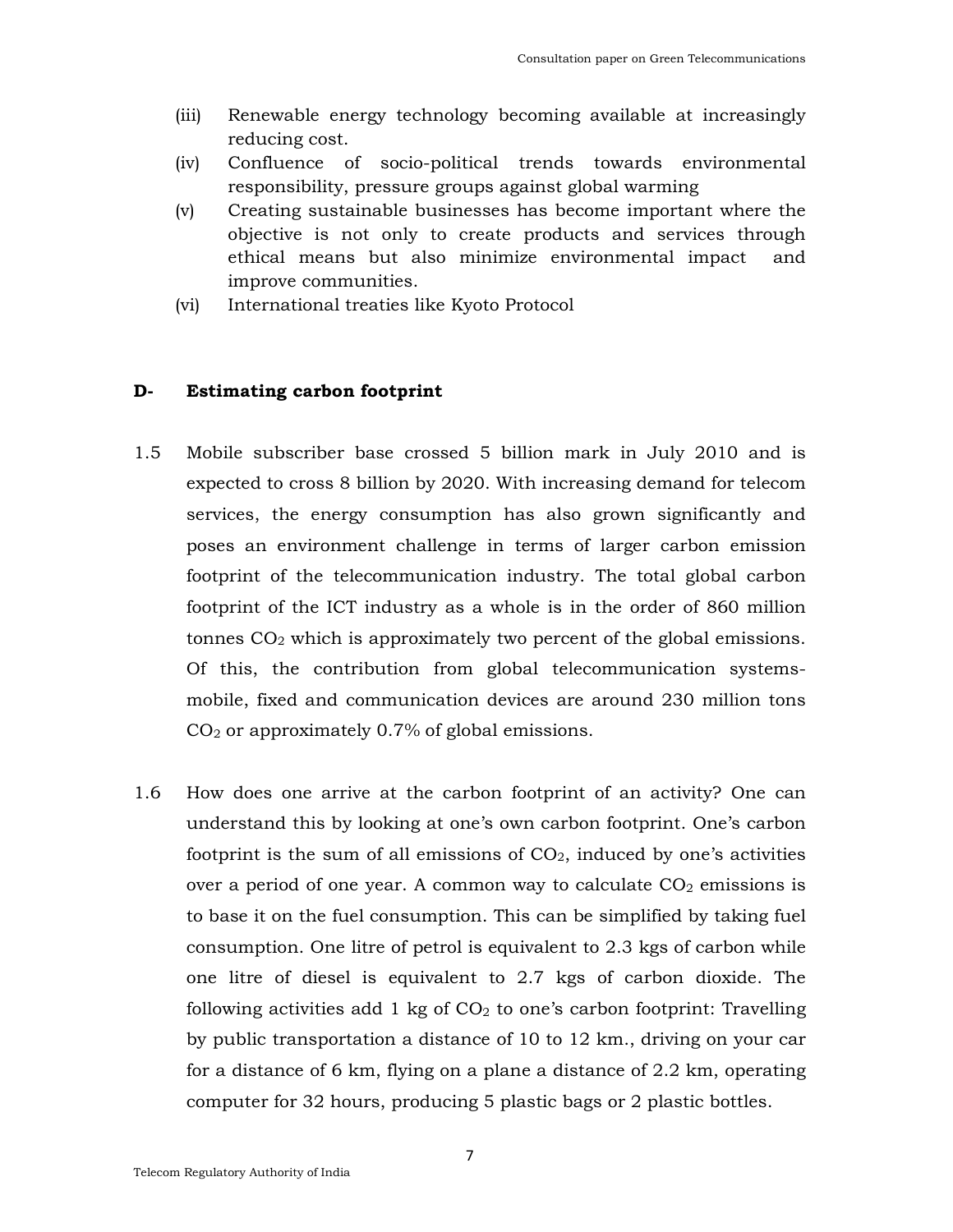(iii) Renewable energy technology becoming available at increasingly reducing cost.

(iv) Confluence of socio-political trends towards environmental responsibility, pressure groups against global warming

(v) Creating sustainable businesses has become important where the objective is not only to create products and services through ethical means but also minimize environmental impact and improve communities.

(vi) International treaties like Kyoto Protocol

## D- Estimating carbon footprint

1.5 Mobile subscriber base crossed 5 billion mark in July 2010 and is expected to cross 8 billion by 2020. With increasing demand for telecom services, the energy consumption has also grown significantly and poses an environment challenge in terms of larger carbon emission footprint of the telecommunication industry. The total global carbon footprint of the ICT industry as a whole is in the order of 860 million tonnes $CO_2$ which is approximately two percent of the global emissions. Of this, the contribution from global telecommunication systems- mobile, fixed and communication devices are around 230 million tons $CO_2$ or approximately 0.7% of global emissions.

1.6 How does one arrive at the carbon footprint of an activity? One can understand this by looking at one's own carbon footprint. One's carbon footprint is the sum of all emissions of $CO_2$, induced by one's activities over a period of one year. A common way to calculate $CO_2$ emissions is to base it on the fuel consumption. This can be simplified by taking fuel consumption. One litre of petrol is equivalent to 2.3 kgs of carbon while one litre of diesel is equivalent to 2.7 kgs of carbon dioxide. The following activities add 1 kg of $CO_2$ to one's carbon footprint: Travelling by public transportation a distance of 10 to 12 km., driving on your car for a distance of 6 km, flying on a plane a distance of 2.2 km, operating computer for 32 hours, producing 5 plastic bags or 2 plastic bottles.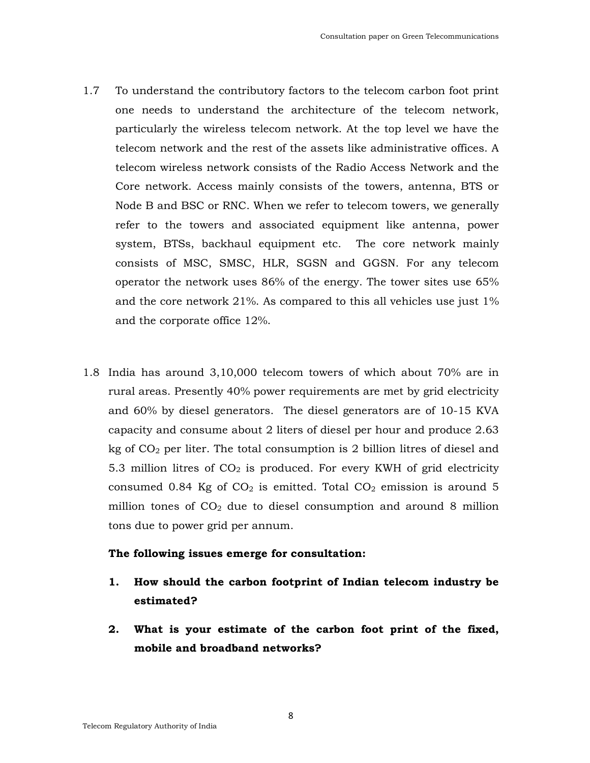1.7 To understand the contributory factors to the telecom carbon foot print one needs to understand the architecture of the telecom network, particularly the wireless telecom network. At the top level we have the telecom network and the rest of the assets like administrative offices. A telecom wireless network consists of the Radio Access Network and the Core network. Access mainly consists of the towers, antenna, BTS or Node B and BSC or RNC. When we refer to telecom towers, we generally refer to the towers and associated equipment like antenna, power system, BTSs, backhaul equipment etc. The core network mainly consists of MSC, SMSC, HLR, SGSN and GGSN. For any telecom operator the network uses 86% of the energy. The tower sites use 65% and the core network 21%. As compared to this all vehicles use just 1% and the corporate office 12%.

1.8 India has around 3,10,000 telecom towers of which about 70% are in rural areas. Presently 40% power requirements are met by grid electricity and 60% by diesel generators. The diesel generators are of 10-15 KVA capacity and consume about 2 liters of diesel per hour and produce 2.63 kg of $CO_2$ per liter. The total consumption is 2 billion litres of diesel and 5.3 million litres of $CO_2$ is produced. For every KWH of grid electricity consumed 0.84 Kg of $CO_2$ is emitted. Total $CO_2$ emission is around 5 million tones of $CO_2$ due to diesel consumption and around 8 million tons due to power grid per annum.

**The following issues emerge for consultation:**

1. **How should the carbon footprint of Indian telecom industry be estimated?**

2. **What is your estimate of the carbon foot print of the fixed, mobile and broadband networks?**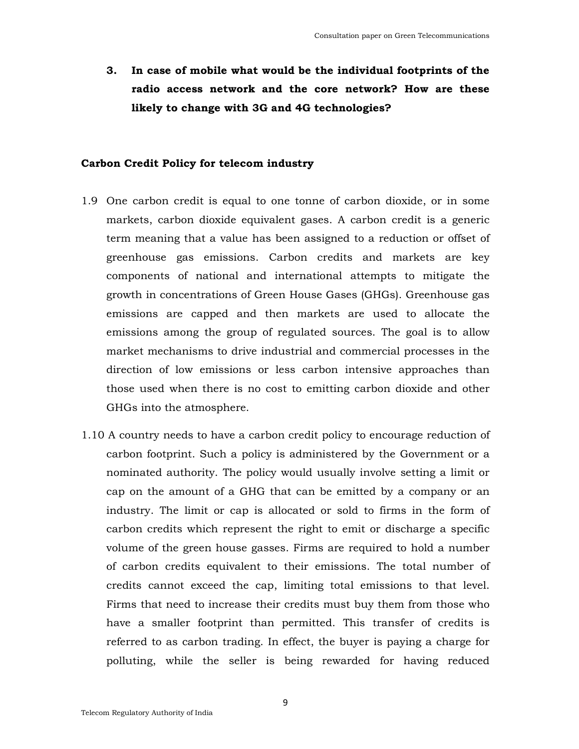**3. In case of mobile what would be the individual footprints of the radio access network and the core network? How are these likely to change with 3G and 4G technologies?**

**Carbon Credit Policy for telecom industry**

1.9 One carbon credit is equal to one tonne of carbon dioxide, or in some markets, carbon dioxide equivalent gases. A carbon credit is a generic term meaning that a value has been assigned to a reduction or offset of greenhouse gas emissions. Carbon credits and markets are key components of national and international attempts to mitigate the growth in concentrations of Green House Gases (GHGs). Greenhouse gas emissions are capped and then markets are used to allocate the emissions among the group of regulated sources. The goal is to allow market mechanisms to drive industrial and commercial processes in the direction of low emissions or less carbon intensive approaches than those used when there is no cost to emitting carbon dioxide and other GHGs into the atmosphere.

1.10 A country needs to have a carbon credit policy to encourage reduction of carbon footprint. Such a policy is administered by the Government or a nominated authority. The policy would usually involve setting a limit or cap on the amount of a GHG that can be emitted by a company or an industry. The limit or cap is allocated or sold to firms in the form of carbon credits which represent the right to emit or discharge a specific volume of the green house gasses. Firms are required to hold a number of carbon credits equivalent to their emissions. The total number of credits cannot exceed the cap, limiting total emissions to that level. Firms that need to increase their credits must buy them from those who have a smaller footprint than permitted. This transfer of credits is referred to as carbon trading. In effect, the buyer is paying a charge for polluting, while the seller is being rewarded for having reduced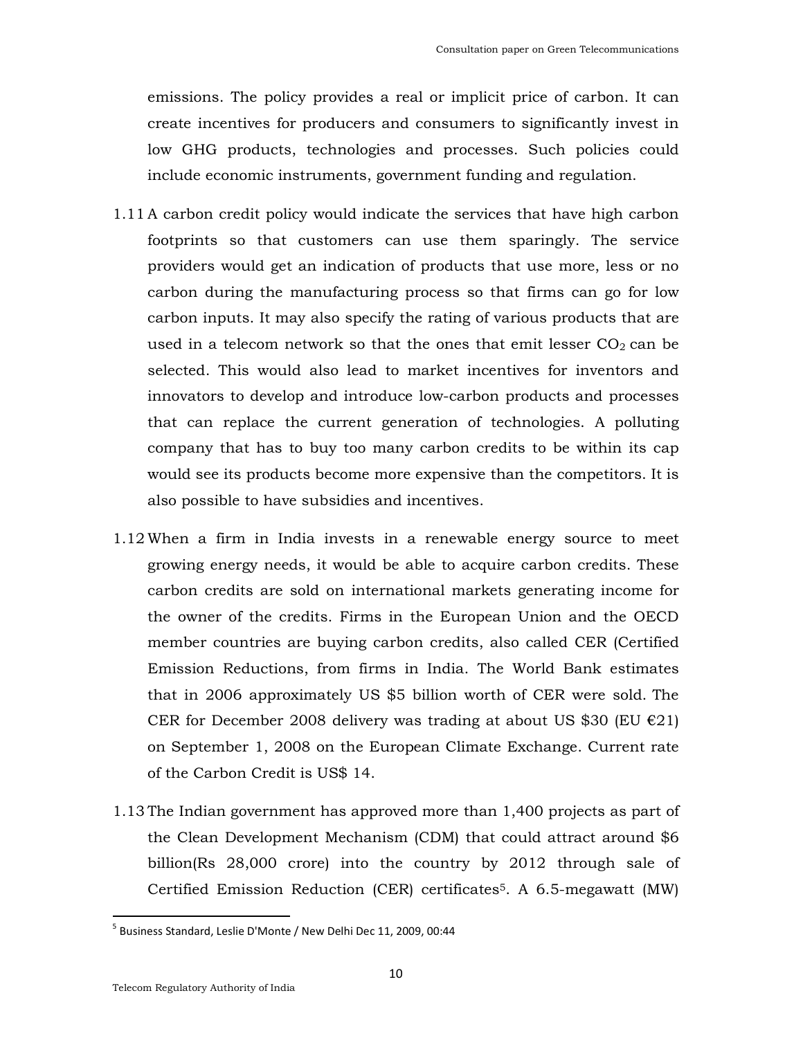emissions. The policy provides a real or implicit price of carbon. It can create incentives for producers and consumers to significantly invest in low GHG products, technologies and processes. Such policies could include economic instruments, government funding and regulation.

1.11 A carbon credit policy would indicate the services that have high carbon footprints so that customers can use them sparingly. The service providers would get an indication of products that use more, less or no carbon during the manufacturing process so that firms can go for low carbon inputs. It may also specify the rating of various products that are used in a telecom network so that the ones that emit lesser $CO_2$ can be selected. This would also lead to market incentives for inventors and innovators to develop and introduce low-carbon products and processes that can replace the current generation of technologies. A polluting company that has to buy too many carbon credits to be within its cap would see its products become more expensive than the competitors. It is also possible to have subsidies and incentives.

1.12 When a firm in India invests in a renewable energy source to meet growing energy needs, it would be able to acquire carbon credits. These carbon credits are sold on international markets generating income for the owner of the credits. Firms in the European Union and the OECD member countries are buying carbon credits, also called CER (Certified Emission Reductions, from firms in India. The World Bank estimates that in 2006 approximately US $5 billion worth of CER were sold. The CER for December 2008 delivery was trading at about US $30 (EU €21) on September 1, 2008 on the European Climate Exchange. Current rate of the Carbon Credit is US$ 14.

1.13 The Indian government has approved more than 1,400 projects as part of the Clean Development Mechanism (CDM) that could attract around $6 billion(Rs 28,000 crore) into the country by 2012 through sale of Certified Emission Reduction (CER) certificates[5]. A 6.5-megawatt (MW)

[5] Business Standard, Leslie D'Monte / New Delhi Dec 11, 2009, 00:44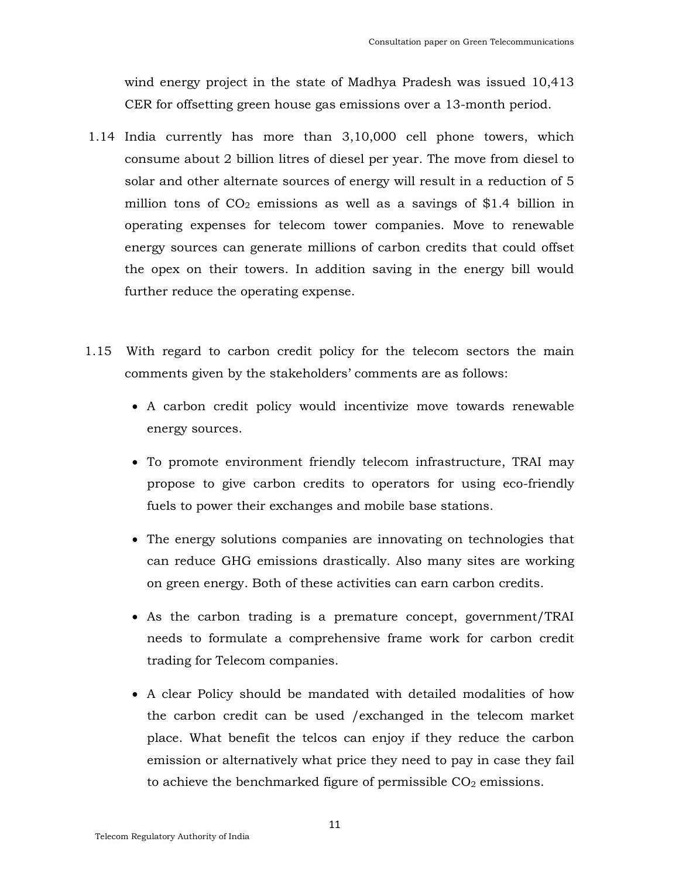wind energy project in the state of Madhya Pradesh was issued 10,413 CER for offsetting green house gas emissions over a 13-month period.

1.14 India currently has more than 3,10,000 cell phone towers, which consume about 2 billion litres of diesel per year. The move from diesel to solar and other alternate sources of energy will result in a reduction of 5 million tons of $CO_2$ emissions as well as a savings of $1.4 billion in operating expenses for telecom tower companies. Move to renewable energy sources can generate millions of carbon credits that could offset the opex on their towers. In addition saving in the energy bill would further reduce the operating expense.

1.15 With regard to carbon credit policy for the telecom sectors the main comments given by the stakeholders' comments are as follows:

- A carbon credit policy would incentivize move towards renewable energy sources.
- To promote environment friendly telecom infrastructure, TRAI may propose to give carbon credits to operators for using eco-friendly fuels to power their exchanges and mobile base stations.
- The energy solutions companies are innovating on technologies that can reduce GHG emissions drastically. Also many sites are working on green energy. Both of these activities can earn carbon credits.
- As the carbon trading is a premature concept, government/TRAI needs to formulate a comprehensive frame work for carbon credit trading for Telecom companies.
- A clear Policy should be mandated with detailed modalities of how the carbon credit can be used /exchanged in the telecom market place. What benefit the telcos can enjoy if they reduce the carbon emission or alternatively what price they need to pay in case they fail to achieve the benchmarked figure of permissible $CO_2$ emissions.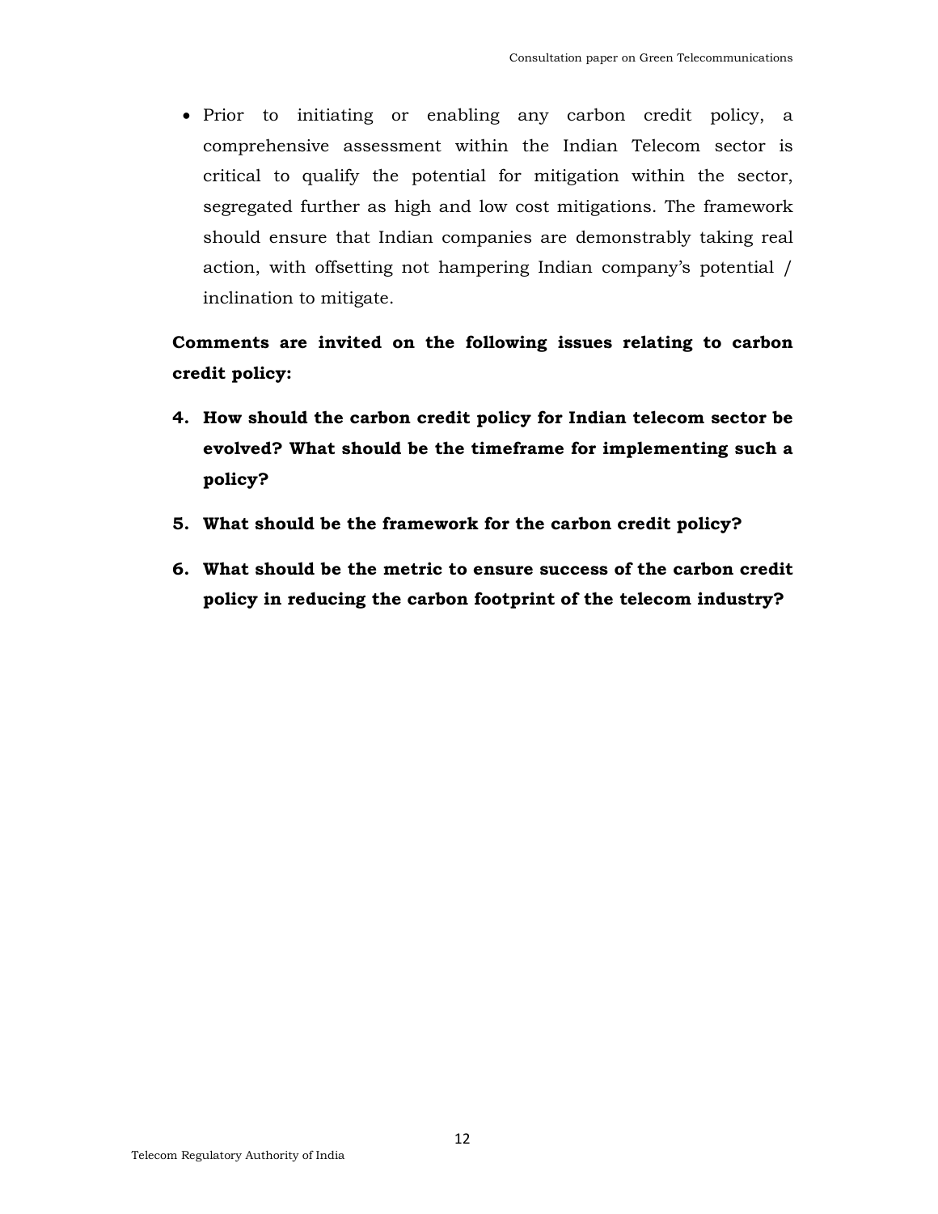- Prior to initiating or enabling any carbon credit policy, a comprehensive assessment within the Indian Telecom sector is critical to qualify the potential for mitigation within the sector, segregated further as high and low cost mitigations. The framework should ensure that Indian companies are demonstrably taking real action, with offsetting not hampering Indian company's potential / inclination to mitigate.

**Comments are invited on the following issues relating to carbon credit policy:**

4. **How should the carbon credit policy for Indian telecom sector be evolved? What should be the timeframe for implementing such a policy?**

5. **What should be the framework for the carbon credit policy?**

6. **What should be the metric to ensure success of the carbon credit policy in reducing the carbon footprint of the telecom industry?**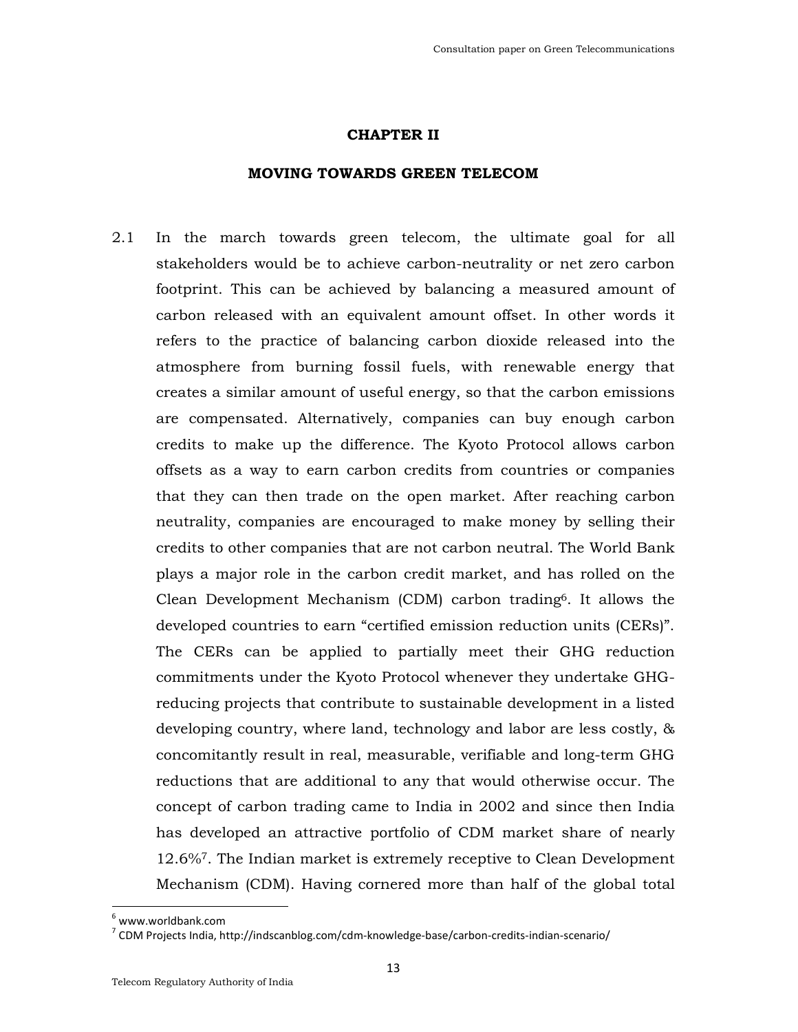# CHAPTER II

## MOVING TOWARDS GREEN TELECOM

2.1 In the march towards green telecom, the ultimate goal for all stakeholders would be to achieve carbon-neutrality or net zero carbon footprint. This can be achieved by balancing a measured amount of carbon released with an equivalent amount offset. In other words it refers to the practice of balancing carbon dioxide released into the atmosphere from burning fossil fuels, with renewable energy that creates a similar amount of useful energy, so that the carbon emissions are compensated. Alternatively, companies can buy enough carbon credits to make up the difference. The Kyoto Protocol allows carbon offsets as a way to earn carbon credits from countries or companies that they can then trade on the open market. After reaching carbon neutrality, companies are encouraged to make money by selling their credits to other companies that are not carbon neutral. The World Bank plays a major role in the carbon credit market, and has rolled on the Clean Development Mechanism (CDM) carbon trading[6]. It allows the developed countries to earn "certified emission reduction units (CERs)". The CERs can be applied to partially meet their GHG reduction commitments under the Kyoto Protocol whenever they undertake GHG-reducing projects that contribute to sustainable development in a listed developing country, where land, technology and labor are less costly, & concomitantly result in real, measurable, verifiable and long-term GHG reductions that are additional to any that would otherwise occur. The concept of carbon trading came to India in 2002 and since then India has developed an attractive portfolio of CDM market share of nearly 12.6%[7]. The Indian market is extremely receptive to Clean Development Mechanism (CDM). Having cornered more than half of the global total

[6] www.worldbank.com

[7] CDM Projects India, http://indscanblog.com/cdm-knowledge-base/carbon-credits-indian-scenario/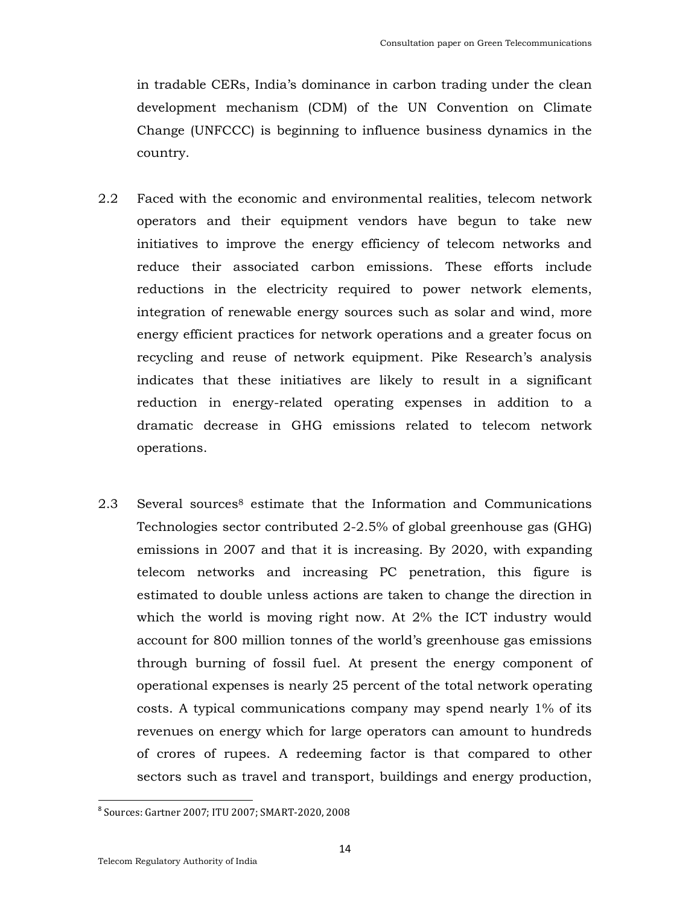in tradable CERs, India's dominance in carbon trading under the clean development mechanism (CDM) of the UN Convention on Climate Change (UNFCCC) is beginning to influence business dynamics in the country.

2.2 Faced with the economic and environmental realities, telecom network operators and their equipment vendors have begun to take new initiatives to improve the energy efficiency of telecom networks and reduce their associated carbon emissions. These efforts include reductions in the electricity required to power network elements, integration of renewable energy sources such as solar and wind, more energy efficient practices for network operations and a greater focus on recycling and reuse of network equipment. Pike Research's analysis indicates that these initiatives are likely to result in a significant reduction in energy-related operating expenses in addition to a dramatic decrease in GHG emissions related to telecom network operations.

2.3 Several sources[8] estimate that the Information and Communications Technologies sector contributed 2-2.5% of global greenhouse gas (GHG) emissions in 2007 and that it is increasing. By 2020, with expanding telecom networks and increasing PC penetration, this figure is estimated to double unless actions are taken to change the direction in which the world is moving right now. At 2% the ICT industry would account for 800 million tonnes of the world's greenhouse gas emissions through burning of fossil fuel. At present the energy component of operational expenses is nearly 25 percent of the total network operating costs. A typical communications company may spend nearly 1% of its revenues on energy which for large operators can amount to hundreds of crores of rupees. A redeeming factor is that compared to other sectors such as travel and transport, buildings and energy production,

[8] Sources: Gartner 2007; ITU 2007; SMART-2020, 2008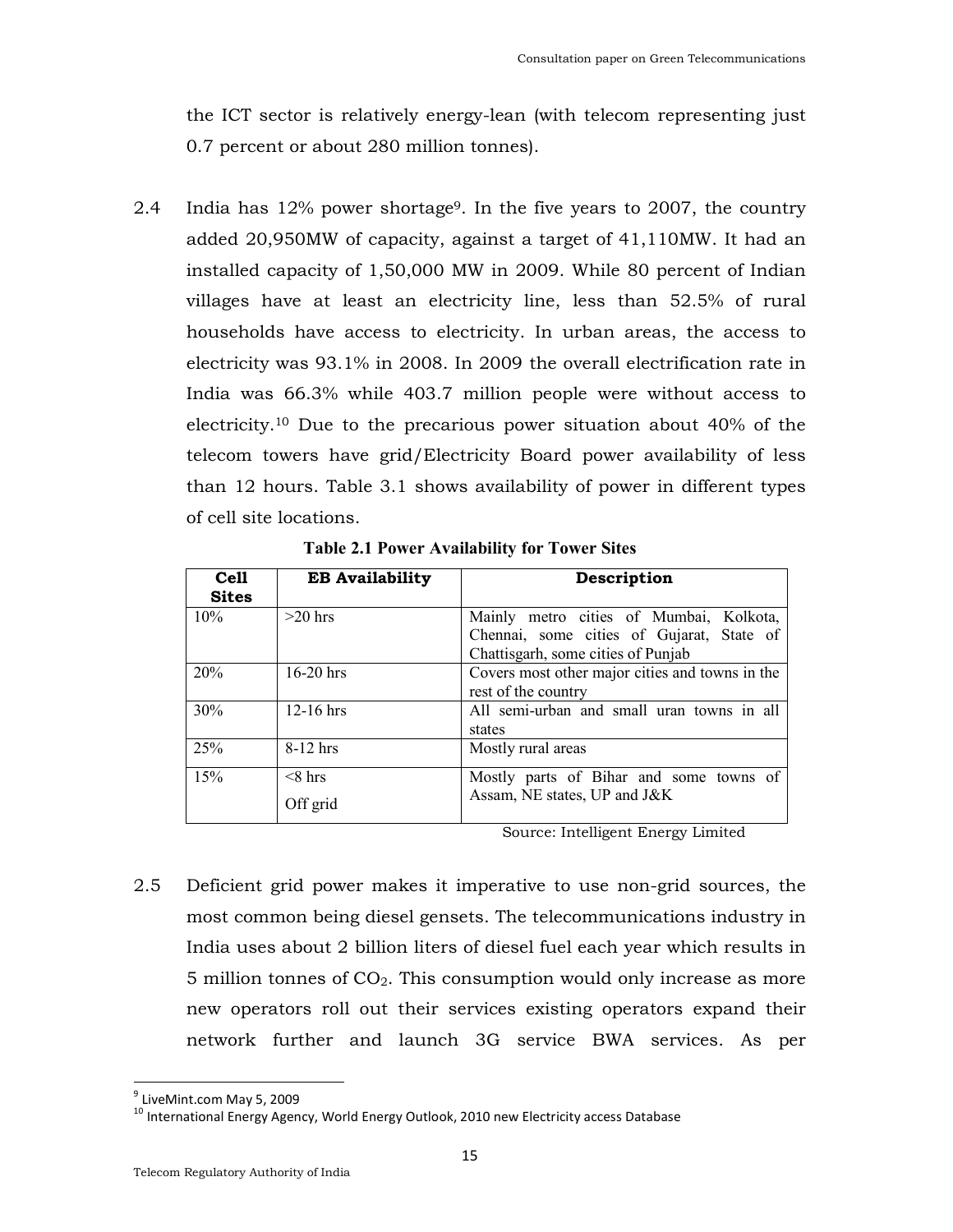the ICT sector is relatively energy-lean (with telecom representing just 0.7 percent or about 280 million tonnes).

2.4 India has 12% power shortage[9]. In the five years to 2007, the country added 20,950MW of capacity, against a target of 41,110MW. It had an installed capacity of 1,50,000 MW in 2009. While 80 percent of Indian villages have at least an electricity line, less than 52.5% of rural households have access to electricity. In urban areas, the access to electricity was 93.1% in 2008. In 2009 the overall electrification rate in India was 66.3% while 403.7 million people were without access to electricity.[10] Due to the precarious power situation about 40% of the telecom towers have grid/Electricity Board power availability of less than 12 hours. Table 3.1 shows availability of power in different types of cell site locations.

**Table 2.1 Power Availability for Tower Sites**

| Cell Sites | EB Availability | Description |
|---|---|---|
| 10% | >20 hrs | Mainly metro cities of Mumbai, Kolkota, Chennai, some cities of Gujarat, State of Chattisgarh, some cities of Punjab |
| 20% | 16-20 hrs | Covers most other major cities and towns in the rest of the country |
| 30% | 12-16 hrs | All semi-urban and small uran towns in all states |
| 25% | 8-12 hrs | Mostly rural areas |
| 15% | <8 hrs<br>Off grid | Mostly parts of Bihar and some towns of Assam, NE states, UP and J&K |

Source: Intelligent Energy Limited

2.5 Deficient grid power makes it imperative to use non-grid sources, the most common being diesel gensets. The telecommunications industry in India uses about 2 billion liters of diesel fuel each year which results in 5 million tonnes of $CO_2$. This consumption would only increase as more new operators roll out their services existing operators expand their network further and launch 3G service BWA services. As per

[9] LiveMint.com May 5, 2009

[10] International Energy Agency, World Energy Outlook, 2010 new Electricity access Database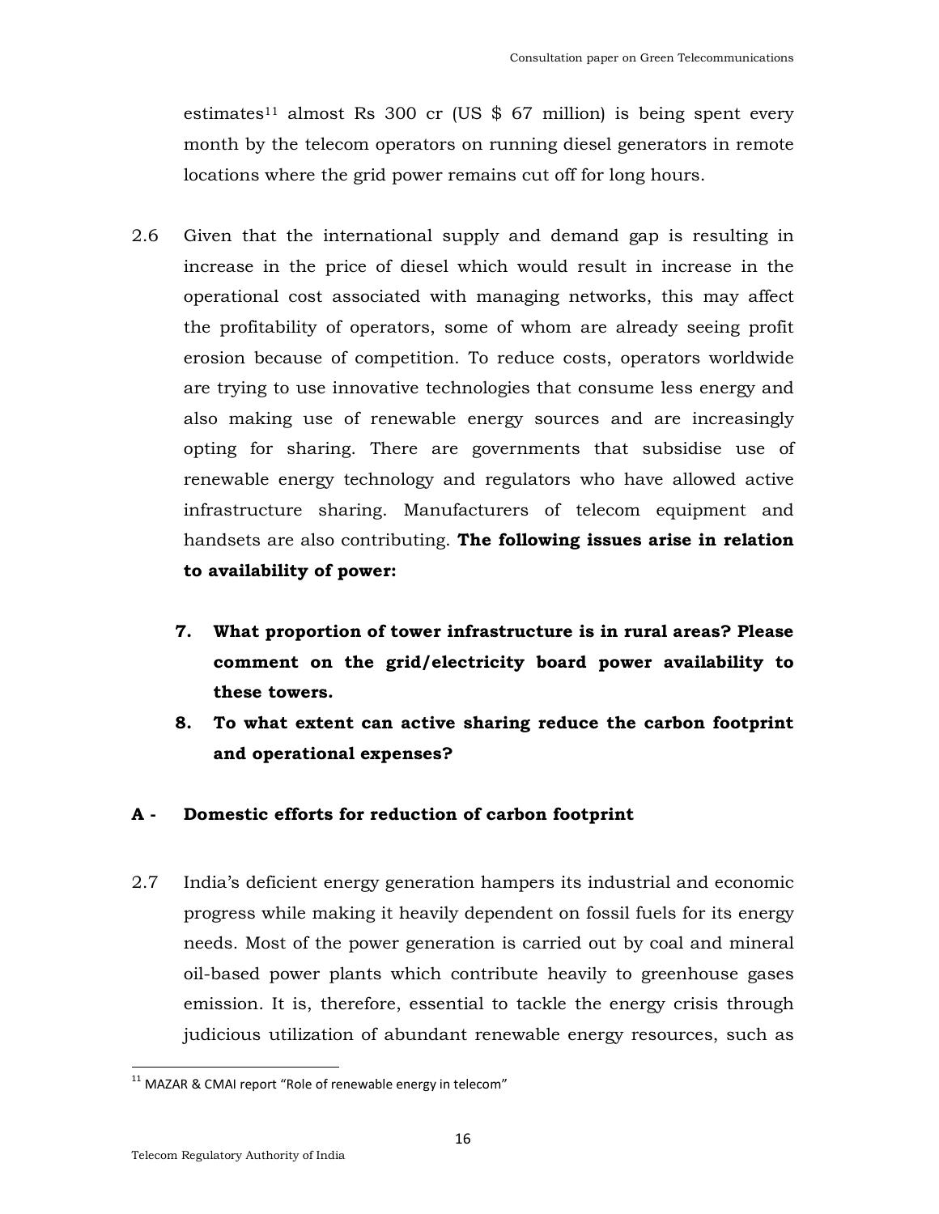estimates[11] almost Rs 300 cr (US $ 67 million) is being spent every month by the telecom operators on running diesel generators in remote locations where the grid power remains cut off for long hours.

2.6 Given that the international supply and demand gap is resulting in increase in the price of diesel which would result in increase in the operational cost associated with managing networks, this may affect the profitability of operators, some of whom are already seeing profit erosion because of competition. To reduce costs, operators worldwide are trying to use innovative technologies that consume less energy and also making use of renewable energy sources and are increasingly opting for sharing. There are governments that subsidise use of renewable energy technology and regulators who have allowed active infrastructure sharing. Manufacturers of telecom equipment and handsets are also contributing. **The following issues arise in relation to availability of power:**

**7. What proportion of tower infrastructure is in rural areas? Please comment on the grid/electricity board power availability to these towers.**

**8. To what extent can active sharing reduce the carbon footprint and operational expenses?**

### A - Domestic efforts for reduction of carbon footprint

2.7 India's deficient energy generation hampers its industrial and economic progress while making it heavily dependent on fossil fuels for its energy needs. Most of the power generation is carried out by coal and mineral oil-based power plants which contribute heavily to greenhouse gases emission. It is, therefore, essential to tackle the energy crisis through judicious utilization of abundant renewable energy resources, such as

---

[11] MAZAR & CMAI report "Role of renewable energy in telecom"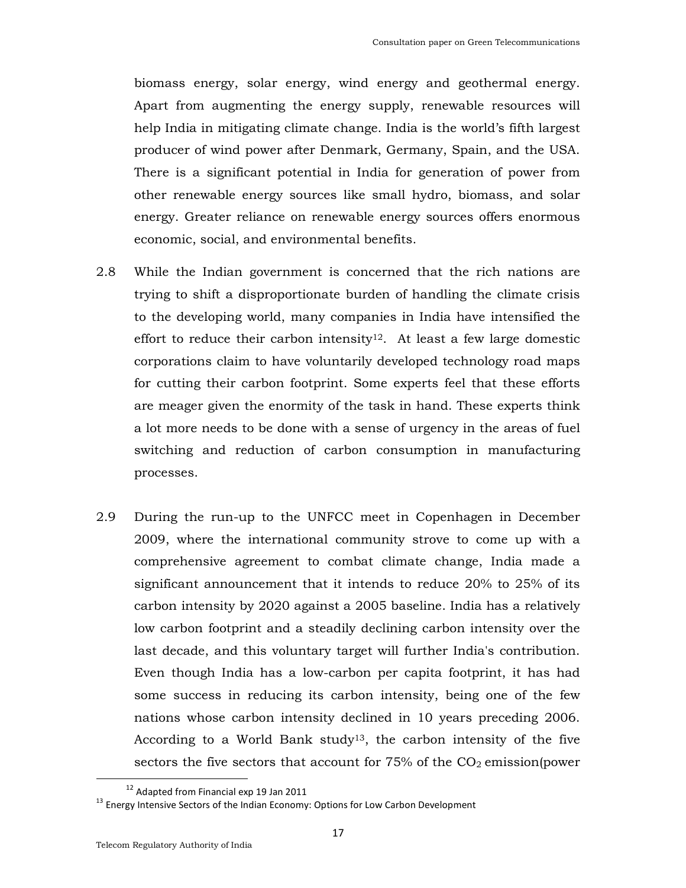biomass energy, solar energy, wind energy and geothermal energy. Apart from augmenting the energy supply, renewable resources will help India in mitigating climate change. India is the world's fifth largest producer of wind power after Denmark, Germany, Spain, and the USA. There is a significant potential in India for generation of power from other renewable energy sources like small hydro, biomass, and solar energy. Greater reliance on renewable energy sources offers enormous economic, social, and environmental benefits.

2.8 While the Indian government is concerned that the rich nations are trying to shift a disproportionate burden of handling the climate crisis to the developing world, many companies in India have intensified the effort to reduce their carbon intensity[12]. At least a few large domestic corporations claim to have voluntarily developed technology road maps for cutting their carbon footprint. Some experts feel that these efforts are meager given the enormity of the task in hand. These experts think a lot more needs to be done with a sense of urgency in the areas of fuel switching and reduction of carbon consumption in manufacturing processes.

2.9 During the run-up to the UNFCC meet in Copenhagen in December 2009, where the international community strove to come up with a comprehensive agreement to combat climate change, India made a significant announcement that it intends to reduce 20% to 25% of its carbon intensity by 2020 against a 2005 baseline. India has a relatively low carbon footprint and a steadily declining carbon intensity over the last decade, and this voluntary target will further India's contribution. Even though India has a low-carbon per capita footprint, it has had some success in reducing its carbon intensity, being one of the few nations whose carbon intensity declined in 10 years preceding 2006. According to a World Bank study[13], the carbon intensity of the five sectors the five sectors that account for 75% of the $CO_2$ emission(power

[12] Adapted from Financial exp 19 Jan 2011

[13] Energy Intensive Sectors of the Indian Economy: Options for Low Carbon Development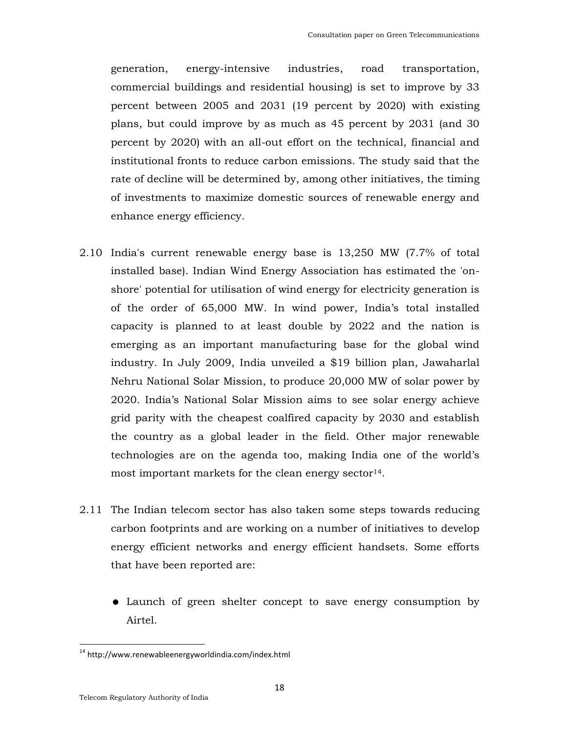generation, energy-intensive industries, road transportation, commercial buildings and residential housing) is set to improve by 33 percent between 2005 and 2031 (19 percent by 2020) with existing plans, but could improve by as much as 45 percent by 2031 (and 30 percent by 2020) with an all-out effort on the technical, financial and institutional fronts to reduce carbon emissions. The study said that the rate of decline will be determined by, among other initiatives, the timing of investments to maximize domestic sources of renewable energy and enhance energy efficiency.

2.10 India's current renewable energy base is 13,250 MW (7.7% of total installed base). Indian Wind Energy Association has estimated the 'on-shore' potential for utilisation of wind energy for electricity generation is of the order of 65,000 MW. In wind power, India's total installed capacity is planned to at least double by 2022 and the nation is emerging as an important manufacturing base for the global wind industry. In July 2009, India unveiled a $19 billion plan, Jawaharlal Nehru National Solar Mission, to produce 20,000 MW of solar power by 2020. India's National Solar Mission aims to see solar energy achieve grid parity with the cheapest coalfired capacity by 2030 and establish the country as a global leader in the field. Other major renewable technologies are on the agenda too, making India one of the world's most important markets for the clean energy sector[14].

2.11 The Indian telecom sector has also taken some steps towards reducing carbon footprints and are working on a number of initiatives to develop energy efficient networks and energy efficient handsets. Some efforts that have been reported are:

- Launch of green shelter concept to save energy consumption by Airtel.

---

[14] http://www.renewableenergyworldindia.com/index.html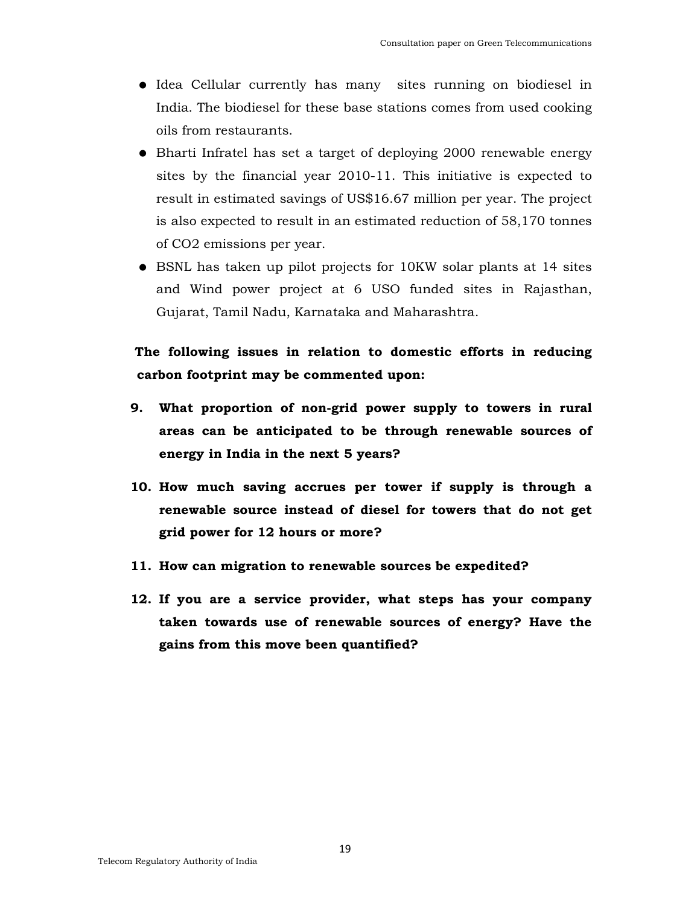- Idea Cellular currently has many sites running on biodiesel in India. The biodiesel for these base stations comes from used cooking oils from restaurants.
- Bharti Infratel has set a target of deploying 2000 renewable energy sites by the financial year 2010-11. This initiative is expected to result in estimated savings of US$16.67 million per year. The project is also expected to result in an estimated reduction of 58,170 tonnes of $CO_2$ emissions per year.
- BSNL has taken up pilot projects for 10KW solar plants at 14 sites and Wind power project at 6 USO funded sites in Rajasthan, Gujarat, Tamil Nadu, Karnataka and Maharashtra.

**The following issues in relation to domestic efforts in reducing carbon footprint may be commented upon:**

9. **What proportion of non-grid power supply to towers in rural areas can be anticipated to be through renewable sources of energy in India in the next 5 years?**

10. **How much saving accrues per tower if supply is through a renewable source instead of diesel for towers that do not get grid power for 12 hours or more?**

11. **How can migration to renewable sources be expedited?**

12. **If you are a service provider, what steps has your company taken towards use of renewable sources of energy? Have the gains from this move been quantified?**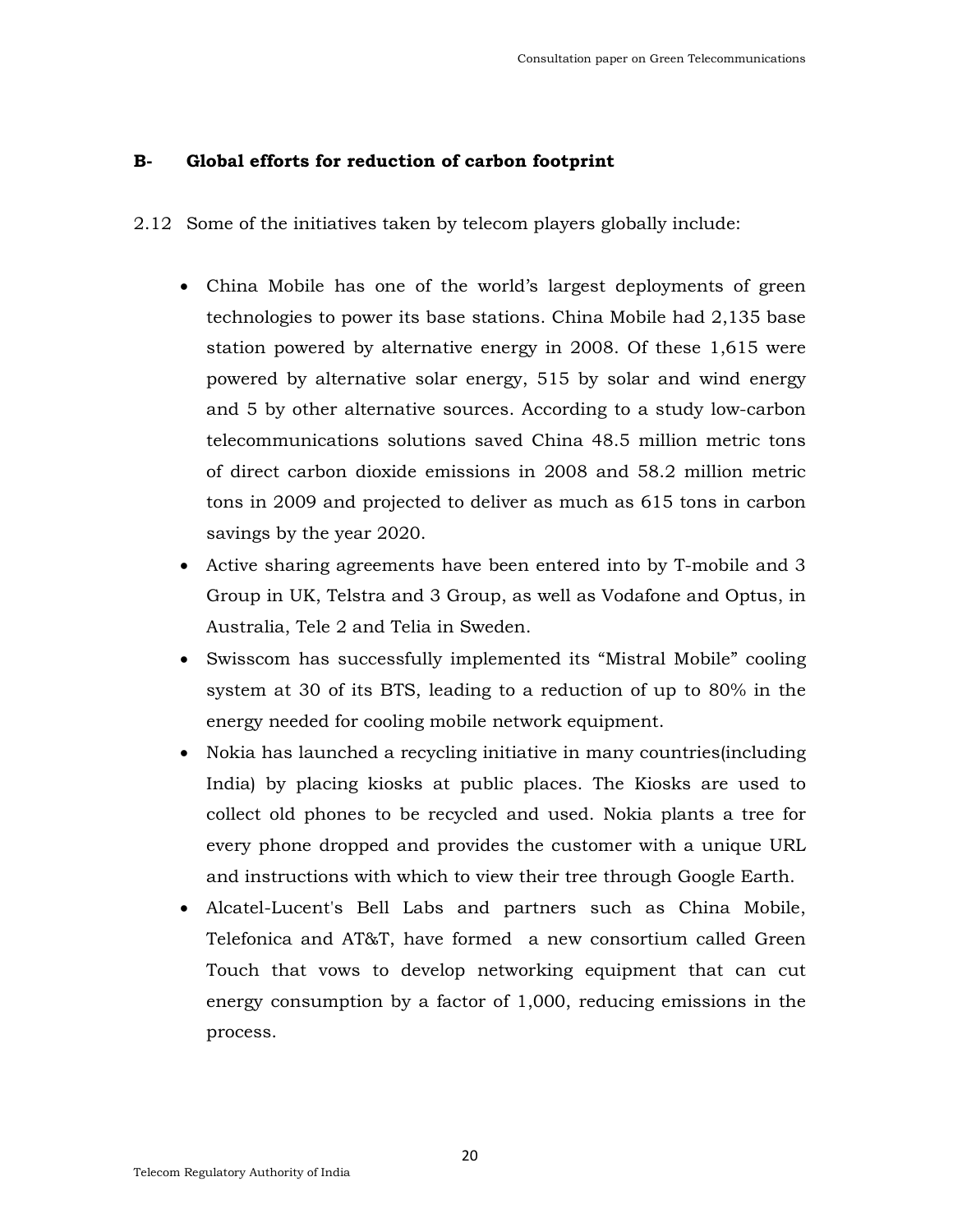## B- Global efforts for reduction of carbon footprint

2.12 Some of the initiatives taken by telecom players globally include:

- China Mobile has one of the world's largest deployments of green technologies to power its base stations. China Mobile had 2,135 base station powered by alternative energy in 2008. Of these 1,615 were powered by alternative solar energy, 515 by solar and wind energy and 5 by other alternative sources. According to a study low-carbon telecommunications solutions saved China 48.5 million metric tons of direct carbon dioxide emissions in 2008 and 58.2 million metric tons in 2009 and projected to deliver as much as 615 tons in carbon savings by the year 2020.
- Active sharing agreements have been entered into by T-mobile and 3 Group in UK, Telstra and 3 Group, as well as Vodafone and Optus, in Australia, Tele 2 and Telia in Sweden.
- Swisscom has successfully implemented its "Mistral Mobile" cooling system at 30 of its BTS, leading to a reduction of up to 80% in the energy needed for cooling mobile network equipment.
- Nokia has launched a recycling initiative in many countries(including India) by placing kiosks at public places. The Kiosks are used to collect old phones to be recycled and used. Nokia plants a tree for every phone dropped and provides the customer with a unique URL and instructions with which to view their tree through Google Earth.
- Alcatel-Lucent's Bell Labs and partners such as China Mobile, Telefonica and AT&T, have formed a new consortium called Green Touch that vows to develop networking equipment that can cut energy consumption by a factor of 1,000, reducing emissions in the process.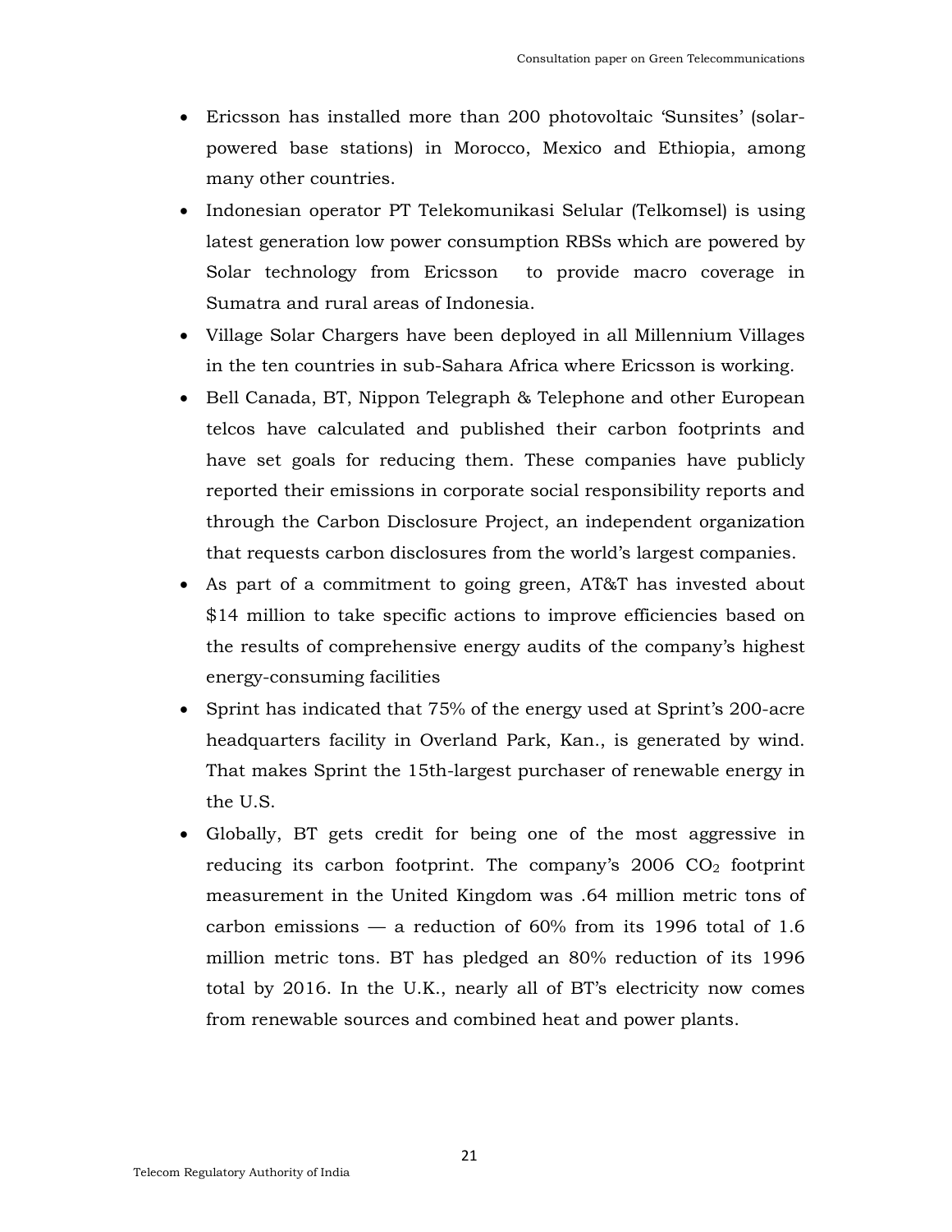- Ericsson has installed more than 200 photovoltaic 'Sunsites' (solar-powered base stations) in Morocco, Mexico and Ethiopia, among many other countries.
- Indonesian operator PT Telekomunikasi Selular (Telkomsel) is using latest generation low power consumption RBSs which are powered by Solar technology from Ericsson to provide macro coverage in Sumatra and rural areas of Indonesia.
- Village Solar Chargers have been deployed in all Millennium Villages in the ten countries in sub-Sahara Africa where Ericsson is working.
- Bell Canada, BT, Nippon Telegraph & Telephone and other European telcos have calculated and published their carbon footprints and have set goals for reducing them. These companies have publicly reported their emissions in corporate social responsibility reports and through the Carbon Disclosure Project, an independent organization that requests carbon disclosures from the world's largest companies.
- As part of a commitment to going green, AT&T has invested about $14 million to take specific actions to improve efficiencies based on the results of comprehensive energy audits of the company's highest energy-consuming facilities
- Sprint has indicated that 75% of the energy used at Sprint's 200-acre headquarters facility in Overland Park, Kan., is generated by wind. That makes Sprint the 15th-largest purchaser of renewable energy in the U.S.
- Globally, BT gets credit for being one of the most aggressive in reducing its carbon footprint. The company's 2006 $CO_2$ footprint measurement in the United Kingdom was .64 million metric tons of carbon emissions — a reduction of 60% from its 1996 total of 1.6 million metric tons. BT has pledged an 80% reduction of its 1996 total by 2016. In the U.K., nearly all of BT's electricity now comes from renewable sources and combined heat and power plants.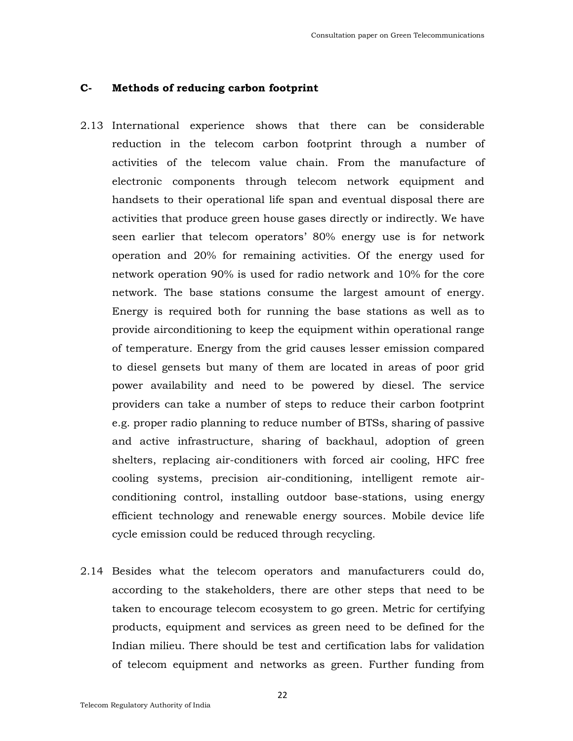## C- Methods of reducing carbon footprint

2.13 International experience shows that there can be considerable reduction in the telecom carbon footprint through a number of activities of the telecom value chain. From the manufacture of electronic components through telecom network equipment and handsets to their operational life span and eventual disposal there are activities that produce green house gases directly or indirectly. We have seen earlier that telecom operators' 80% energy use is for network operation and 20% for remaining activities. Of the energy used for network operation 90% is used for radio network and 10% for the core network. The base stations consume the largest amount of energy. Energy is required both for running the base stations as well as to provide airconditioning to keep the equipment within operational range of temperature. Energy from the grid causes lesser emission compared to diesel gensets but many of them are located in areas of poor grid power availability and need to be powered by diesel. The service providers can take a number of steps to reduce their carbon footprint e.g. proper radio planning to reduce number of BTSs, sharing of passive and active infrastructure, sharing of backhaul, adoption of green shelters, replacing air-conditioners with forced air cooling, HFC free cooling systems, precision air-conditioning, intelligent remote air-conditioning control, installing outdoor base-stations, using energy efficient technology and renewable energy sources. Mobile device life cycle emission could be reduced through recycling.

2.14 Besides what the telecom operators and manufacturers could do, according to the stakeholders, there are other steps that need to be taken to encourage telecom ecosystem to go green. Metric for certifying products, equipment and services as green need to be defined for the Indian milieu. There should be test and certification labs for validation of telecom equipment and networks as green. Further funding from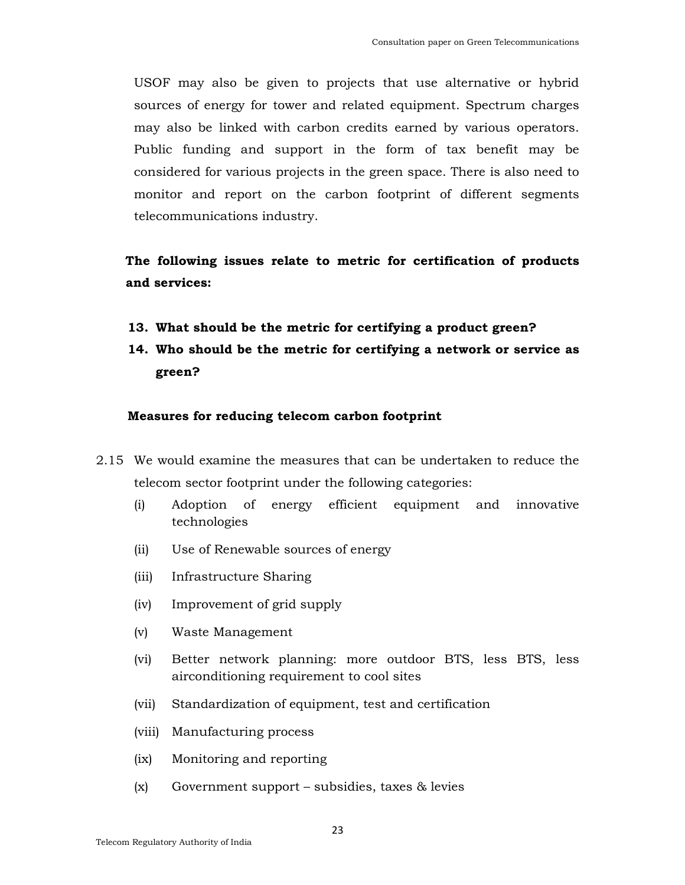USOF may also be given to projects that use alternative or hybrid sources of energy for tower and related equipment. Spectrum charges may also be linked with carbon credits earned by various operators. Public funding and support in the form of tax benefit may be considered for various projects in the green space. There is also need to monitor and report on the carbon footprint of different segments telecommunications industry.

**The following issues relate to metric for certification of products and services:**

13. **What should be the metric for certifying a product green?**
14. **Who should be the metric for certifying a network or service as green?**

**Measures for reducing telecom carbon footprint**

2.15 We would examine the measures that can be undertaken to reduce the telecom sector footprint under the following categories:

(i) Adoption of energy efficient equipment and innovative technologies

(ii) Use of Renewable sources of energy

(iii) Infrastructure Sharing

(iv) Improvement of grid supply

(v) Waste Management

(vi) Better network planning: more outdoor BTS, less BTS, less airconditioning requirement to cool sites

(vii) Standardization of equipment, test and certification

(viii) Manufacturing process

(ix) Monitoring and reporting

(x) Government support – subsidies, taxes & levies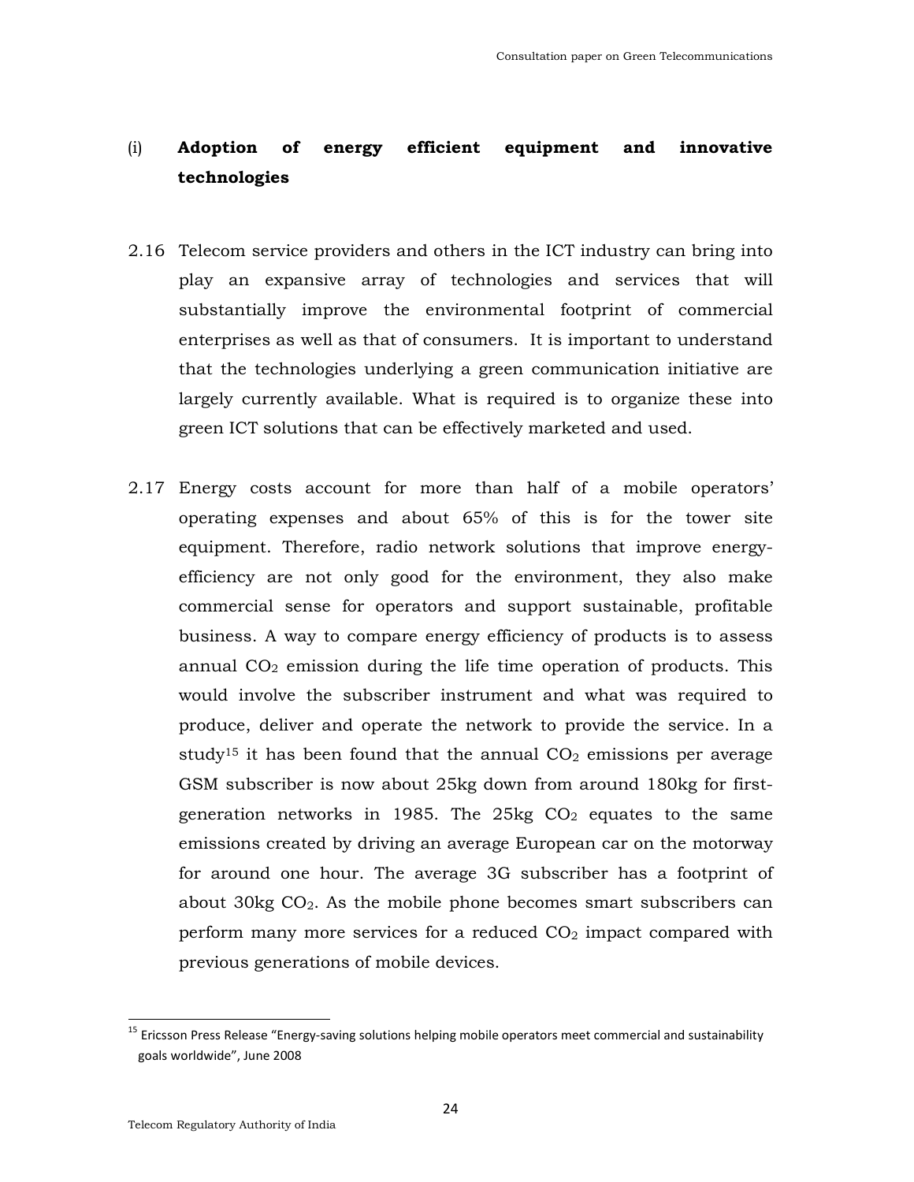### (i) Adoption of energy efficient equipment and innovative technologies

2.16 Telecom service providers and others in the ICT industry can bring into play an expansive array of technologies and services that will substantially improve the environmental footprint of commercial enterprises as well as that of consumers. It is important to understand that the technologies underlying a green communication initiative are largely currently available. What is required is to organize these into green ICT solutions that can be effectively marketed and used.

2.17 Energy costs account for more than half of a mobile operators' operating expenses and about 65% of this is for the tower site equipment. Therefore, radio network solutions that improve energy-efficiency are not only good for the environment, they also make commercial sense for operators and support sustainable, profitable business. A way to compare energy efficiency of products is to assess annual $CO_2$ emission during the life time operation of products. This would involve the subscriber instrument and what was required to produce, deliver and operate the network to provide the service. In a study[15] it has been found that the annual $CO_2$ emissions per average GSM subscriber is now about 25kg down from around 180kg for first-generation networks in 1985. The 25kg $CO_2$ equates to the same emissions created by driving an average European car on the motorway for around one hour. The average 3G subscriber has a footprint of about 30kg $CO_2$. As the mobile phone becomes smart subscribers can perform many more services for a reduced $CO_2$ impact compared with previous generations of mobile devices.

---

[15] Ericsson Press Release "Energy-saving solutions helping mobile operators meet commercial and sustainability goals worldwide", June 2008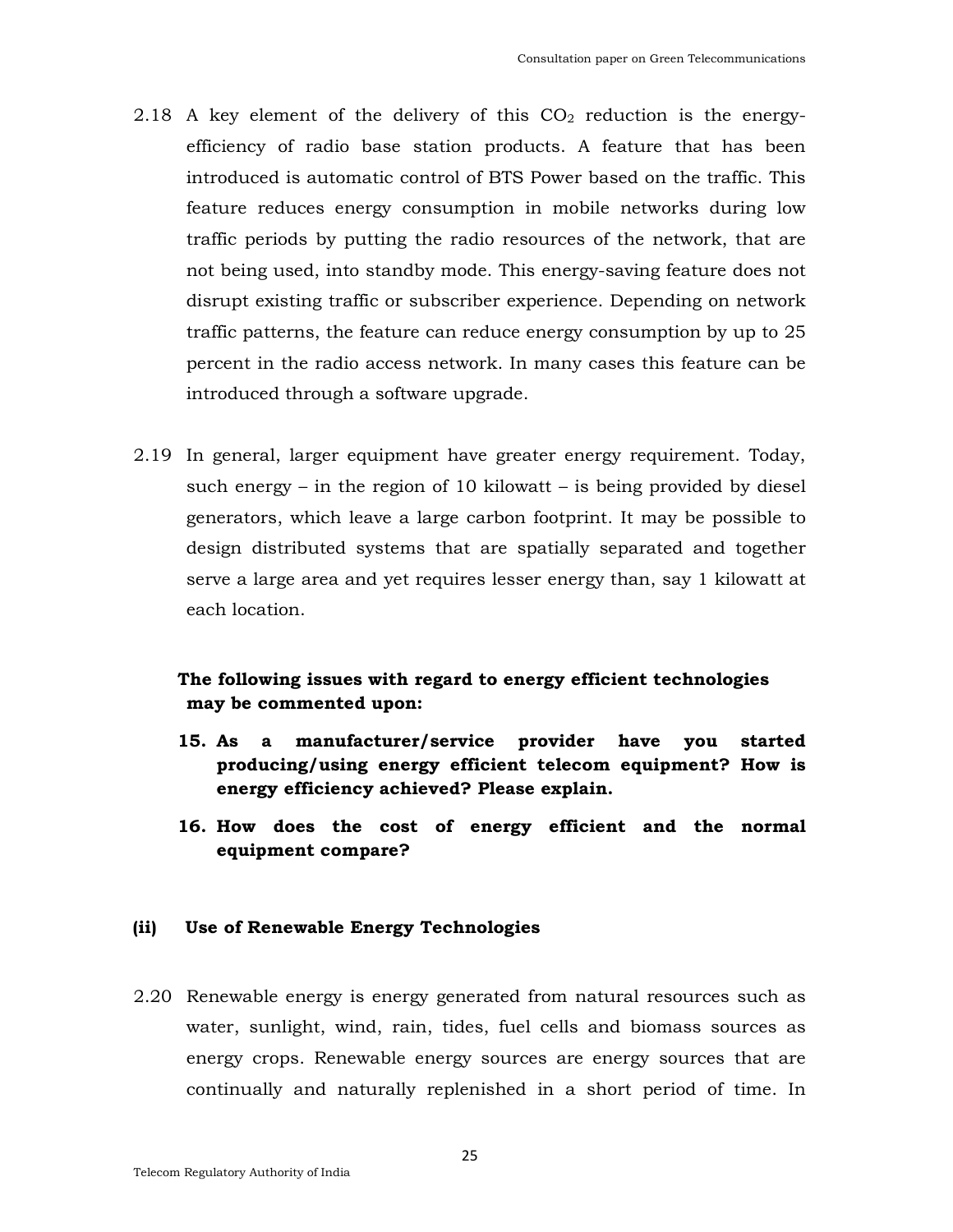2.18 A key element of the delivery of this $CO_2$ reduction is the energy-efficiency of radio base station products. A feature that has been introduced is automatic control of BTS Power based on the traffic. This feature reduces energy consumption in mobile networks during low traffic periods by putting the radio resources of the network, that are not being used, into standby mode. This energy-saving feature does not disrupt existing traffic or subscriber experience. Depending on network traffic patterns, the feature can reduce energy consumption by up to 25 percent in the radio access network. In many cases this feature can be introduced through a software upgrade.

2.19 In general, larger equipment have greater energy requirement. Today, such energy – in the region of 10 kilowatt – is being provided by diesel generators, which leave a large carbon footprint. It may be possible to design distributed systems that are spatially separated and together serve a large area and yet requires lesser energy than, say 1 kilowatt at each location.

**The following issues with regard to energy efficient technologies may be commented upon:**

**15. As a manufacturer/service provider have you started producing/using energy efficient telecom equipment? How is energy efficiency achieved? Please explain.**

**16. How does the cost of energy efficient and the normal equipment compare?**

### (ii) Use of Renewable Energy Technologies

2.20 Renewable energy is energy generated from natural resources such as water, sunlight, wind, rain, tides, fuel cells and biomass sources as energy crops. Renewable energy sources are energy sources that are continually and naturally replenished in a short period of time. In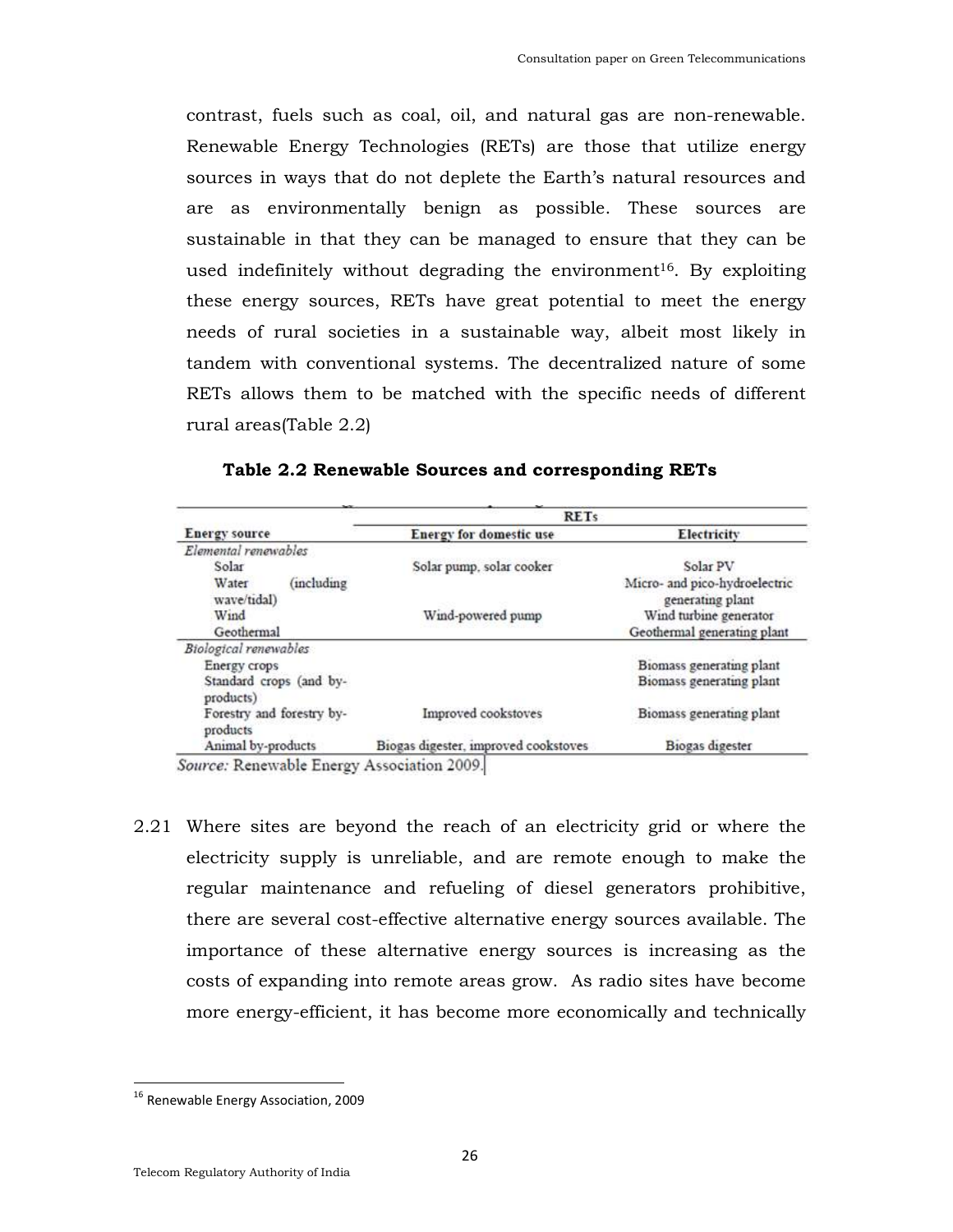contrast, fuels such as coal, oil, and natural gas are non-renewable. Renewable Energy Technologies (RETs) are those that utilize energy sources in ways that do not deplete the Earth's natural resources and are as environmentally benign as possible. These sources are sustainable in that they can be managed to ensure that they can be used indefinitely without degrading the environment[16]. By exploiting these energy sources, RETs have great potential to meet the energy needs of rural societies in a sustainable way, albeit most likely in tandem with conventional systems. The decentralized nature of some RETs allows them to be matched with the specific needs of different rural areas(Table 2.2)

**Table 2.2 Renewable Sources and corresponding RETs**

| | RETs | |
|---|---|---|
| **Energy source** | **Energy for domestic use** | **Electricity** |
| *Elemental renewables* | | |
| Solar | Solar pump, solar cooker | Solar PV |
| Water (including wave/tidal) | | Micro- and pico-hydroelectric generating plant |
| Wind | Wind-powered pump | Wind turbine generator |
| Geothermal | | Geothermal generating plant |
| *Biological renewables* | | |
| Energy crops | | Biomass generating plant |
| Standard crops (and by-products) | | Biomass generating plant |
| Forestry and forestry by-products | Improved cookstoves | Biomass generating plant |
| Animal by-products | Biogas digester, improved cookstoves | Biogas digester |

*Source:* Renewable Energy Association 2009.

2.21 Where sites are beyond the reach of an electricity grid or where the electricity supply is unreliable, and are remote enough to make the regular maintenance and refueling of diesel generators prohibitive, there are several cost-effective alternative energy sources available. The importance of these alternative energy sources is increasing as the costs of expanding into remote areas grow. As radio sites have become more energy-efficient, it has become more economically and technically

[16] Renewable Energy Association, 2009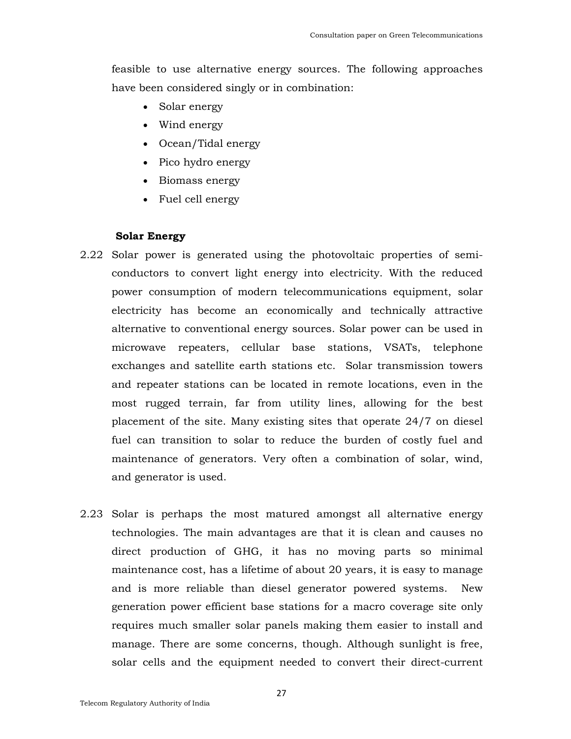feasible to use alternative energy sources. The following approaches have been considered singly or in combination:

- Solar energy
- Wind energy
- Ocean/Tidal energy
- Pico hydro energy
- Biomass energy
- Fuel cell energy

**Solar Energy**

2.22 Solar power is generated using the photovoltaic properties of semi-conductors to convert light energy into electricity. With the reduced power consumption of modern telecommunications equipment, solar electricity has become an economically and technically attractive alternative to conventional energy sources. Solar power can be used in microwave repeaters, cellular base stations, VSATs, telephone exchanges and satellite earth stations etc. Solar transmission towers and repeater stations can be located in remote locations, even in the most rugged terrain, far from utility lines, allowing for the best placement of the site. Many existing sites that operate 24/7 on diesel fuel can transition to solar to reduce the burden of costly fuel and maintenance of generators. Very often a combination of solar, wind, and generator is used.

2.23 Solar is perhaps the most matured amongst all alternative energy technologies. The main advantages are that it is clean and causes no direct production of GHG, it has no moving parts so minimal maintenance cost, has a lifetime of about 20 years, it is easy to manage and is more reliable than diesel generator powered systems. New generation power efficient base stations for a macro coverage site only requires much smaller solar panels making them easier to install and manage. There are some concerns, though. Although sunlight is free, solar cells and the equipment needed to convert their direct-current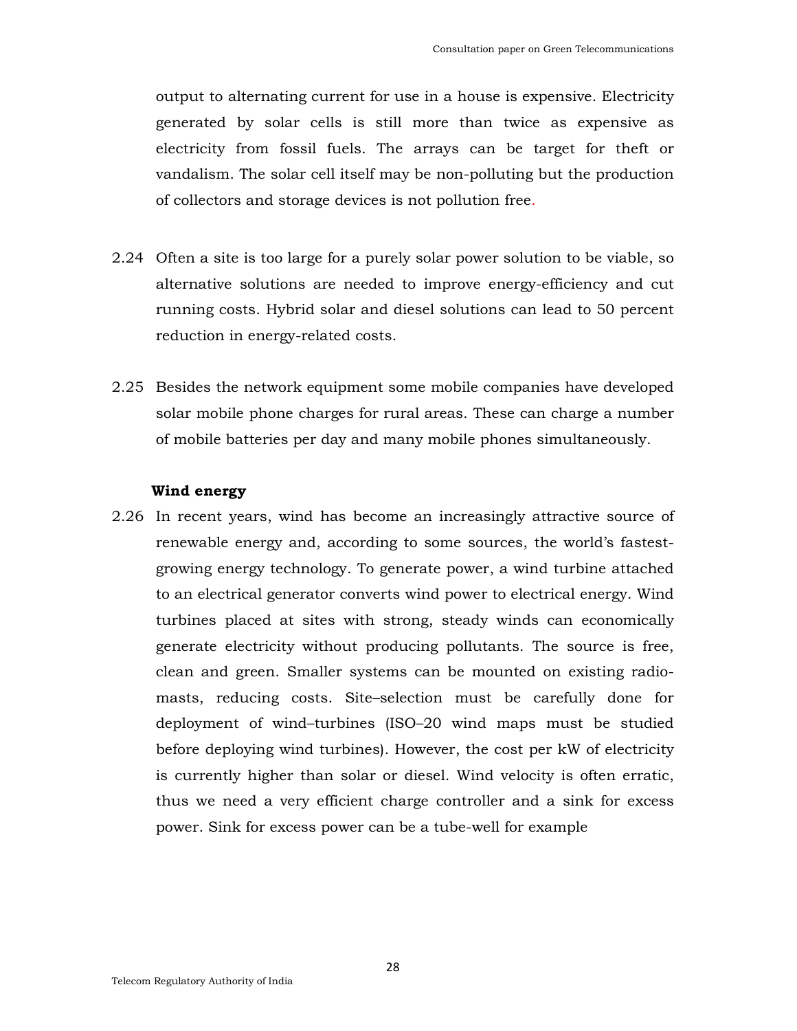output to alternating current for use in a house is expensive. Electricity generated by solar cells is still more than twice as expensive as electricity from fossil fuels. The arrays can be target for theft or vandalism. The solar cell itself may be non-polluting but the production of collectors and storage devices is not pollution free.

2.24 Often a site is too large for a purely solar power solution to be viable, so alternative solutions are needed to improve energy-efficiency and cut running costs. Hybrid solar and diesel solutions can lead to 50 percent reduction in energy-related costs.

2.25 Besides the network equipment some mobile companies have developed solar mobile phone charges for rural areas. These can charge a number of mobile batteries per day and many mobile phones simultaneously.

**Wind energy**

2.26 In recent years, wind has become an increasingly attractive source of renewable energy and, according to some sources, the world's fastest-growing energy technology. To generate power, a wind turbine attached to an electrical generator converts wind power to electrical energy. Wind turbines placed at sites with strong, steady winds can economically generate electricity without producing pollutants. The source is free, clean and green. Smaller systems can be mounted on existing radio-masts, reducing costs. Site–selection must be carefully done for deployment of wind–turbines (ISO–20 wind maps must be studied before deploying wind turbines). However, the cost per kW of electricity is currently higher than solar or diesel. Wind velocity is often erratic, thus we need a very efficient charge controller and a sink for excess power. Sink for excess power can be a tube-well for example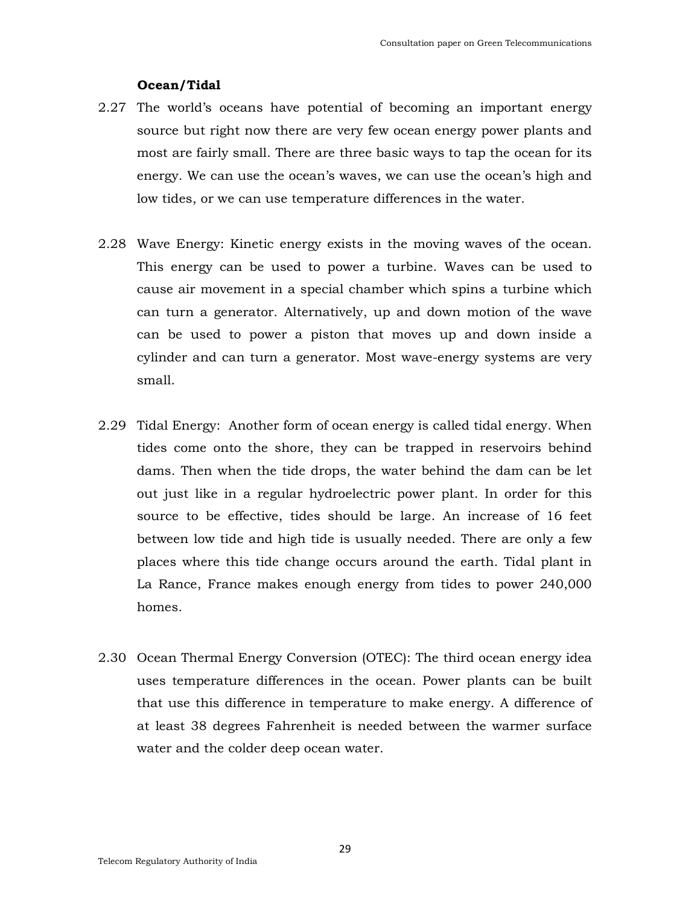**Ocean/Tidal**

2.27 The world's oceans have potential of becoming an important energy source but right now there are very few ocean energy power plants and most are fairly small. There are three basic ways to tap the ocean for its energy. We can use the ocean's waves, we can use the ocean's high and low tides, or we can use temperature differences in the water.

2.28 Wave Energy: Kinetic energy exists in the moving waves of the ocean. This energy can be used to power a turbine. Waves can be used to cause air movement in a special chamber which spins a turbine which can turn a generator. Alternatively, up and down motion of the wave can be used to power a piston that moves up and down inside a cylinder and can turn a generator. Most wave-energy systems are very small.

2.29 Tidal Energy: Another form of ocean energy is called tidal energy. When tides come onto the shore, they can be trapped in reservoirs behind dams. Then when the tide drops, the water behind the dam can be let out just like in a regular hydroelectric power plant. In order for this source to be effective, tides should be large. An increase of 16 feet between low tide and high tide is usually needed. There are only a few places where this tide change occurs around the earth. Tidal plant in La Rance, France makes enough energy from tides to power 240,000 homes.

2.30 Ocean Thermal Energy Conversion (OTEC): The third ocean energy idea uses temperature differences in the ocean. Power plants can be built that use this difference in temperature to make energy. A difference of at least 38 degrees Fahrenheit is needed between the warmer surface water and the colder deep ocean water.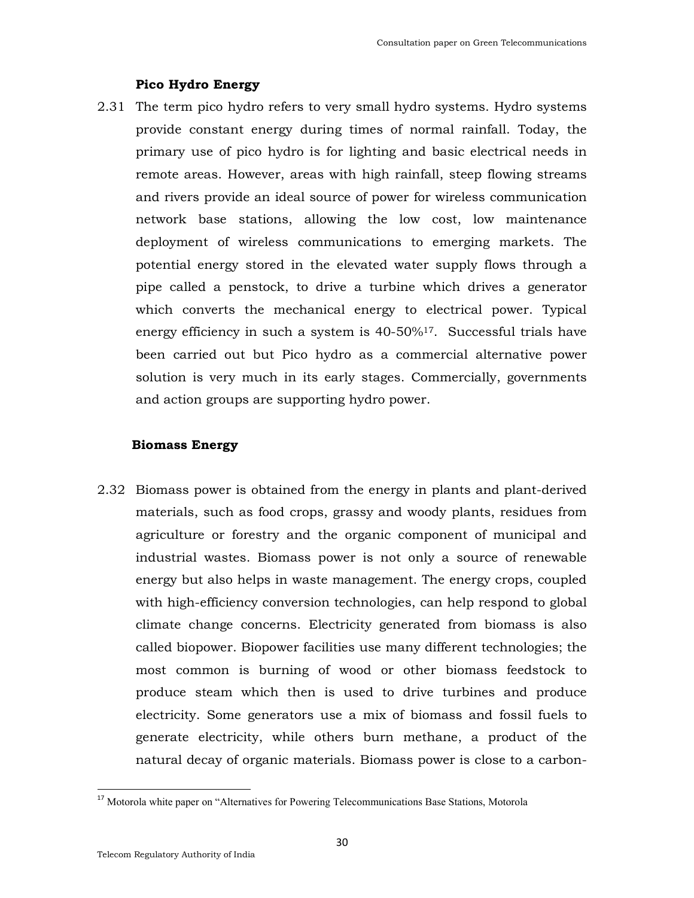### Pico Hydro Energy

2.31 The term pico hydro refers to very small hydro systems. Hydro systems provide constant energy during times of normal rainfall. Today, the primary use of pico hydro is for lighting and basic electrical needs in remote areas. However, areas with high rainfall, steep flowing streams and rivers provide an ideal source of power for wireless communication network base stations, allowing the low cost, low maintenance deployment of wireless communications to emerging markets. The potential energy stored in the elevated water supply flows through a pipe called a penstock, to drive a turbine which drives a generator which converts the mechanical energy to electrical power. Typical energy efficiency in such a system is 40-50%[17]. Successful trials have been carried out but Pico hydro as a commercial alternative power solution is very much in its early stages. Commercially, governments and action groups are supporting hydro power.

### Biomass Energy

2.32 Biomass power is obtained from the energy in plants and plant-derived materials, such as food crops, grassy and woody plants, residues from agriculture or forestry and the organic component of municipal and industrial wastes. Biomass power is not only a source of renewable energy but also helps in waste management. The energy crops, coupled with high-efficiency conversion technologies, can help respond to global climate change concerns. Electricity generated from biomass is also called biopower. Biopower facilities use many different technologies; the most common is burning of wood or other biomass feedstock to produce steam which then is used to drive turbines and produce electricity. Some generators use a mix of biomass and fossil fuels to generate electricity, while others burn methane, a product of the natural decay of organic materials. Biomass power is close to a carbon-

[17] Motorola white paper on "Alternatives for Powering Telecommunications Base Stations, Motorola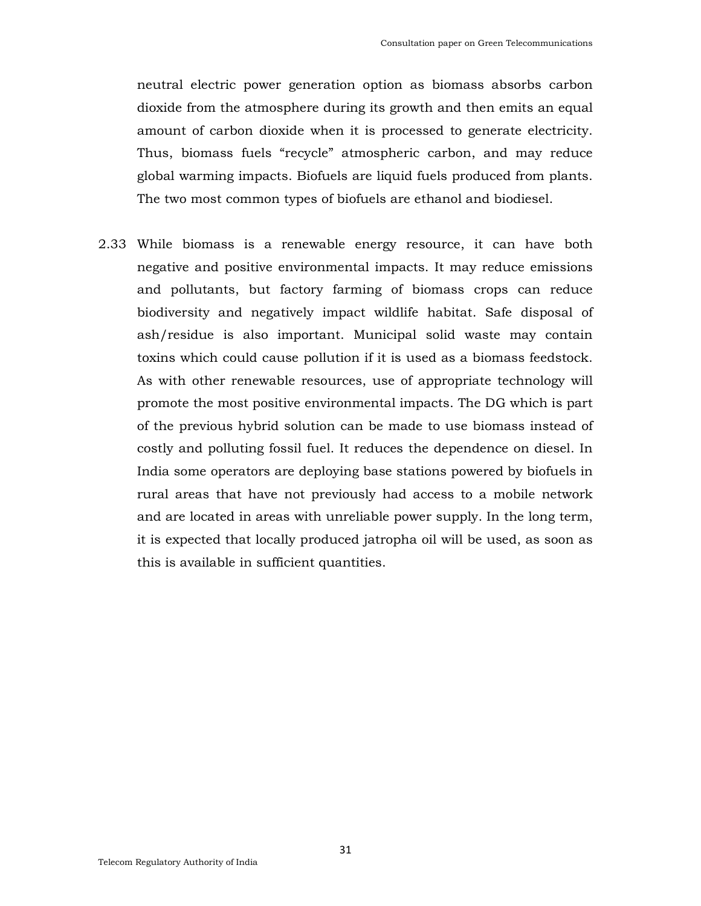neutral electric power generation option as biomass absorbs carbon dioxide from the atmosphere during its growth and then emits an equal amount of carbon dioxide when it is processed to generate electricity. Thus, biomass fuels "recycle" atmospheric carbon, and may reduce global warming impacts. Biofuels are liquid fuels produced from plants. The two most common types of biofuels are ethanol and biodiesel.

2.33 While biomass is a renewable energy resource, it can have both negative and positive environmental impacts. It may reduce emissions and pollutants, but factory farming of biomass crops can reduce biodiversity and negatively impact wildlife habitat. Safe disposal of ash/residue is also important. Municipal solid waste may contain toxins which could cause pollution if it is used as a biomass feedstock. As with other renewable resources, use of appropriate technology will promote the most positive environmental impacts. The DG which is part of the previous hybrid solution can be made to use biomass instead of costly and polluting fossil fuel. It reduces the dependence on diesel. In India some operators are deploying base stations powered by biofuels in rural areas that have not previously had access to a mobile network and are located in areas with unreliable power supply. In the long term, it is expected that locally produced jatropha oil will be used, as soon as this is available in sufficient quantities.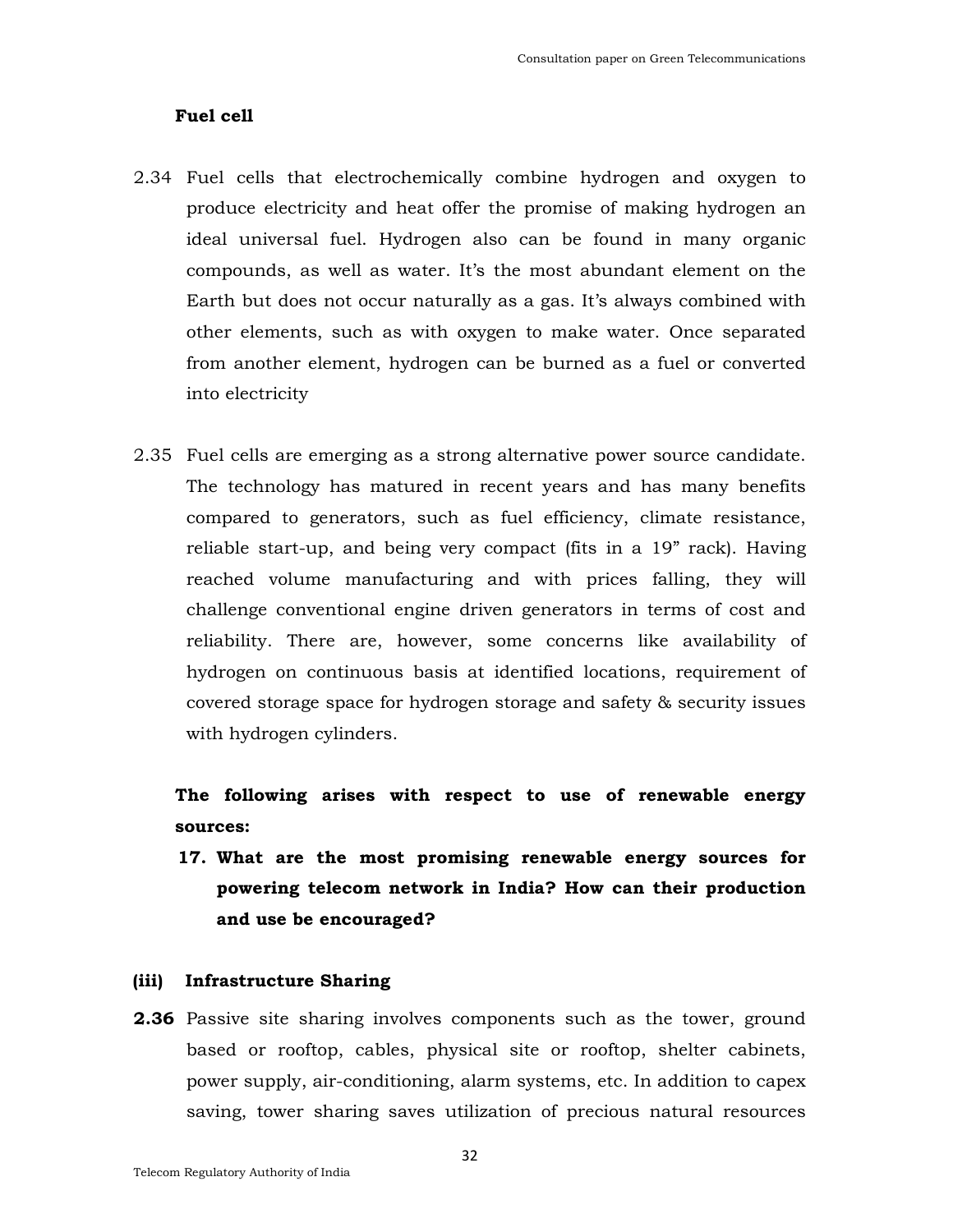**Fuel cell**

2.34 Fuel cells that electrochemically combine hydrogen and oxygen to produce electricity and heat offer the promise of making hydrogen an ideal universal fuel. Hydrogen also can be found in many organic compounds, as well as water. It's the most abundant element on the Earth but does not occur naturally as a gas. It's always combined with other elements, such as with oxygen to make water. Once separated from another element, hydrogen can be burned as a fuel or converted into electricity

2.35 Fuel cells are emerging as a strong alternative power source candidate. The technology has matured in recent years and has many benefits compared to generators, such as fuel efficiency, climate resistance, reliable start-up, and being very compact (fits in a 19" rack). Having reached volume manufacturing and with prices falling, they will challenge conventional engine driven generators in terms of cost and reliability. There are, however, some concerns like availability of hydrogen on continuous basis at identified locations, requirement of covered storage space for hydrogen storage and safety & security issues with hydrogen cylinders.

**The following arises with respect to use of renewable energy sources:**

**17. What are the most promising renewable energy sources for powering telecom network in India? How can their production and use be encouraged?**

### (iii) Infrastructure Sharing

**2.36** Passive site sharing involves components such as the tower, ground based or rooftop, cables, physical site or rooftop, shelter cabinets, power supply, air-conditioning, alarm systems, etc. In addition to capex saving, tower sharing saves utilization of precious natural resources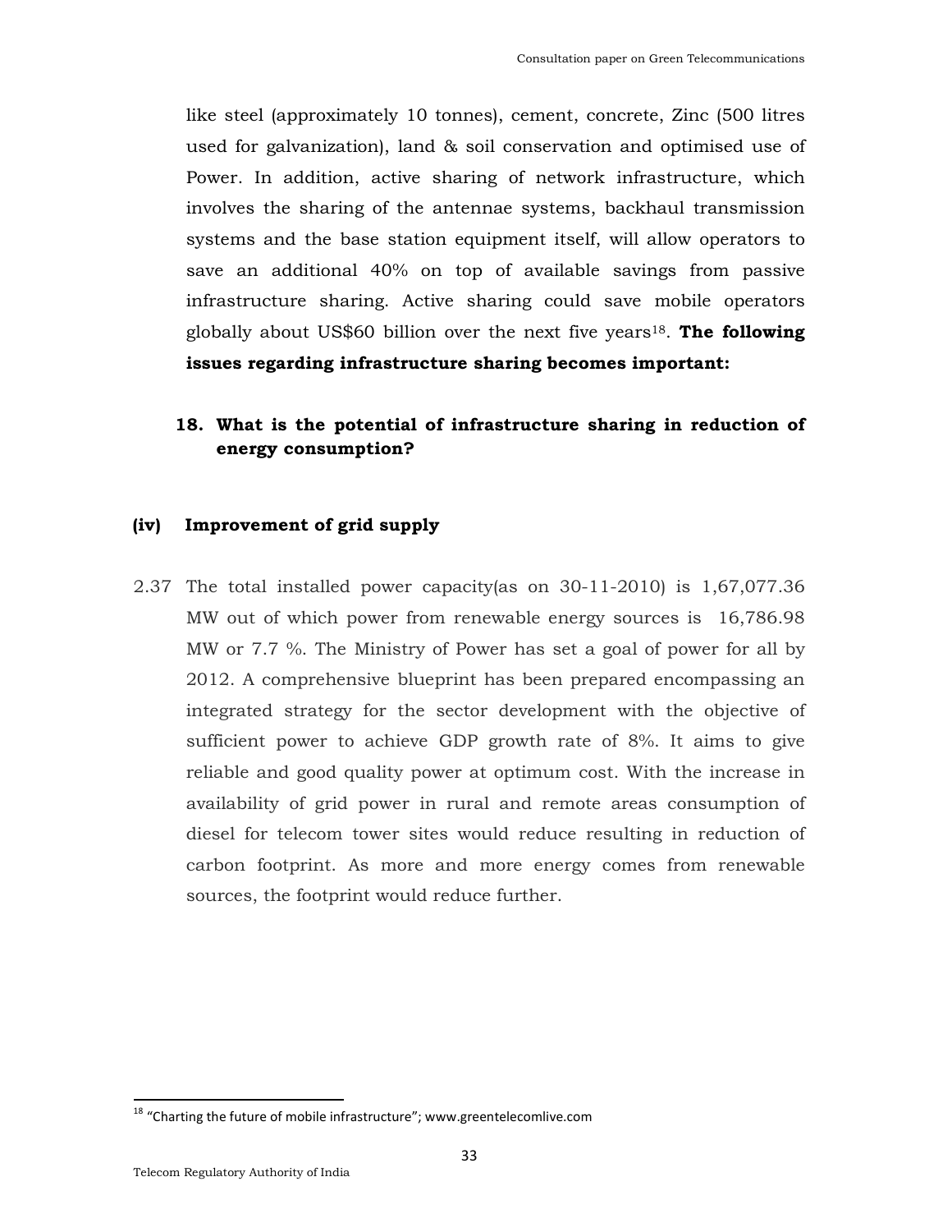like steel (approximately 10 tonnes), cement, concrete, Zinc (500 litres used for galvanization), land & soil conservation and optimised use of Power. In addition, active sharing of network infrastructure, which involves the sharing of the antennae systems, backhaul transmission systems and the base station equipment itself, will allow operators to save an additional 40% on top of available savings from passive infrastructure sharing. Active sharing could save mobile operators globally about US$60 billion over the next five years[18]. **The following issues regarding infrastructure sharing becomes important:**

**18. What is the potential of infrastructure sharing in reduction of energy consumption?**

### (iv) Improvement of grid supply

2.37 The total installed power capacity(as on 30-11-2010) is 1,67,077.36 MW out of which power from renewable energy sources is 16,786.98 MW or 7.7 %. The Ministry of Power has set a goal of power for all by 2012. A comprehensive blueprint has been prepared encompassing an integrated strategy for the sector development with the objective of sufficient power to achieve GDP growth rate of 8%. It aims to give reliable and good quality power at optimum cost. With the increase in availability of grid power in rural and remote areas consumption of diesel for telecom tower sites would reduce resulting in reduction of carbon footprint. As more and more energy comes from renewable sources, the footprint would reduce further.

---

[18] "Charting the future of mobile infrastructure"; www.greentelecomlive.com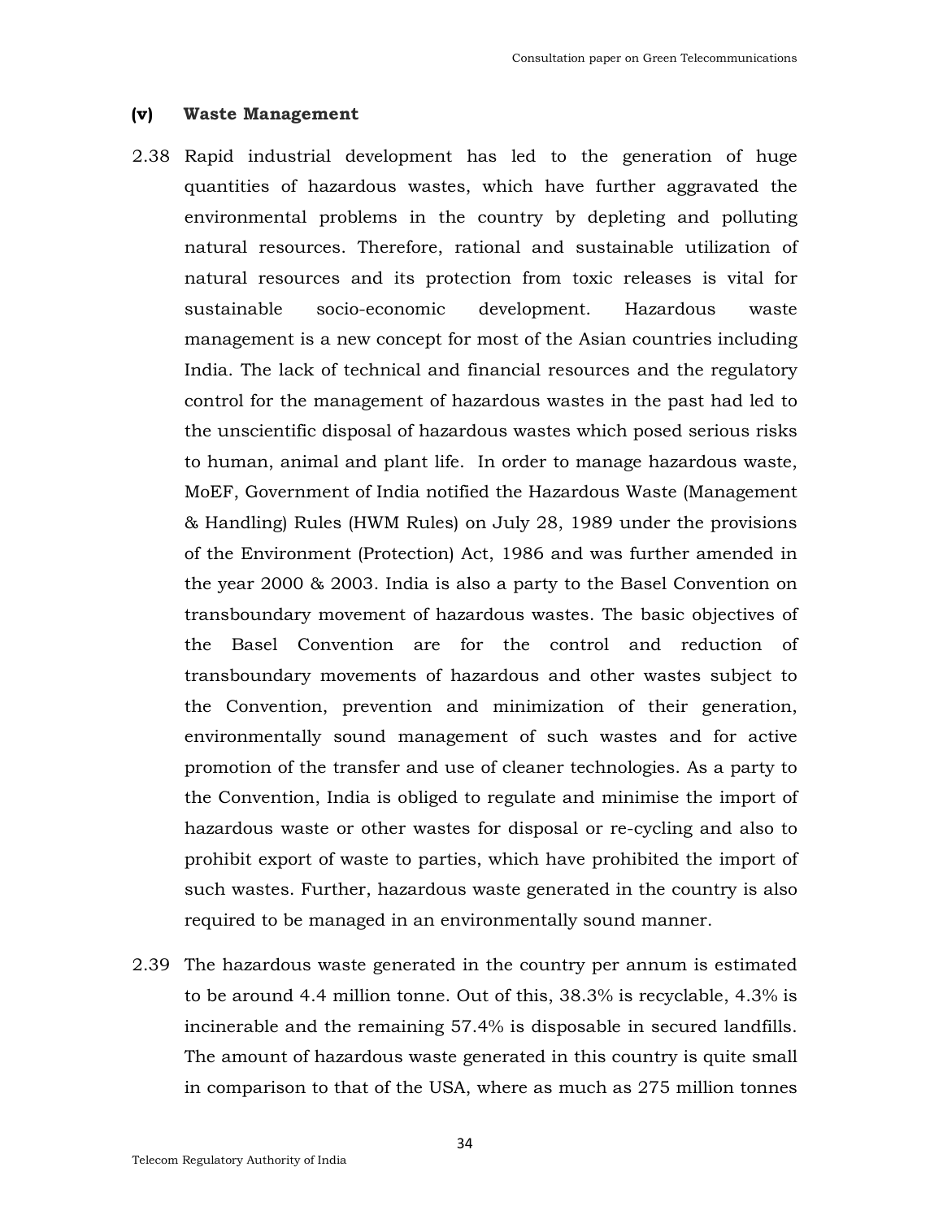### (v) Waste Management

2.38 Rapid industrial development has led to the generation of huge quantities of hazardous wastes, which have further aggravated the environmental problems in the country by depleting and polluting natural resources. Therefore, rational and sustainable utilization of natural resources and its protection from toxic releases is vital for sustainable socio-economic development. Hazardous waste management is a new concept for most of the Asian countries including India. The lack of technical and financial resources and the regulatory control for the management of hazardous wastes in the past had led to the unscientific disposal of hazardous wastes which posed serious risks to human, animal and plant life. In order to manage hazardous waste, MoEF, Government of India notified the Hazardous Waste (Management & Handling) Rules (HWM Rules) on July 28, 1989 under the provisions of the Environment (Protection) Act, 1986 and was further amended in the year 2000 & 2003. India is also a party to the Basel Convention on transboundary movement of hazardous wastes. The basic objectives of the Basel Convention are for the control and reduction of transboundary movements of hazardous and other wastes subject to the Convention, prevention and minimization of their generation, environmentally sound management of such wastes and for active promotion of the transfer and use of cleaner technologies. As a party to the Convention, India is obliged to regulate and minimise the import of hazardous waste or other wastes for disposal or re-cycling and also to prohibit export of waste to parties, which have prohibited the import of such wastes. Further, hazardous waste generated in the country is also required to be managed in an environmentally sound manner.

2.39 The hazardous waste generated in the country per annum is estimated to be around 4.4 million tonne. Out of this, 38.3% is recyclable, 4.3% is incinerable and the remaining 57.4% is disposable in secured landfills. The amount of hazardous waste generated in this country is quite small in comparison to that of the USA, where as much as 275 million tonnes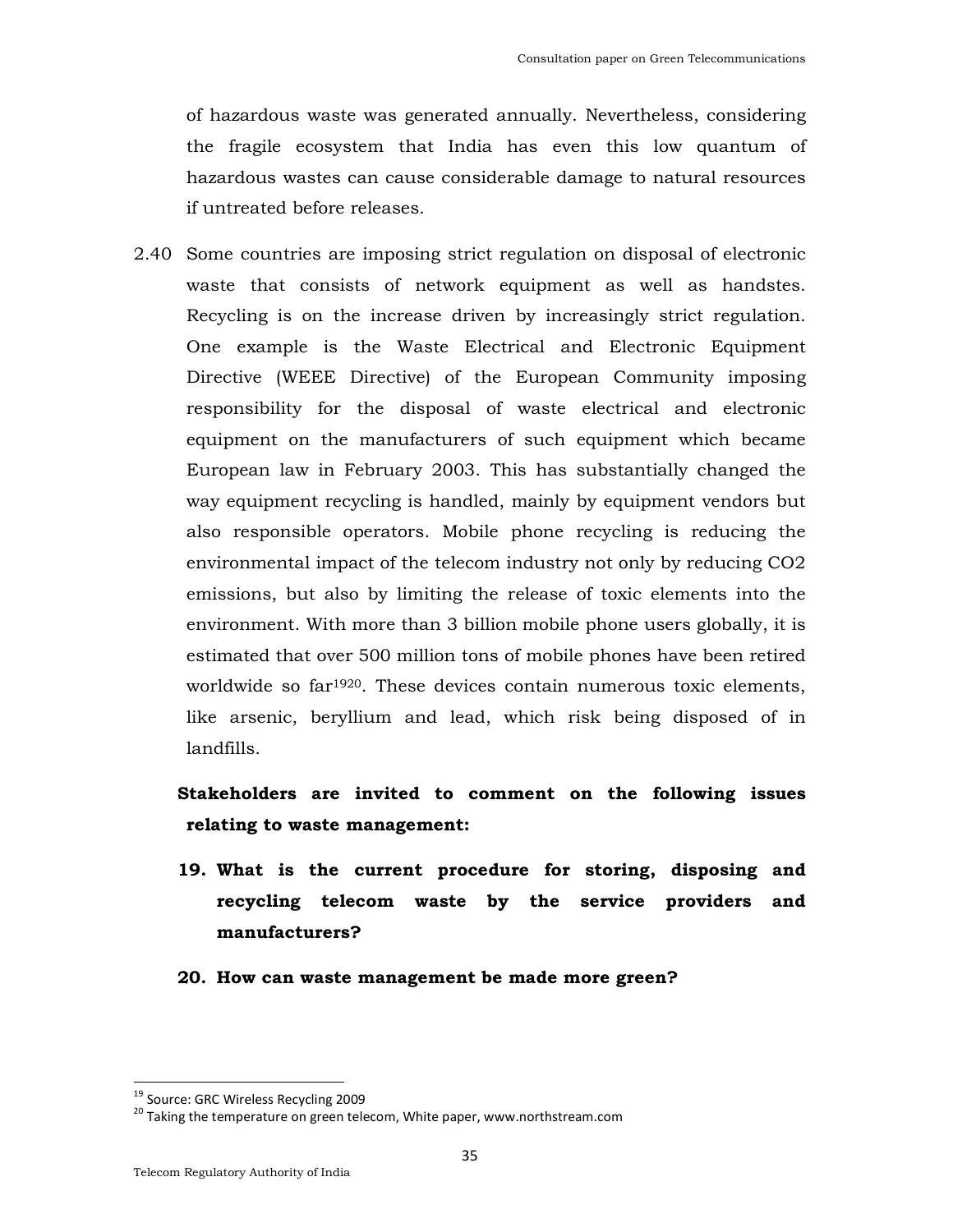of hazardous waste was generated annually. Nevertheless, considering the fragile ecosystem that India has even this low quantum of hazardous wastes can cause considerable damage to natural resources if untreated before releases.

2.40 Some countries are imposing strict regulation on disposal of electronic waste that consists of network equipment as well as handstes. Recycling is on the increase driven by increasingly strict regulation. One example is the Waste Electrical and Electronic Equipment Directive (WEEE Directive) of the European Community imposing responsibility for the disposal of waste electrical and electronic equipment on the manufacturers of such equipment which became European law in February 2003. This has substantially changed the way equipment recycling is handled, mainly by equipment vendors but also responsible operators. Mobile phone recycling is reducing the environmental impact of the telecom industry not only by reducing $CO_2$ emissions, but also by limiting the release of toxic elements into the environment. With more than 3 billion mobile phone users globally, it is estimated that over 500 million tons of mobile phones have been retired worldwide so far[19][20]. These devices contain numerous toxic elements, like arsenic, beryllium and lead, which risk being disposed of in landfills.

**Stakeholders are invited to comment on the following issues relating to waste management:**

**19. What is the current procedure for storing, disposing and recycling telecom waste by the service providers and manufacturers?**

**20. How can waste management be made more green?**

---

[19] Source: GRC Wireless Recycling 2009

[20] Taking the temperature on green telecom, White paper, www.northstream.com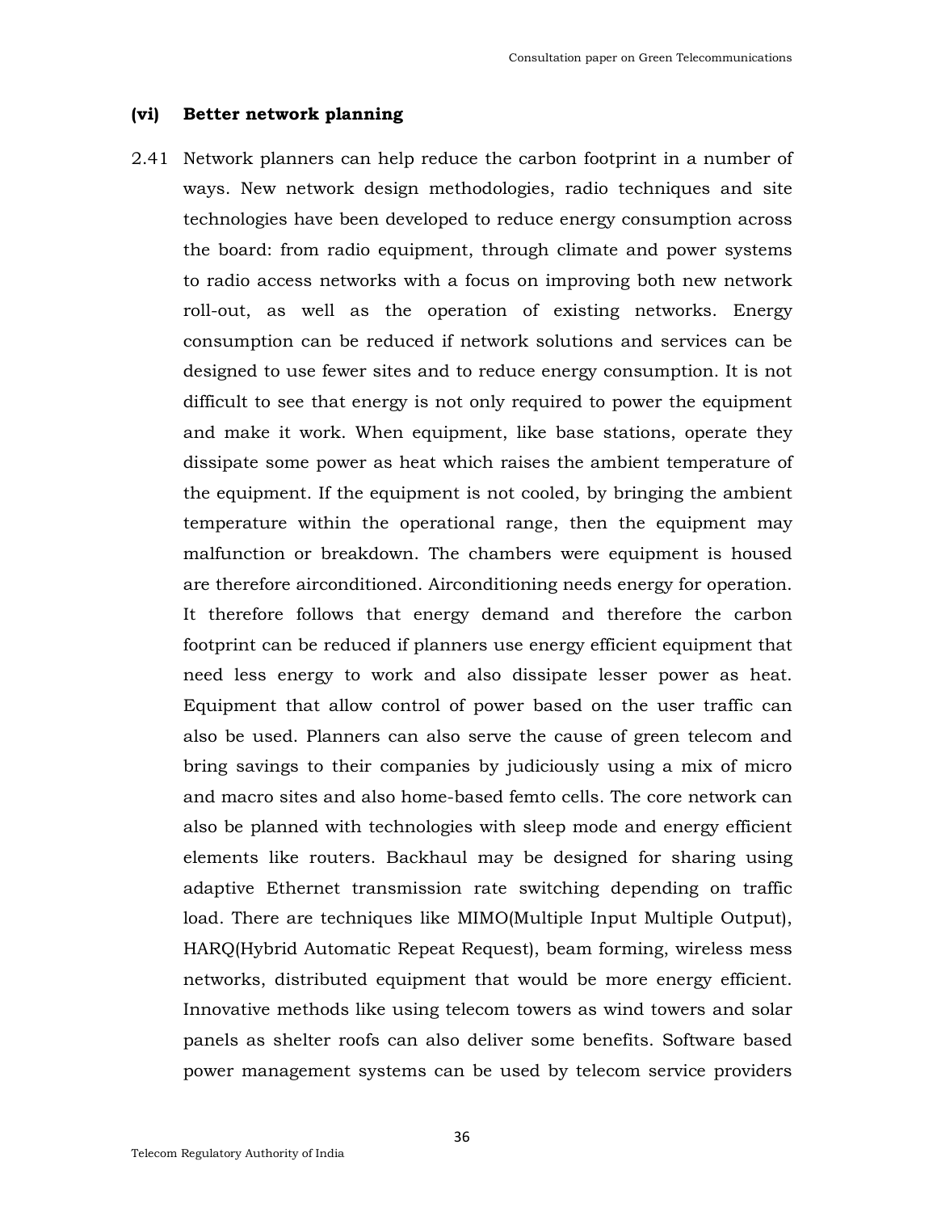### (vi) Better network planning

2.41 Network planners can help reduce the carbon footprint in a number of ways. New network design methodologies, radio techniques and site technologies have been developed to reduce energy consumption across the board: from radio equipment, through climate and power systems to radio access networks with a focus on improving both new network roll-out, as well as the operation of existing networks. Energy consumption can be reduced if network solutions and services can be designed to use fewer sites and to reduce energy consumption. It is not difficult to see that energy is not only required to power the equipment and make it work. When equipment, like base stations, operate they dissipate some power as heat which raises the ambient temperature of the equipment. If the equipment is not cooled, by bringing the ambient temperature within the operational range, then the equipment may malfunction or breakdown. The chambers were equipment is housed are therefore airconditioned. Airconditioning needs energy for operation. It therefore follows that energy demand and therefore the carbon footprint can be reduced if planners use energy efficient equipment that need less energy to work and also dissipate lesser power as heat. Equipment that allow control of power based on the user traffic can also be used. Planners can also serve the cause of green telecom and bring savings to their companies by judiciously using a mix of micro and macro sites and also home-based femto cells. The core network can also be planned with technologies with sleep mode and energy efficient elements like routers. Backhaul may be designed for sharing using adaptive Ethernet transmission rate switching depending on traffic load. There are techniques like MIMO(Multiple Input Multiple Output), HARQ(Hybrid Automatic Repeat Request), beam forming, wireless mess networks, distributed equipment that would be more energy efficient. Innovative methods like using telecom towers as wind towers and solar panels as shelter roofs can also deliver some benefits. Software based power management systems can be used by telecom service providers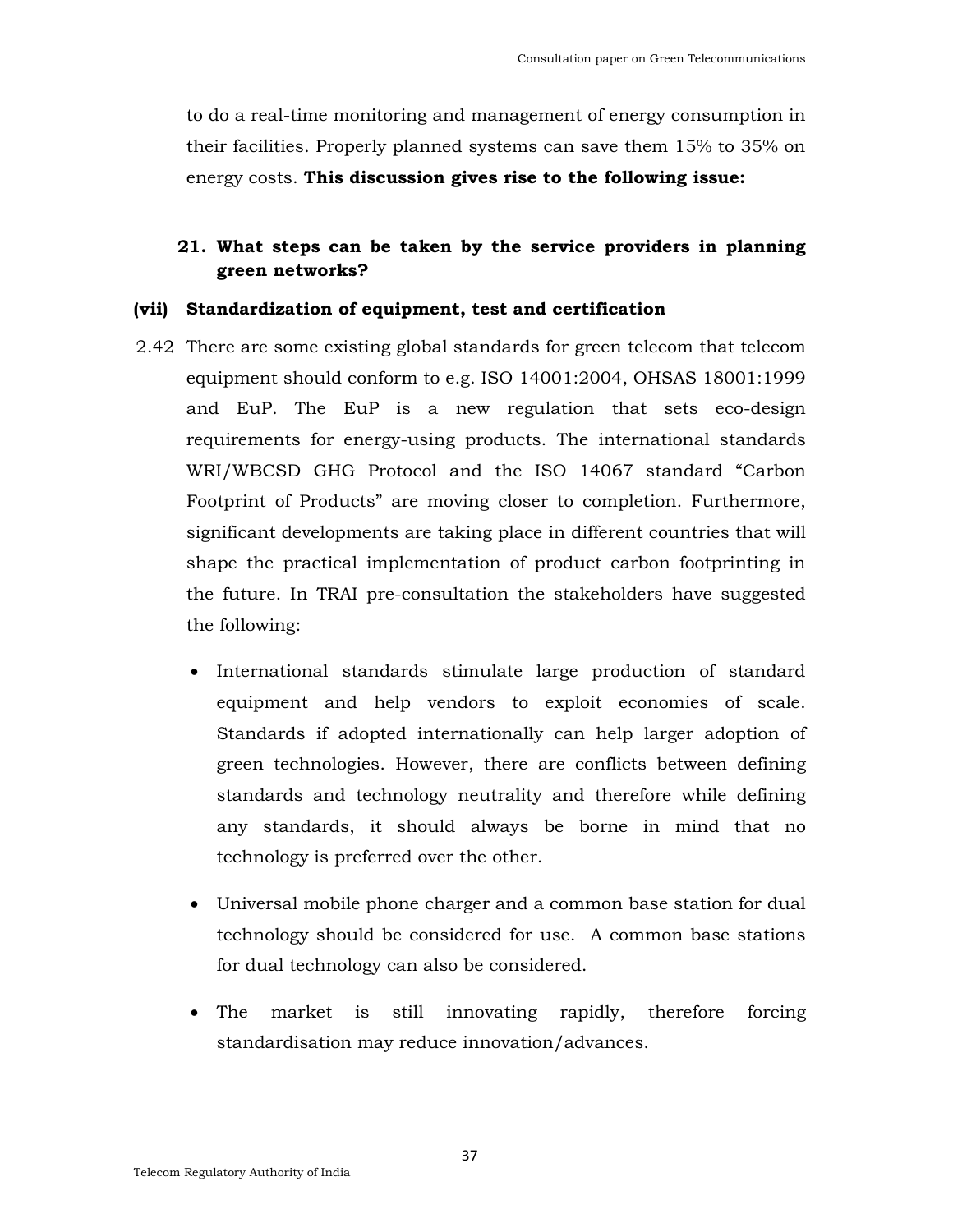to do a real-time monitoring and management of energy consumption in their facilities. Properly planned systems can save them 15% to 35% on energy costs. **This discussion gives rise to the following issue:**

**21. What steps can be taken by the service providers in planning green networks?**

### (vii) Standardization of equipment, test and certification

2.42 There are some existing global standards for green telecom that telecom equipment should conform to e.g. ISO 14001:2004, OHSAS 18001:1999 and EuP. The EuP is a new regulation that sets eco-design requirements for energy-using products. The international standards WRI/WBCSD GHG Protocol and the ISO 14067 standard "Carbon Footprint of Products" are moving closer to completion. Furthermore, significant developments are taking place in different countries that will shape the practical implementation of product carbon footprinting in the future. In TRAI pre-consultation the stakeholders have suggested the following:

- International standards stimulate large production of standard equipment and help vendors to exploit economies of scale. Standards if adopted internationally can help larger adoption of green technologies. However, there are conflicts between defining standards and technology neutrality and therefore while defining any standards, it should always be borne in mind that no technology is preferred over the other.
- Universal mobile phone charger and a common base station for dual technology should be considered for use. A common base stations for dual technology can also be considered.
- The market is still innovating rapidly, therefore forcing standardisation may reduce innovation/advances.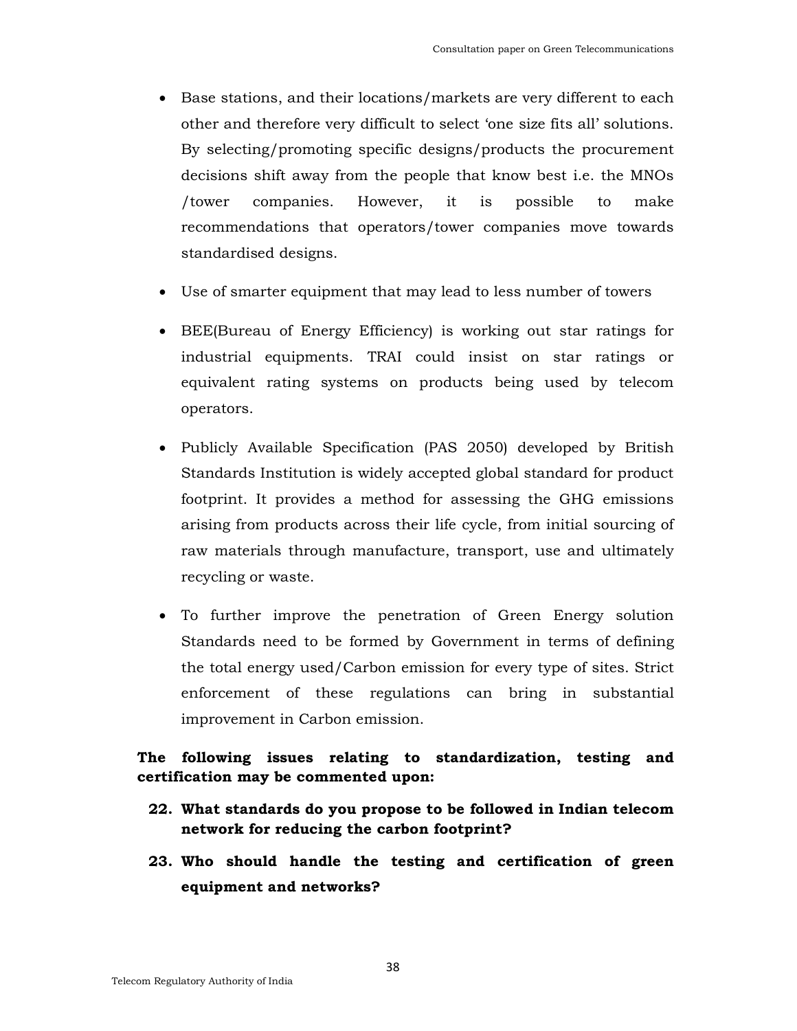- Base stations, and their locations/markets are very different to each other and therefore very difficult to select 'one size fits all' solutions. By selecting/promoting specific designs/products the procurement decisions shift away from the people that know best i.e. the MNOs /tower companies. However, it is possible to make recommendations that operators/tower companies move towards standardised designs.

- Use of smarter equipment that may lead to less number of towers

- BEE(Bureau of Energy Efficiency) is working out star ratings for industrial equipments. TRAI could insist on star ratings or equivalent rating systems on products being used by telecom operators.

- Publicly Available Specification (PAS 2050) developed by British Standards Institution is widely accepted global standard for product footprint. It provides a method for assessing the GHG emissions arising from products across their life cycle, from initial sourcing of raw materials through manufacture, transport, use and ultimately recycling or waste.

- To further improve the penetration of Green Energy solution Standards need to be formed by Government in terms of defining the total energy used/Carbon emission for every type of sites. Strict enforcement of these regulations can bring in substantial improvement in Carbon emission.

**The following issues relating to standardization, testing and certification may be commented upon:**

22. **What standards do you propose to be followed in Indian telecom network for reducing the carbon footprint?**

23. **Who should handle the testing and certification of green equipment and networks?**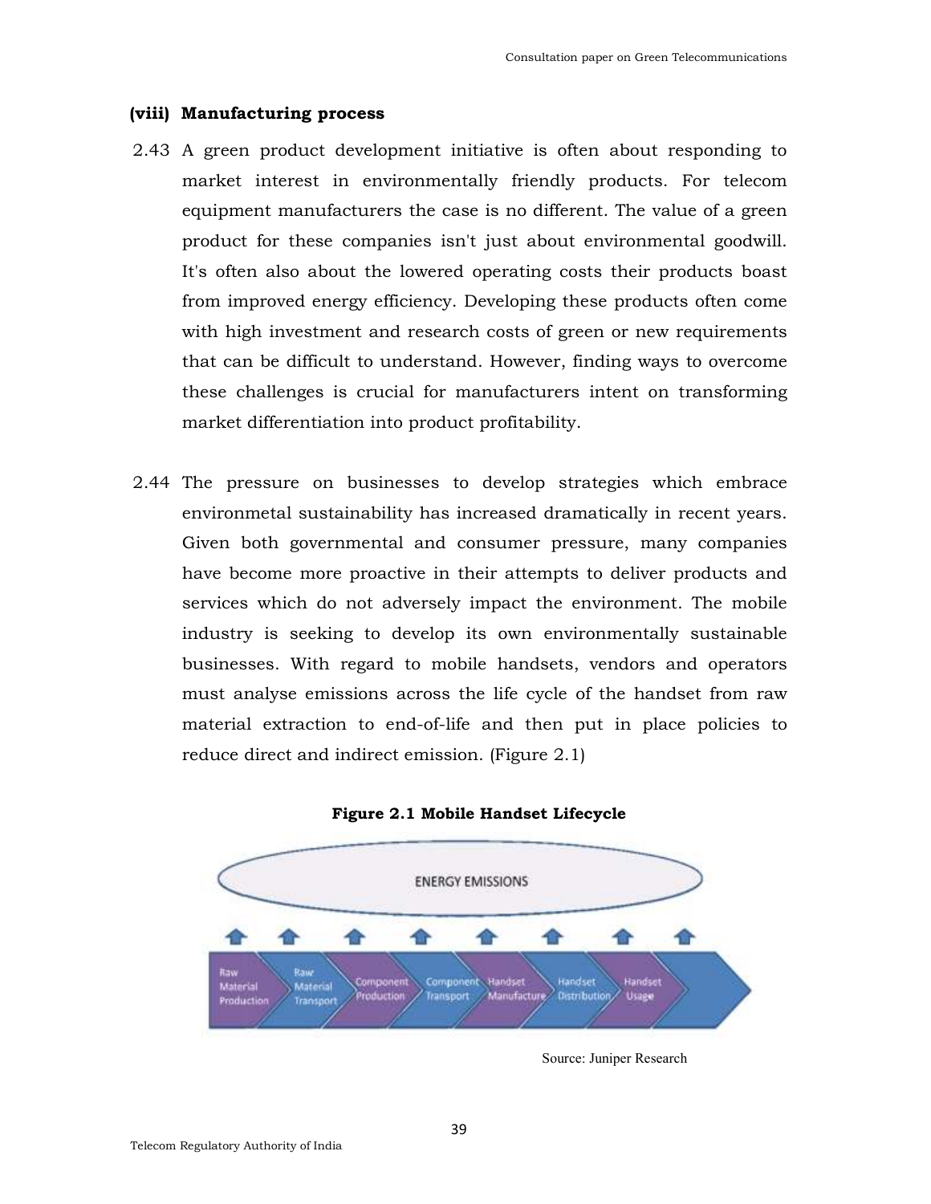### (viii) Manufacturing process

2.43 A green product development initiative is often about responding to market interest in environmentally friendly products. For telecom equipment manufacturers the case is no different. The value of a green product for these companies isn't just about environmental goodwill. It's often also about the lowered operating costs their products boast from improved energy efficiency. Developing these products often come with high investment and research costs of green or new requirements that can be difficult to understand. However, finding ways to overcome these challenges is crucial for manufacturers intent on transforming market differentiation into product profitability.

2.44 The pressure on businesses to develop strategies which embrace environmetal sustainability has increased dramatically in recent years. Given both governmental and consumer pressure, many companies have become more proactive in their attempts to deliver products and services which do not adversely impact the environment. The mobile industry is seeking to develop its own environmentally sustainable businesses. With regard to mobile handsets, vendors and operators must analyse emissions across the life cycle of the handset from raw material extraction to end-of-life and then put in place policies to reduce direct and indirect emission. (Figure 2.1)

**Figure 2.1 Mobile Handset Lifecycle**

ENERGY EMISSIONS

Raw Material Production → Raw Material Transport → Component Production → Component Transport → Handset Manufacture → Handset Distribution → Handset Usage

Source: Juniper Research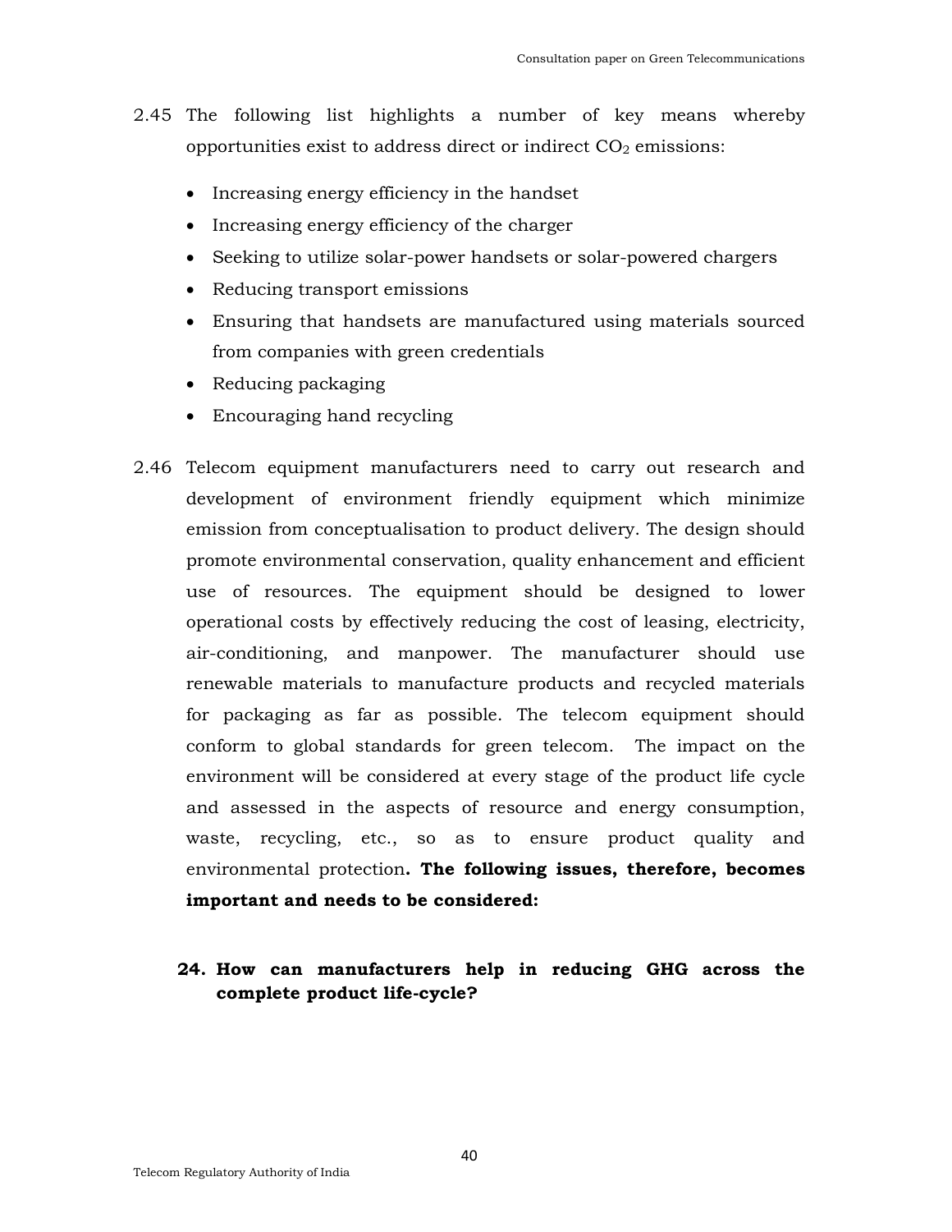2.45 The following list highlights a number of key means whereby opportunities exist to address direct or indirect $CO_2$ emissions:

- Increasing energy efficiency in the handset
- Increasing energy efficiency of the charger
- Seeking to utilize solar-power handsets or solar-powered chargers
- Reducing transport emissions
- Ensuring that handsets are manufactured using materials sourced from companies with green credentials
- Reducing packaging
- Encouraging hand recycling

2.46 Telecom equipment manufacturers need to carry out research and development of environment friendly equipment which minimize emission from conceptualisation to product delivery. The design should promote environmental conservation, quality enhancement and efficient use of resources. The equipment should be designed to lower operational costs by effectively reducing the cost of leasing, electricity, air-conditioning, and manpower. The manufacturer should use renewable materials to manufacture products and recycled materials for packaging as far as possible. The telecom equipment should conform to global standards for green telecom. The impact on the environment will be considered at every stage of the product life cycle and assessed in the aspects of resource and energy consumption, waste, recycling, etc., so as to ensure product quality and environmental protection**. The following issues, therefore, becomes important and needs to be considered:**

**24. How can manufacturers help in reducing GHG across the complete product life-cycle?**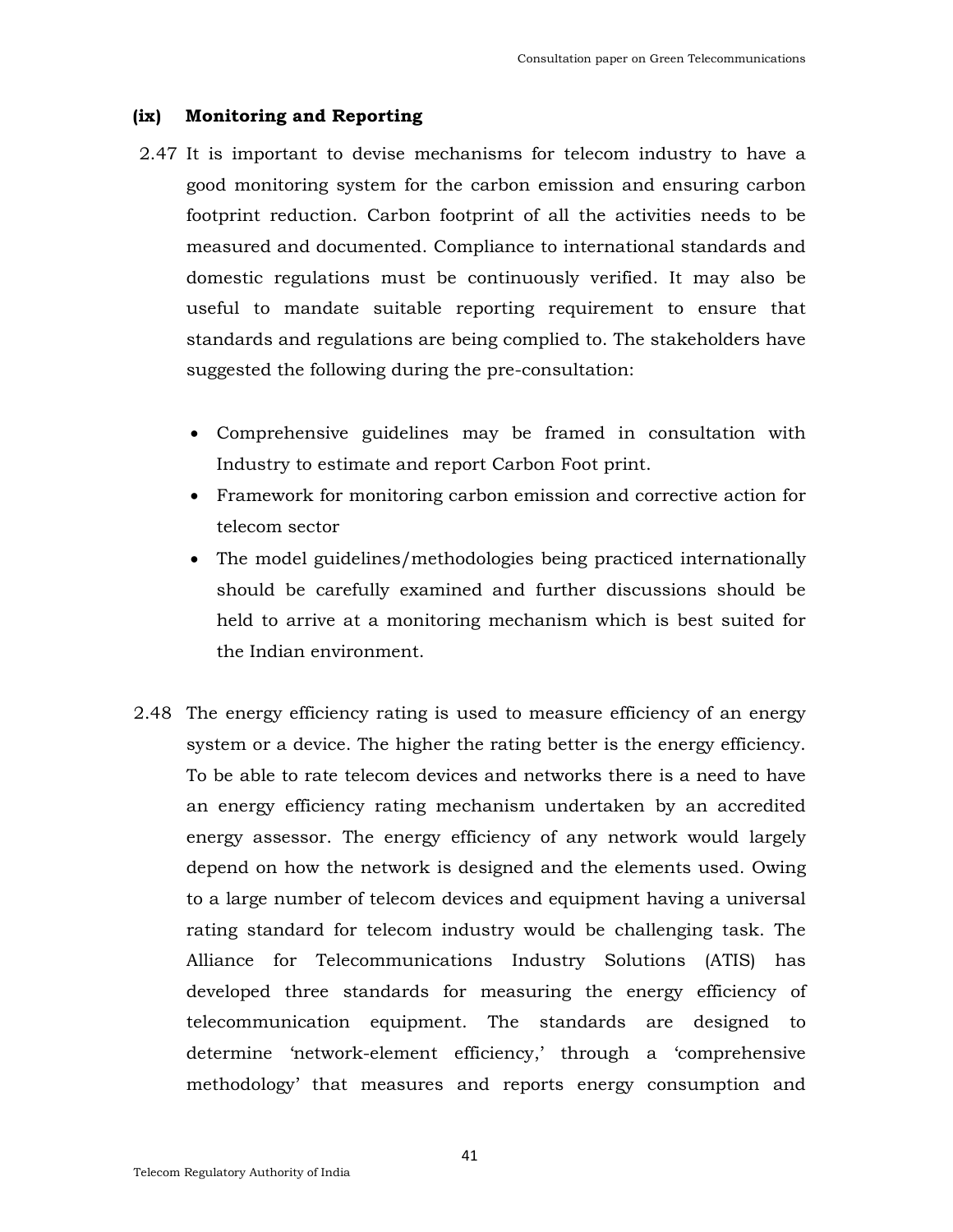### (ix) Monitoring and Reporting

2.47 It is important to devise mechanisms for telecom industry to have a good monitoring system for the carbon emission and ensuring carbon footprint reduction. Carbon footprint of all the activities needs to be measured and documented. Compliance to international standards and domestic regulations must be continuously verified. It may also be useful to mandate suitable reporting requirement to ensure that standards and regulations are being complied to. The stakeholders have suggested the following during the pre-consultation:

- Comprehensive guidelines may be framed in consultation with Industry to estimate and report Carbon Foot print.
- Framework for monitoring carbon emission and corrective action for telecom sector
- The model guidelines/methodologies being practiced internationally should be carefully examined and further discussions should be held to arrive at a monitoring mechanism which is best suited for the Indian environment.

2.48 The energy efficiency rating is used to measure efficiency of an energy system or a device. The higher the rating better is the energy efficiency. To be able to rate telecom devices and networks there is a need to have an energy efficiency rating mechanism undertaken by an accredited energy assessor. The energy efficiency of any network would largely depend on how the network is designed and the elements used. Owing to a large number of telecom devices and equipment having a universal rating standard for telecom industry would be challenging task. The Alliance for Telecommunications Industry Solutions (ATIS) has developed three standards for measuring the energy efficiency of telecommunication equipment. The standards are designed to determine 'network-element efficiency,' through a 'comprehensive methodology' that measures and reports energy consumption and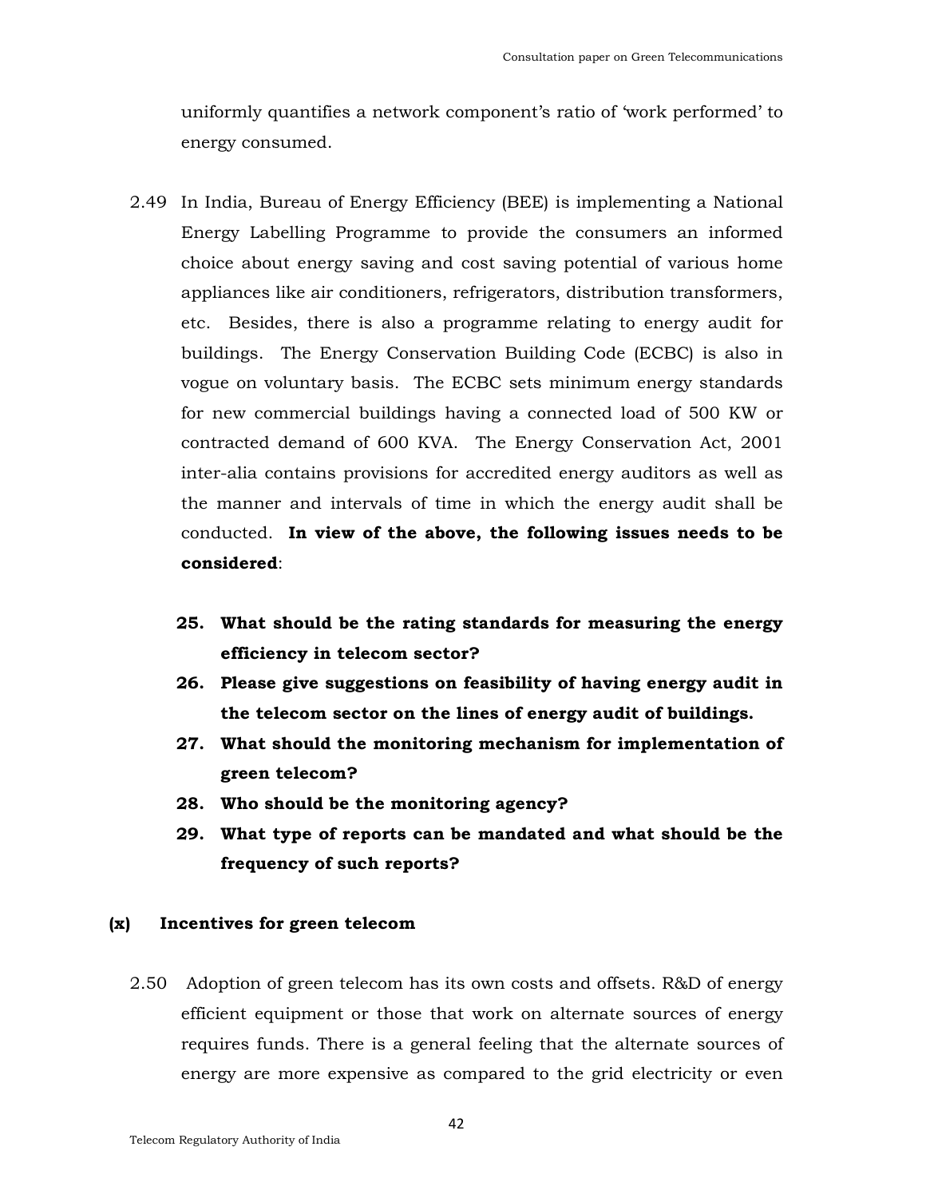uniformly quantifies a network component's ratio of 'work performed' to energy consumed.

2.49 In India, Bureau of Energy Efficiency (BEE) is implementing a National Energy Labelling Programme to provide the consumers an informed choice about energy saving and cost saving potential of various home appliances like air conditioners, refrigerators, distribution transformers, etc. Besides, there is also a programme relating to energy audit for buildings. The Energy Conservation Building Code (ECBC) is also in vogue on voluntary basis. The ECBC sets minimum energy standards for new commercial buildings having a connected load of 500 KW or contracted demand of 600 KVA. The Energy Conservation Act, 2001 inter-alia contains provisions for accredited energy auditors as well as the manner and intervals of time in which the energy audit shall be conducted. **In view of the above, the following issues needs to be considered**:

**25. What should be the rating standards for measuring the energy efficiency in telecom sector?**

**26. Please give suggestions on feasibility of having energy audit in the telecom sector on the lines of energy audit of buildings.**

**27. What should the monitoring mechanism for implementation of green telecom?**

**28. Who should be the monitoring agency?**

**29. What type of reports can be mandated and what should be the frequency of such reports?**

### (x) Incentives for green telecom

2.50 Adoption of green telecom has its own costs and offsets. R&D of energy efficient equipment or those that work on alternate sources of energy requires funds. There is a general feeling that the alternate sources of energy are more expensive as compared to the grid electricity or even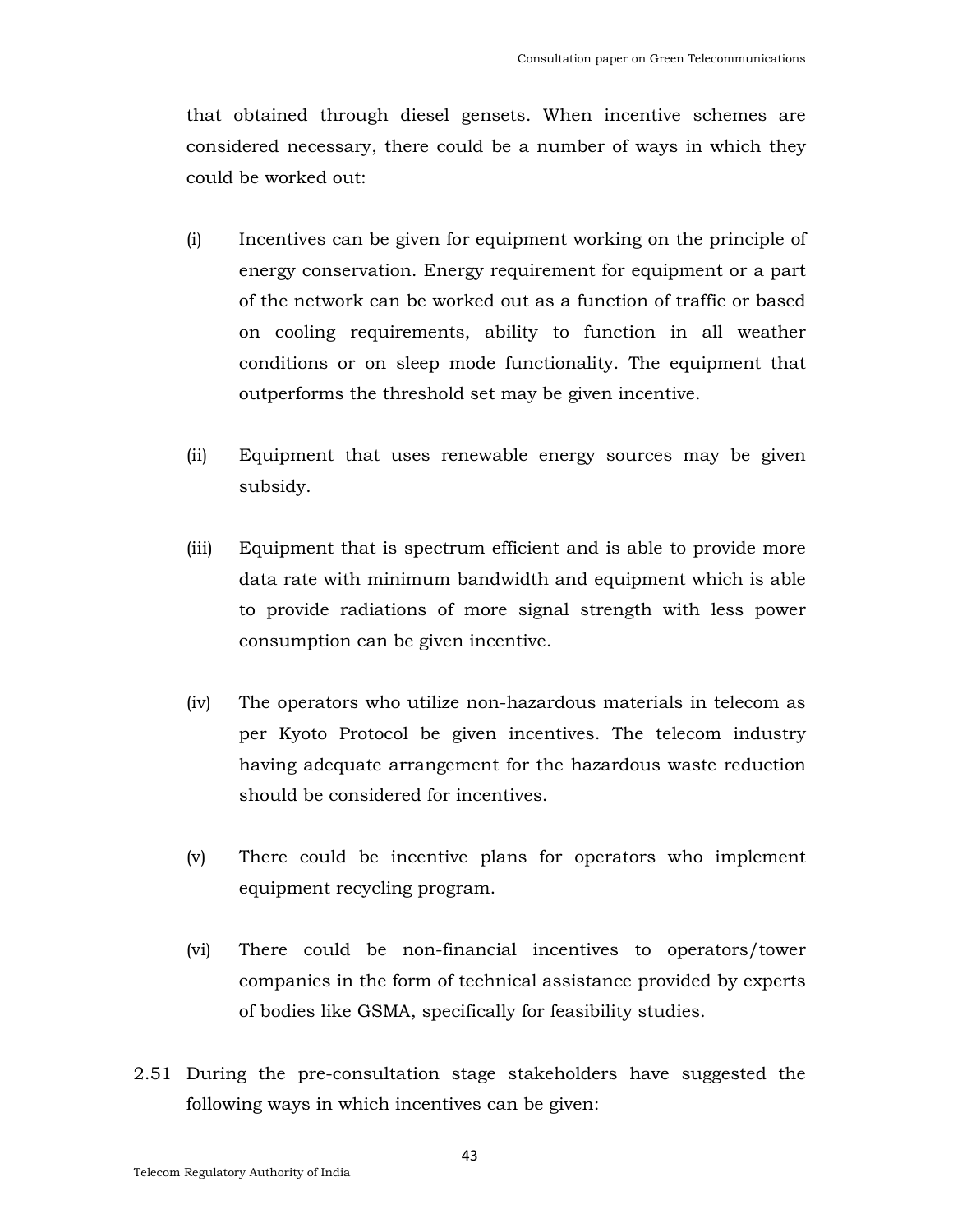that obtained through diesel gensets. When incentive schemes are considered necessary, there could be a number of ways in which they could be worked out:

(i) Incentives can be given for equipment working on the principle of energy conservation. Energy requirement for equipment or a part of the network can be worked out as a function of traffic or based on cooling requirements, ability to function in all weather conditions or on sleep mode functionality. The equipment that outperforms the threshold set may be given incentive.

(ii) Equipment that uses renewable energy sources may be given subsidy.

(iii) Equipment that is spectrum efficient and is able to provide more data rate with minimum bandwidth and equipment which is able to provide radiations of more signal strength with less power consumption can be given incentive.

(iv) The operators who utilize non-hazardous materials in telecom as per Kyoto Protocol be given incentives. The telecom industry having adequate arrangement for the hazardous waste reduction should be considered for incentives.

(v) There could be incentive plans for operators who implement equipment recycling program.

(vi) There could be non-financial incentives to operators/tower companies in the form of technical assistance provided by experts of bodies like GSMA, specifically for feasibility studies.

2.51 During the pre-consultation stage stakeholders have suggested the following ways in which incentives can be given: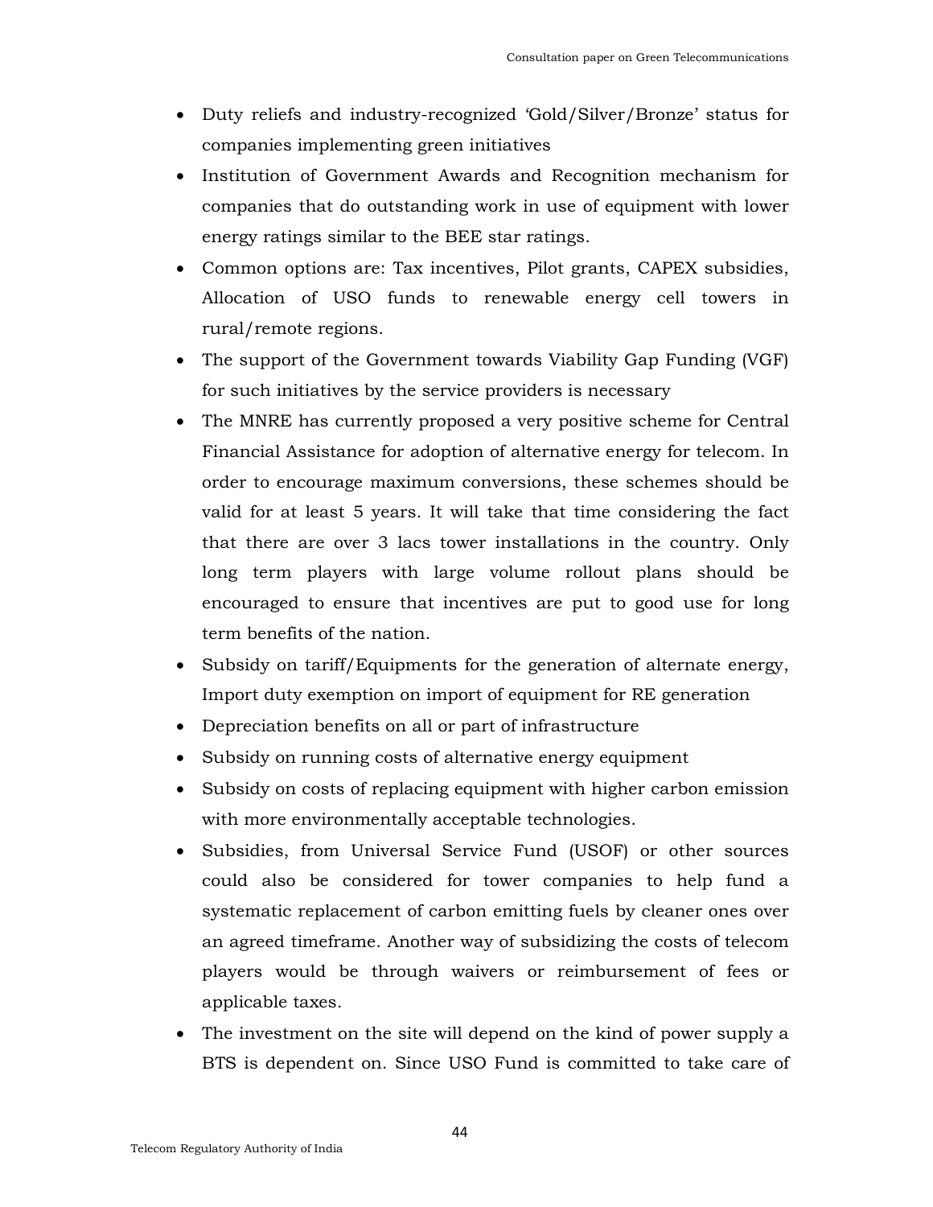- Duty reliefs and industry-recognized 'Gold/Silver/Bronze' status for companies implementing green initiatives
- Institution of Government Awards and Recognition mechanism for companies that do outstanding work in use of equipment with lower energy ratings similar to the BEE star ratings.
- Common options are: Tax incentives, Pilot grants, CAPEX subsidies, Allocation of USO funds to renewable energy cell towers in rural/remote regions.
- The support of the Government towards Viability Gap Funding (VGF) for such initiatives by the service providers is necessary
- The MNRE has currently proposed a very positive scheme for Central Financial Assistance for adoption of alternative energy for telecom. In order to encourage maximum conversions, these schemes should be valid for at least 5 years. It will take that time considering the fact that there are over 3 lacs tower installations in the country. Only long term players with large volume rollout plans should be encouraged to ensure that incentives are put to good use for long term benefits of the nation.
- Subsidy on tariff/Equipments for the generation of alternate energy, Import duty exemption on import of equipment for RE generation
- Depreciation benefits on all or part of infrastructure
- Subsidy on running costs of alternative energy equipment
- Subsidy on costs of replacing equipment with higher carbon emission with more environmentally acceptable technologies.
- Subsidies, from Universal Service Fund (USOF) or other sources could also be considered for tower companies to help fund a systematic replacement of carbon emitting fuels by cleaner ones over an agreed timeframe. Another way of subsidizing the costs of telecom players would be through waivers or reimbursement of fees or applicable taxes.
- The investment on the site will depend on the kind of power supply a BTS is dependent on. Since USO Fund is committed to take care of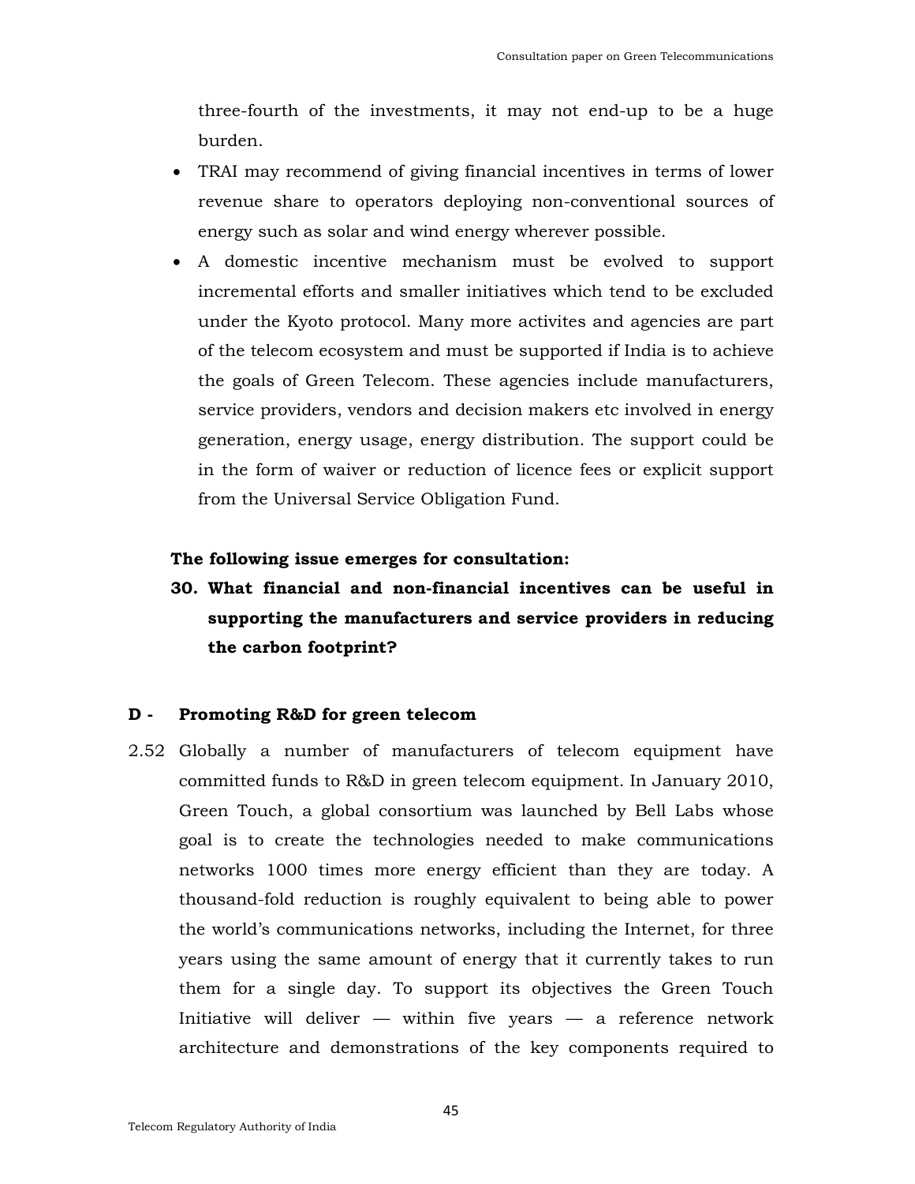three-fourth of the investments, it may not end-up to be a huge burden.

- TRAI may recommend of giving financial incentives in terms of lower revenue share to operators deploying non-conventional sources of energy such as solar and wind energy wherever possible.
- A domestic incentive mechanism must be evolved to support incremental efforts and smaller initiatives which tend to be excluded under the Kyoto protocol. Many more activites and agencies are part of the telecom ecosystem and must be supported if India is to achieve the goals of Green Telecom. These agencies include manufacturers, service providers, vendors and decision makers etc involved in energy generation, energy usage, energy distribution. The support could be in the form of waiver or reduction of licence fees or explicit support from the Universal Service Obligation Fund.

**The following issue emerges for consultation:**

**30. What financial and non-financial incentives can be useful in supporting the manufacturers and service providers in reducing the carbon footprint?**

## D - Promoting R&D for green telecom

2.52 Globally a number of manufacturers of telecom equipment have committed funds to R&D in green telecom equipment. In January 2010, Green Touch, a global consortium was launched by Bell Labs whose goal is to create the technologies needed to make communications networks 1000 times more energy efficient than they are today. A thousand-fold reduction is roughly equivalent to being able to power the world's communications networks, including the Internet, for three years using the same amount of energy that it currently takes to run them for a single day. To support its objectives the Green Touch Initiative will deliver — within five years — a reference network architecture and demonstrations of the key components required to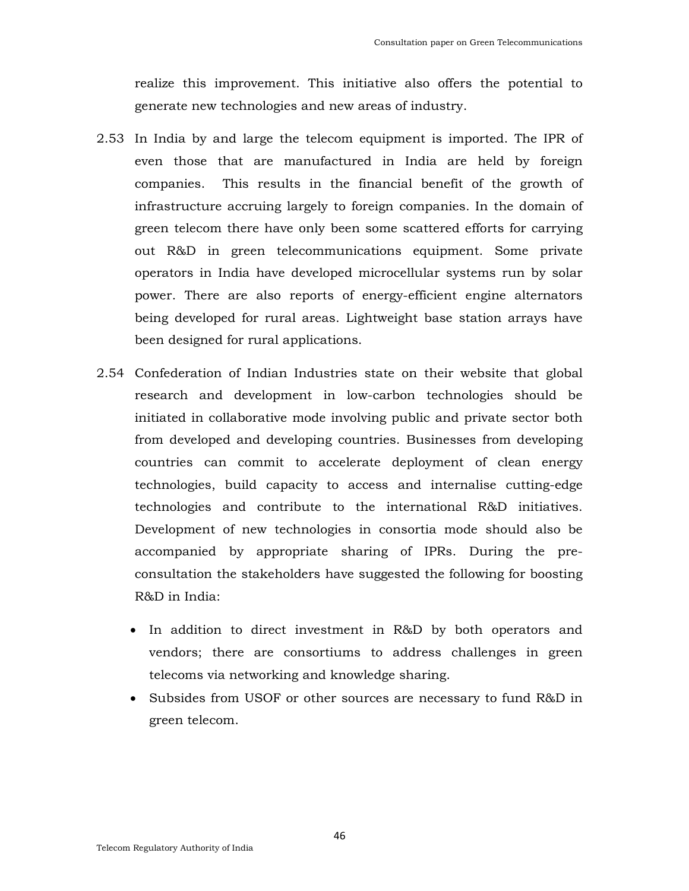realize this improvement. This initiative also offers the potential to generate new technologies and new areas of industry.

2.53 In India by and large the telecom equipment is imported. The IPR of even those that are manufactured in India are held by foreign companies. This results in the financial benefit of the growth of infrastructure accruing largely to foreign companies. In the domain of green telecom there have only been some scattered efforts for carrying out R&D in green telecommunications equipment. Some private operators in India have developed microcellular systems run by solar power. There are also reports of energy-efficient engine alternators being developed for rural areas. Lightweight base station arrays have been designed for rural applications.

2.54 Confederation of Indian Industries state on their website that global research and development in low-carbon technologies should be initiated in collaborative mode involving public and private sector both from developed and developing countries. Businesses from developing countries can commit to accelerate deployment of clean energy technologies, build capacity to access and internalise cutting-edge technologies and contribute to the international R&D initiatives. Development of new technologies in consortia mode should also be accompanied by appropriate sharing of IPRs. During the pre-consultation the stakeholders have suggested the following for boosting R&D in India:

- In addition to direct investment in R&D by both operators and vendors; there are consortiums to address challenges in green telecoms via networking and knowledge sharing.
- Subsides from USOF or other sources are necessary to fund R&D in green telecom.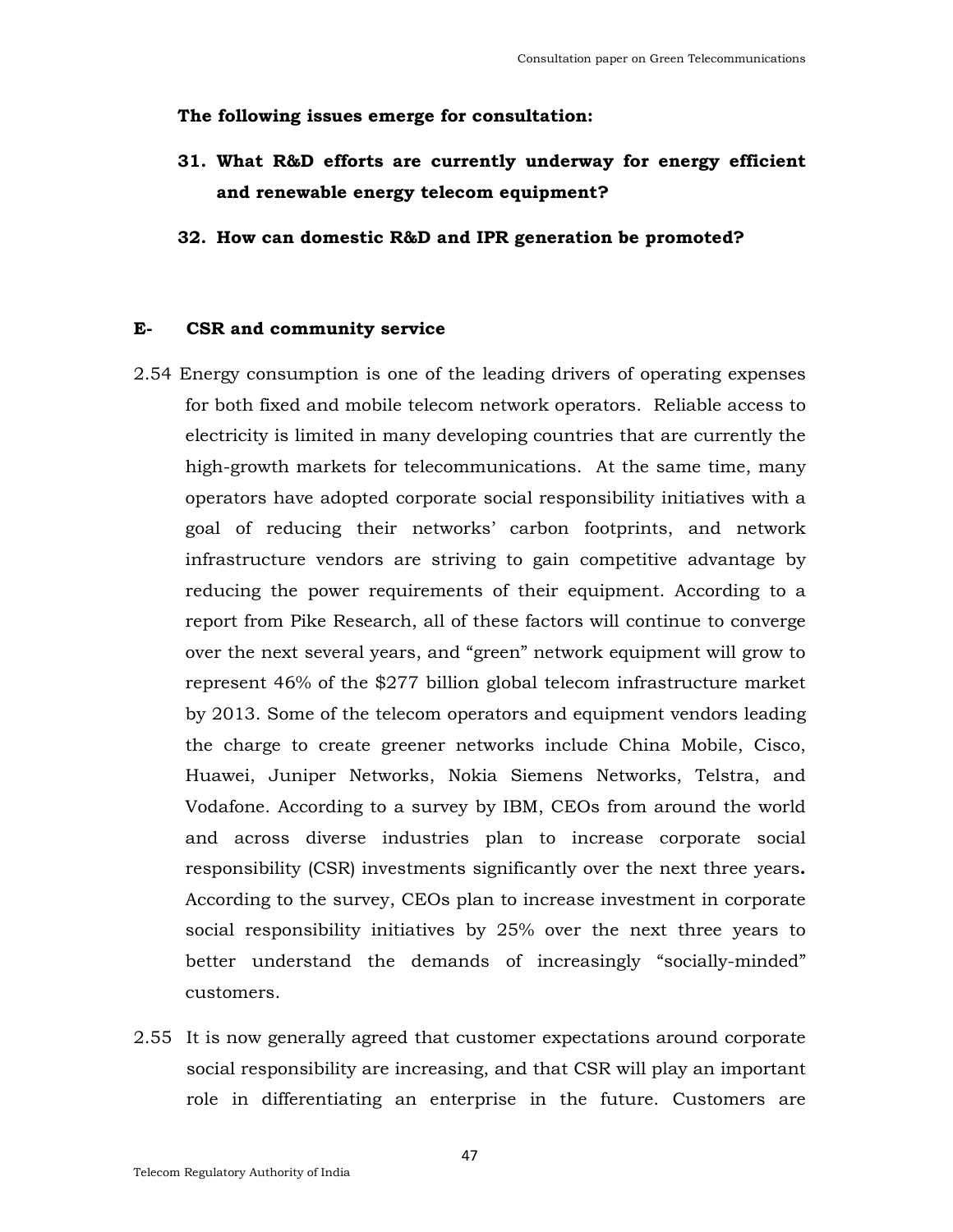**The following issues emerge for consultation:**

**31. What R&D efforts are currently underway for energy efficient and renewable energy telecom equipment?**

**32. How can domestic R&D and IPR generation be promoted?**

## E- CSR and community service

2.54 Energy consumption is one of the leading drivers of operating expenses for both fixed and mobile telecom network operators. Reliable access to electricity is limited in many developing countries that are currently the high-growth markets for telecommunications. At the same time, many operators have adopted corporate social responsibility initiatives with a goal of reducing their networks' carbon footprints, and network infrastructure vendors are striving to gain competitive advantage by reducing the power requirements of their equipment. According to a report from Pike Research, all of these factors will continue to converge over the next several years, and "green" network equipment will grow to represent 46% of the $277 billion global telecom infrastructure market by 2013. Some of the telecom operators and equipment vendors leading the charge to create greener networks include China Mobile, Cisco, Huawei, Juniper Networks, Nokia Siemens Networks, Telstra, and Vodafone. According to a survey by IBM, CEOs from around the world and across diverse industries plan to increase corporate social responsibility (CSR) investments significantly over the next three years**.** According to the survey, CEOs plan to increase investment in corporate social responsibility initiatives by 25% over the next three years to better understand the demands of increasingly "socially-minded" customers.

2.55 It is now generally agreed that customer expectations around corporate social responsibility are increasing, and that CSR will play an important role in differentiating an enterprise in the future. Customers are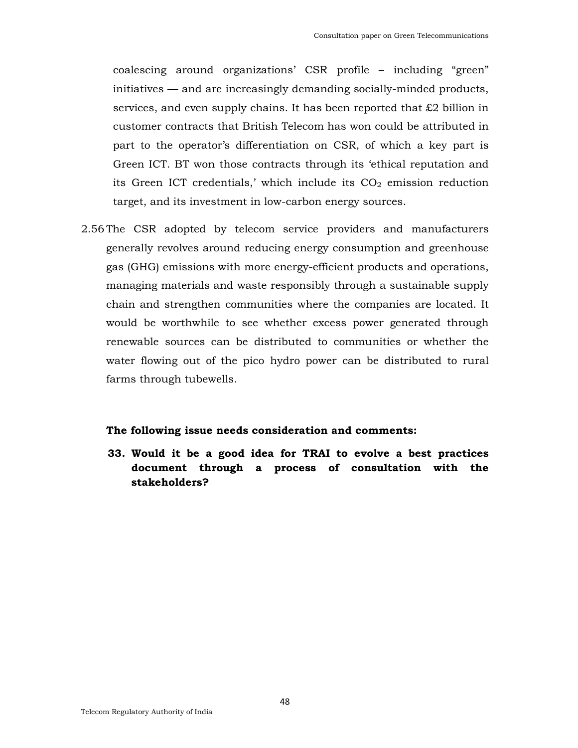coalescing around organizations' CSR profile – including "green" initiatives — and are increasingly demanding socially-minded products, services, and even supply chains. It has been reported that £2 billion in customer contracts that British Telecom has won could be attributed in part to the operator's differentiation on CSR, of which a key part is Green ICT. BT won those contracts through its 'ethical reputation and its Green ICT credentials,' which include its $CO_2$ emission reduction target, and its investment in low-carbon energy sources.

2.56 The CSR adopted by telecom service providers and manufacturers generally revolves around reducing energy consumption and greenhouse gas (GHG) emissions with more energy-efficient products and operations, managing materials and waste responsibly through a sustainable supply chain and strengthen communities where the companies are located. It would be worthwhile to see whether excess power generated through renewable sources can be distributed to communities or whether the water flowing out of the pico hydro power can be distributed to rural farms through tubewells.

**The following issue needs consideration and comments:**

**33. Would it be a good idea for TRAI to evolve a best practices document through a process of consultation with the stakeholders?**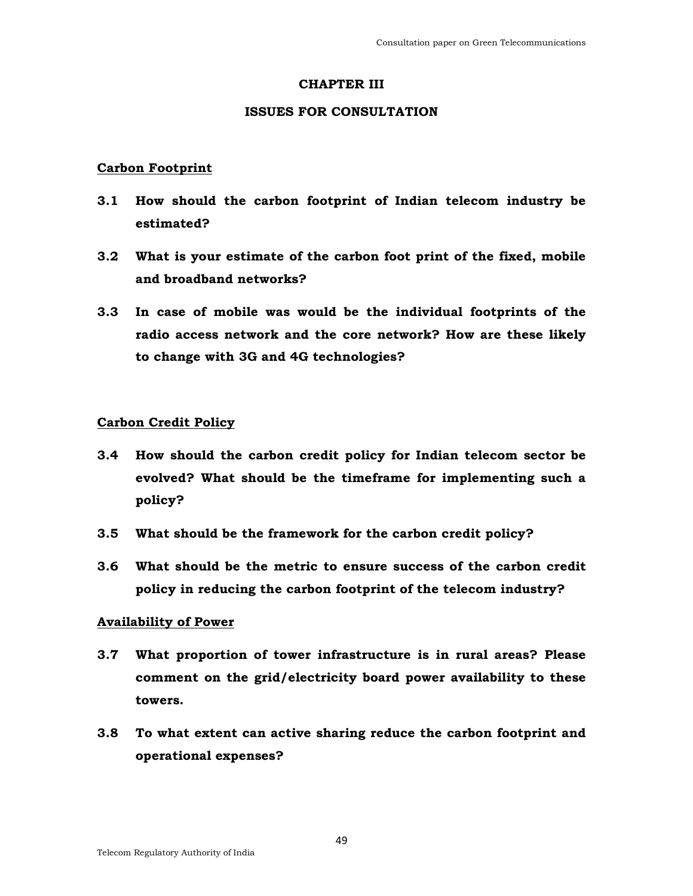# CHAPTER III

## ISSUES FOR CONSULTATION

### Carbon Footprint

**3.1 How should the carbon footprint of Indian telecom industry be estimated?**

**3.2 What is your estimate of the carbon foot print of the fixed, mobile and broadband networks?**

**3.3 In case of mobile was would be the individual footprints of the radio access network and the core network? How are these likely to change with 3G and 4G technologies?**

### Carbon Credit Policy

**3.4 How should the carbon credit policy for Indian telecom sector be evolved? What should be the timeframe for implementing such a policy?**

**3.5 What should be the framework for the carbon credit policy?**

**3.6 What should be the metric to ensure success of the carbon credit policy in reducing the carbon footprint of the telecom industry?**

### Availability of Power

**3.7 What proportion of tower infrastructure is in rural areas? Please comment on the grid/electricity board power availability to these towers.**

**3.8 To what extent can active sharing reduce the carbon footprint and operational expenses?**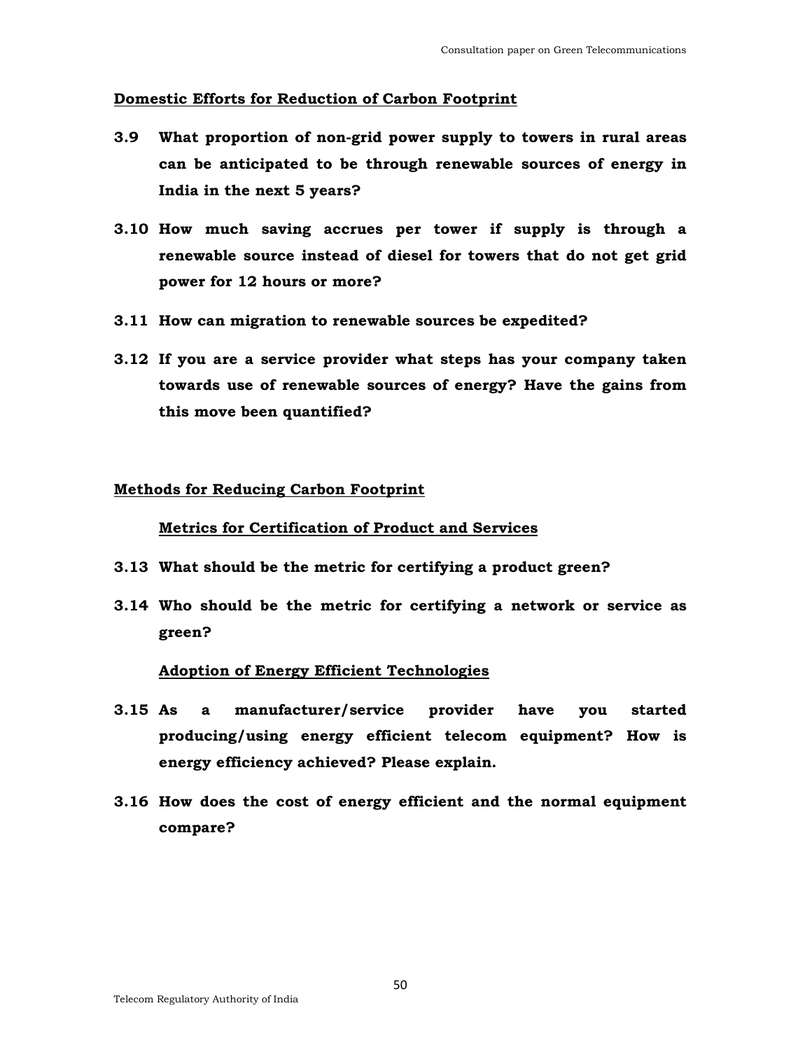## Domestic Efforts for Reduction of Carbon Footprint

**3.9 What proportion of non-grid power supply to towers in rural areas can be anticipated to be through renewable sources of energy in India in the next 5 years?**

**3.10 How much saving accrues per tower if supply is through a renewable source instead of diesel for towers that do not get grid power for 12 hours or more?**

**3.11 How can migration to renewable sources be expedited?**

**3.12 If you are a service provider what steps has your company taken towards use of renewable sources of energy? Have the gains from this move been quantified?**

## Methods for Reducing Carbon Footprint

### Metrics for Certification of Product and Services

**3.13 What should be the metric for certifying a product green?**

**3.14 Who should be the metric for certifying a network or service as green?**

### Adoption of Energy Efficient Technologies

**3.15 As a manufacturer/service provider have you started producing/using energy efficient telecom equipment? How is energy efficiency achieved? Please explain.**

**3.16 How does the cost of energy efficient and the normal equipment compare?**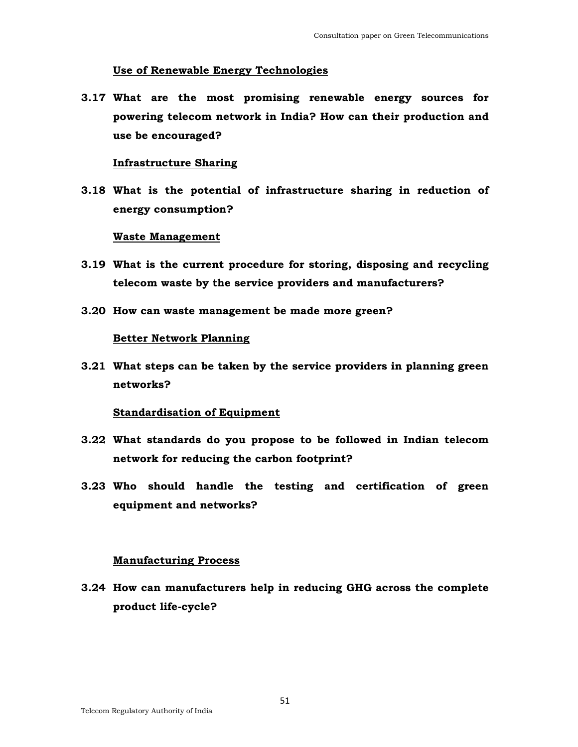**Use of Renewable Energy Technologies**

**3.17 What are the most promising renewable energy sources for powering telecom network in India? How can their production and use be encouraged?**

**Infrastructure Sharing**

**3.18 What is the potential of infrastructure sharing in reduction of energy consumption?**

**Waste Management**

**3.19 What is the current procedure for storing, disposing and recycling telecom waste by the service providers and manufacturers?**

**3.20 How can waste management be made more green?**

**Better Network Planning**

**3.21 What steps can be taken by the service providers in planning green networks?**

**Standardisation of Equipment**

**3.22 What standards do you propose to be followed in Indian telecom network for reducing the carbon footprint?**

**3.23 Who should handle the testing and certification of green equipment and networks?**

**Manufacturing Process**

**3.24 How can manufacturers help in reducing GHG across the complete product life-cycle?**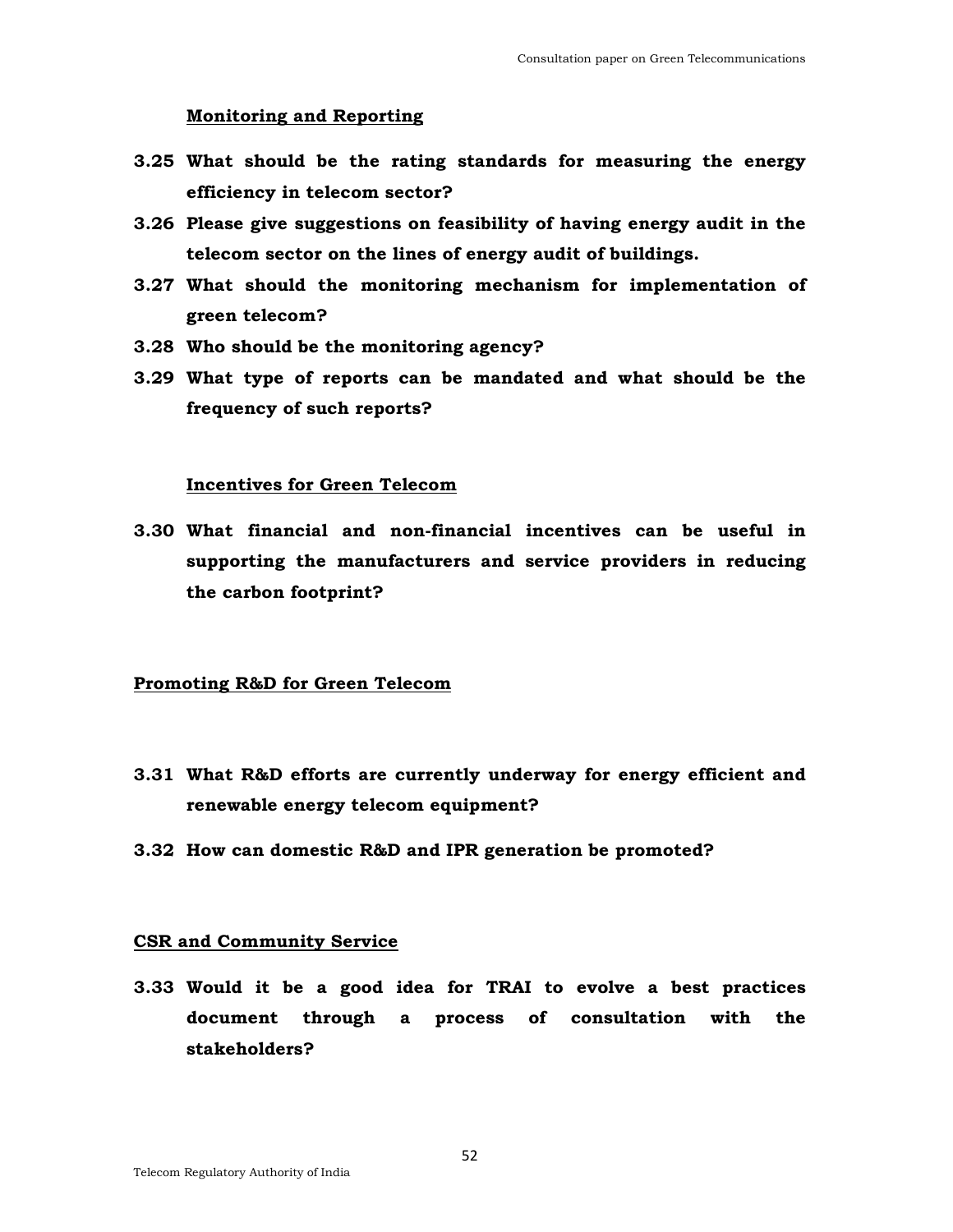**Monitoring and Reporting**

**3.25 What should be the rating standards for measuring the energy efficiency in telecom sector?**

**3.26 Please give suggestions on feasibility of having energy audit in the telecom sector on the lines of energy audit of buildings.**

**3.27 What should the monitoring mechanism for implementation of green telecom?**

**3.28 Who should be the monitoring agency?**

**3.29 What type of reports can be mandated and what should be the frequency of such reports?**

**Incentives for Green Telecom**

**3.30 What financial and non-financial incentives can be useful in supporting the manufacturers and service providers in reducing the carbon footprint?**

**Promoting R&D for Green Telecom**

**3.31 What R&D efforts are currently underway for energy efficient and renewable energy telecom equipment?**

**3.32 How can domestic R&D and IPR generation be promoted?**

**CSR and Community Service**

**3.33 Would it be a good idea for TRAI to evolve a best practices document through a process of consultation with the stakeholders?**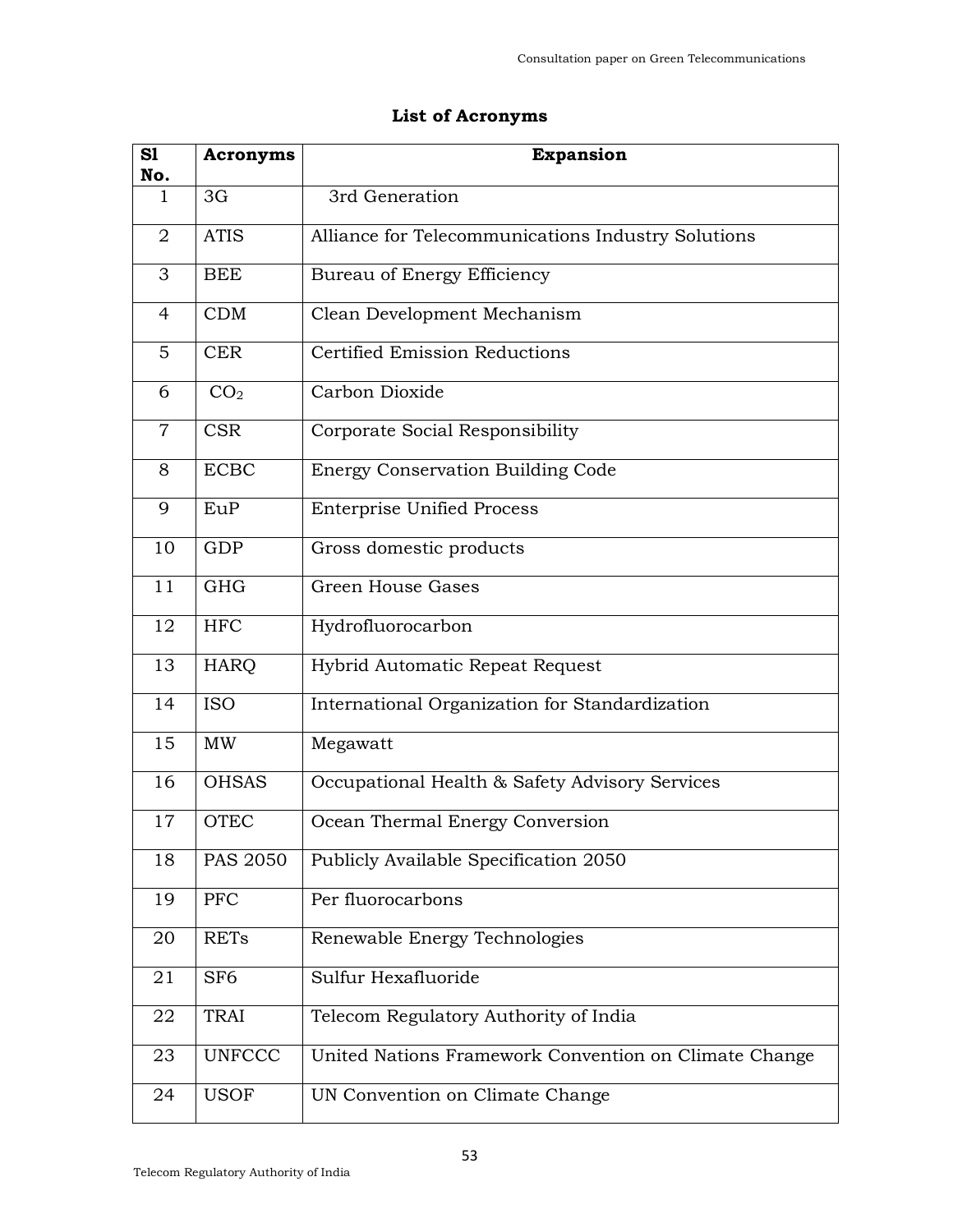## List of Acronyms

| Sl No. | Acronyms | Expansion |
|---|---|---|
| 1 | 3G | 3rd Generation |
| 2 | ATIS | Alliance for Telecommunications Industry Solutions |
| 3 | BEE | Bureau of Energy Efficiency |
| 4 | CDM | Clean Development Mechanism |
| 5 | CER | Certified Emission Reductions |
| 6 | $CO_2$ | Carbon Dioxide |
| 7 | CSR | Corporate Social Responsibility |
| 8 | ECBC | Energy Conservation Building Code |
| 9 | EuP | Enterprise Unified Process |
| 10 | GDP | Gross domestic products |
| 11 | GHG | Green House Gases |
| 12 | HFC | Hydrofluorocarbon |
| 13 | HARQ | Hybrid Automatic Repeat Request |
| 14 | ISO | International Organization for Standardization |
| 15 | MW | Megawatt |
| 16 | OHSAS | Occupational Health & Safety Advisory Services |
| 17 | OTEC | Ocean Thermal Energy Conversion |
| 18 | PAS 2050 | Publicly Available Specification 2050 |
| 19 | PFC | Per fluorocarbons |
| 20 | RETs | Renewable Energy Technologies |
| 21 | SF6 | Sulfur Hexafluoride |
| 22 | TRAI | Telecom Regulatory Authority of India |
| 23 | UNFCCC | United Nations Framework Convention on Climate Change |
| 24 | USOF | UN Convention on Climate Change |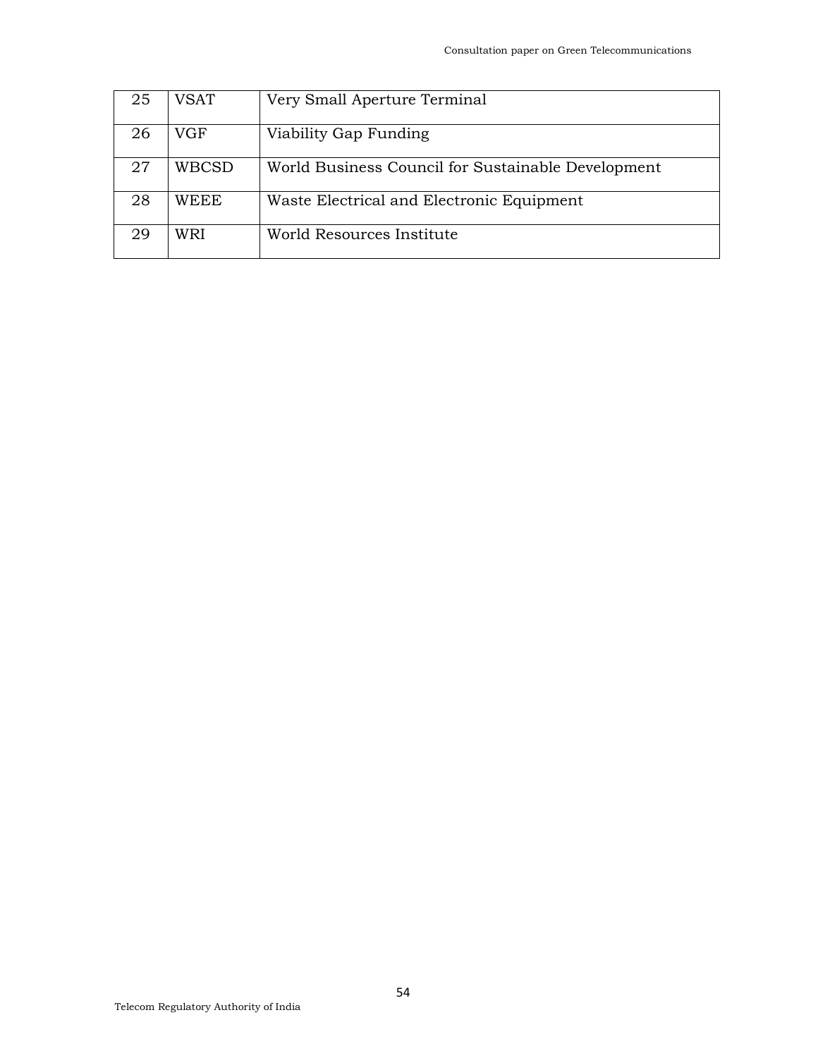| | | |
|---|---|---|
| 25 | VSAT | Very Small Aperture Terminal |
| 26 | VGF | Viability Gap Funding |
| 27 | WBCSD | World Business Council for Sustainable Development |
| 28 | WEEE | Waste Electrical and Electronic Equipment |
| 29 | WRI | World Resources Institute |